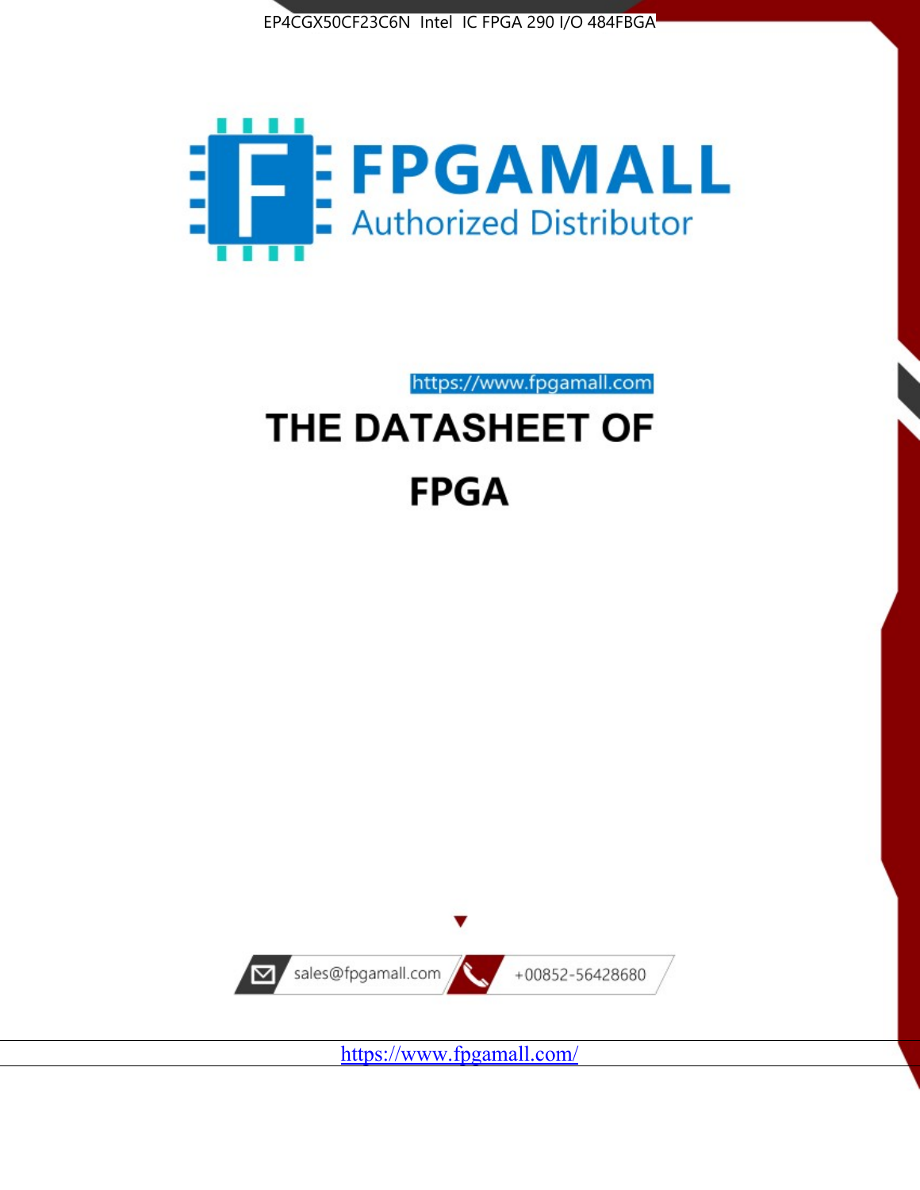EP4CGX50CF23C6N Intel IC FPGA 290 I/O 484FBGA

FPGAMALL

Authorized Distributor

https://www.fpgamall.com

# THE DATASHEET OF

# FPGA

sales@fpgamall.com

+00852-56428680

https://www.fpgamall.com/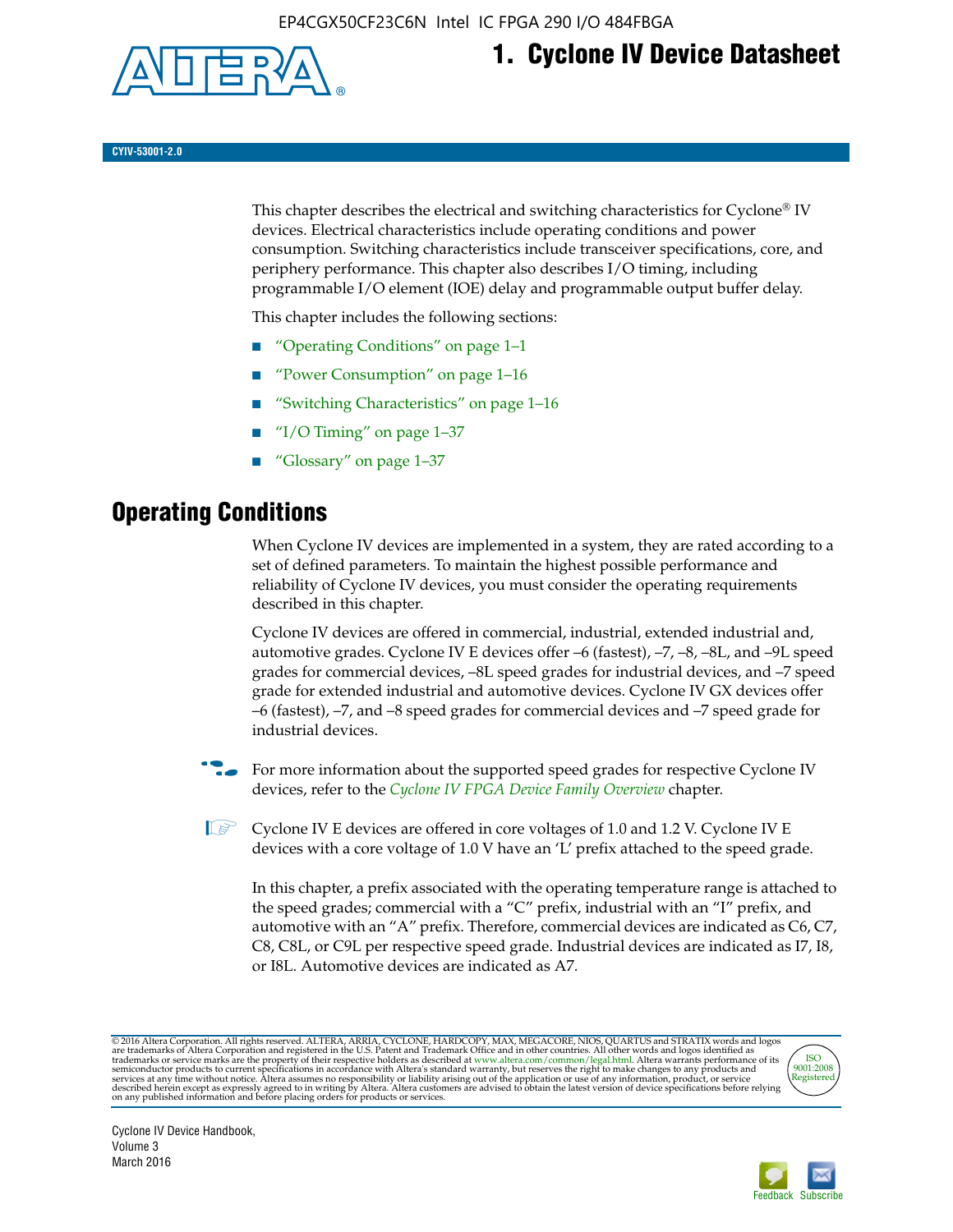# 1. Cyclone IV Device Datasheet

CYIV-53001-2.0

This chapter describes the electrical and switching characteristics for Cyclone® IV devices. Electrical characteristics include operating conditions and power consumption. Switching characteristics include transceiver specifications, core, and periphery performance. This chapter also describes I/O timing, including programmable I/O element (IOE) delay and programmable output buffer delay.

This chapter includes the following sections:

- "Operating Conditions" on page 1–1
- "Power Consumption" on page 1–16
- "Switching Characteristics" on page 1–16
- "I/O Timing" on page 1–37
- "Glossary" on page 1–37

## Operating Conditions

When Cyclone IV devices are implemented in a system, they are rated according to a set of defined parameters. To maintain the highest possible performance and reliability of Cyclone IV devices, you must consider the operating requirements described in this chapter.

Cyclone IV devices are offered in commercial, industrial, extended industrial and, automotive grades. Cyclone IV E devices offer –6 (fastest), –7, –8, –8L, and –9L speed grades for commercial devices, –8L speed grades for industrial devices, and –7 speed grade for extended industrial and automotive devices. Cyclone IV GX devices offer –6 (fastest), –7, and –8 speed grades for commercial devices and –7 speed grade for industrial devices.

For more information about the supported speed grades for respective Cyclone IV devices, refer to the *Cyclone IV FPGA Device Family Overview* chapter.

Cyclone IV E devices are offered in core voltages of 1.0 and 1.2 V. Cyclone IV E devices with a core voltage of 1.0 V have an 'L' prefix attached to the speed grade.

In this chapter, a prefix associated with the operating temperature range is attached to the speed grades; commercial with a "C" prefix, industrial with an "I" prefix, and automotive with an "A" prefix. Therefore, commercial devices are indicated as C6, C7, C8, C8L, or C9L per respective speed grade. Industrial devices are indicated as I7, I8, or I8L. Automotive devices are indicated as A7.

© 2016 Altera Corporation. All rights reserved. ALTERA, ARRIA, CYCLONE, HARDCOPY, MAX, MEGACORE, NIOS, QUARTUS and STRATIX words and logos are trademarks of Altera Corporation and registered in the U.S. Patent and Trademark Office and in other countries. All other words and logos identified as trademarks or service marks are the property of their respective holders as described at www.altera.com/common/legal.html. Altera warrants performance of its semiconductor products to current specifications in accordance with Altera's standard warranty, but reserves the right to make changes to any products and services at any time without notice. Altera assumes no responsibility or liability arising out of the application or use of any information, product, or service described herein except as expressly agreed to in writing by Altera. Altera customers are advised to obtain the latest version of device specifications before relying on any published information and before placing orders for products or services.

Cyclone IV Device Handbook, Volume 3
March 2016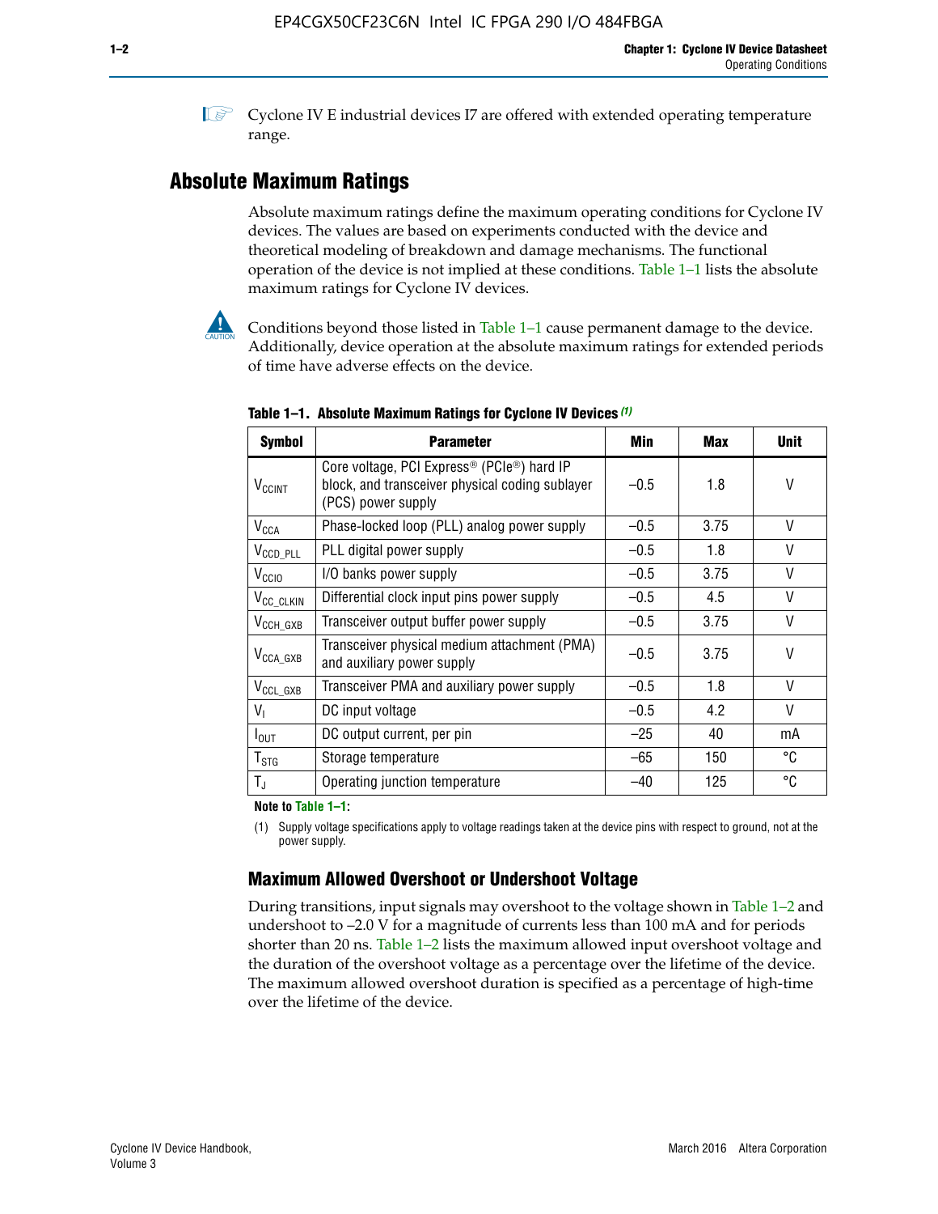Cyclone IV E industrial devices I7 are offered with extended operating temperature range.

## Absolute Maximum Ratings

Absolute maximum ratings define the maximum operating conditions for Cyclone IV devices. The values are based on experiments conducted with the device and theoretical modeling of breakdown and damage mechanisms. The functional operation of the device is not implied at these conditions. Table 1–1 lists the absolute maximum ratings for Cyclone IV devices.

Conditions beyond those listed in Table 1–1 cause permanent damage to the device. Additionally, device operation at the absolute maximum ratings for extended periods of time have adverse effects on the device.

**Table 1–1. Absolute Maximum Ratings for Cyclone IV Devices (1)**

| Symbol | Parameter | Min | Max | Unit |
|---|---|---|---|---|
| $V_{CCINT}$ | Core voltage, PCI Express® (PCIe®) hard IP block, and transceiver physical coding sublayer (PCS) power supply | –0.5 | 1.8 | V |
| $V_{CCA}$ | Phase-locked loop (PLL) analog power supply | –0.5 | 3.75 | V |
| $V_{CCD\_PLL}$ | PLL digital power supply | –0.5 | 1.8 | V |
| $V_{CCIO}$ | I/O banks power supply | –0.5 | 3.75 | V |
| $V_{CC\_CLKIN}$ | Differential clock input pins power supply | –0.5 | 4.5 | V |
| $V_{CCH\_GXB}$ | Transceiver output buffer power supply | –0.5 | 3.75 | V |
| $V_{CCA\_GXB}$ | Transceiver physical medium attachment (PMA) and auxiliary power supply | –0.5 | 3.75 | V |
| $V_{CCL\_GXB}$ | Transceiver PMA and auxiliary power supply | –0.5 | 1.8 | V |
| $V_I$ | DC input voltage | –0.5 | 4.2 | V |
| $I_{OUT}$ | DC output current, per pin | –25 | 40 | mA |
| $T_{STG}$ | Storage temperature | –65 | 150 | °C |
| $T_J$ | Operating junction temperature | –40 | 125 | °C |

**Note to Table 1–1:**

(1) Supply voltage specifications apply to voltage readings taken at the device pins with respect to ground, not at the power supply.

### Maximum Allowed Overshoot or Undershoot Voltage

During transitions, input signals may overshoot to the voltage shown in Table 1–2 and undershoot to –2.0 V for a magnitude of currents less than 100 mA and for periods shorter than 20 ns. Table 1–2 lists the maximum allowed input overshoot voltage and the duration of the overshoot voltage as a percentage over the lifetime of the device. The maximum allowed overshoot duration is specified as a percentage of high-time over the lifetime of the device.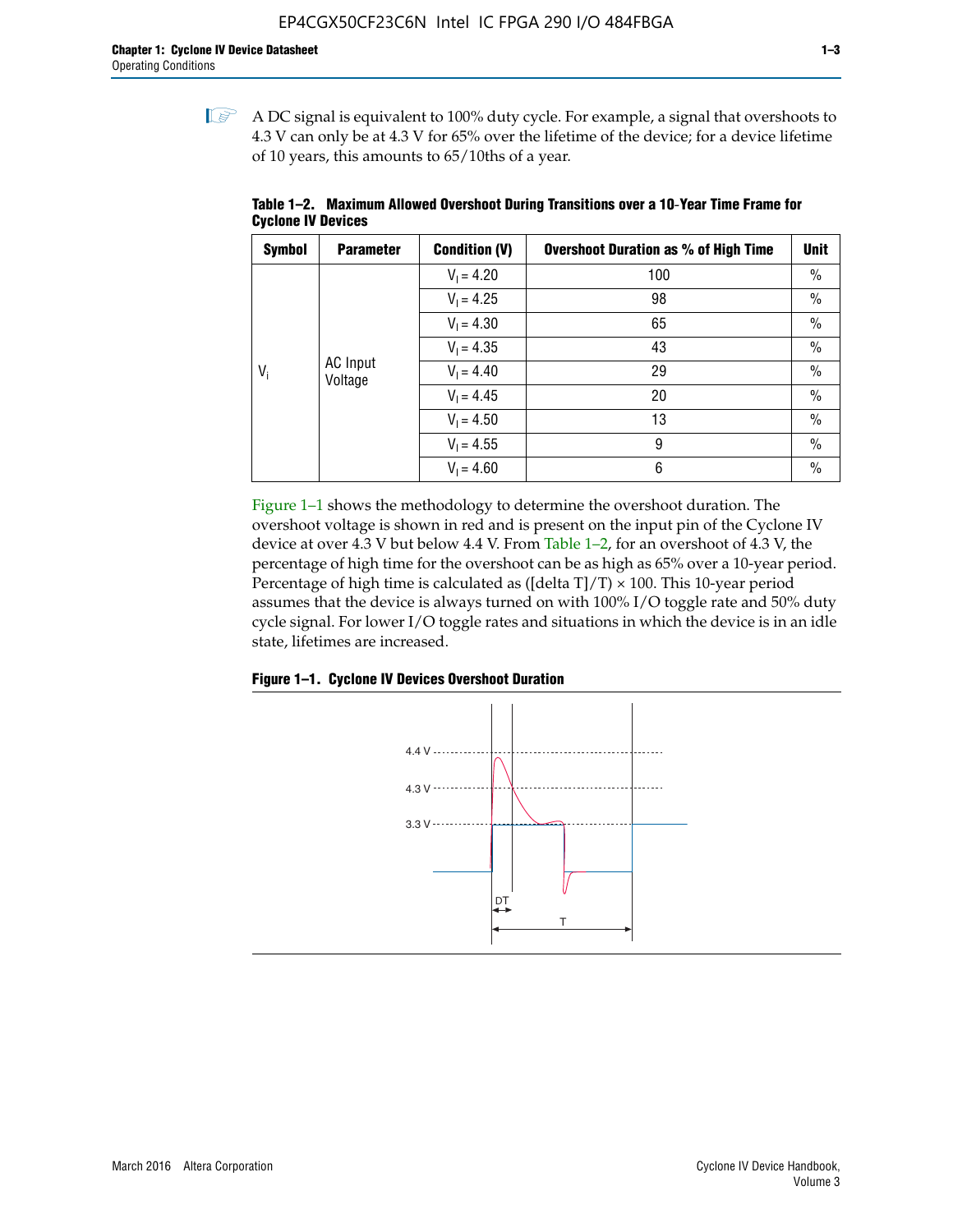A DC signal is equivalent to 100% duty cycle. For example, a signal that overshoots to 4.3 V can only be at 4.3 V for 65% over the lifetime of the device; for a device lifetime of 10 years, this amounts to 65/10ths of a year.

**Table 1–2. Maximum Allowed Overshoot During Transitions over a 10-Year Time Frame for Cyclone IV Devices**

| Symbol | Parameter | Condition (V) | Overshoot Duration as % of High Time | Unit |
|---|---|---|---|---|
| $V_i$ | AC Input Voltage | $V_I = 4.20$ | 100 | % |
| | | $V_I = 4.25$ | 98 | % |
| | | $V_I = 4.30$ | 65 | % |
| | | $V_I = 4.35$ | 43 | % |
| | | $V_I = 4.40$ | 29 | % |
| | | $V_I = 4.45$ | 20 | % |
| | | $V_I = 4.50$ | 13 | % |
| | | $V_I = 4.55$ | 9 | % |
| | | $V_I = 4.60$ | 6 | % |

Figure 1–1 shows the methodology to determine the overshoot duration. The overshoot voltage is shown in red and is present on the input pin of the Cyclone IV device at over 4.3 V but below 4.4 V. From Table 1–2, for an overshoot of 4.3 V, the percentage of high time for the overshoot can be as high as 65% over a 10-year period. Percentage of high time is calculated as ([delta T]/T) × 100. This 10-year period assumes that the device is always turned on with 100% I/O toggle rate and 50% duty cycle signal. For lower I/O toggle rates and situations in which the device is in an idle state, lifetimes are increased.

**Figure 1–1. Cyclone IV Devices Overshoot Duration**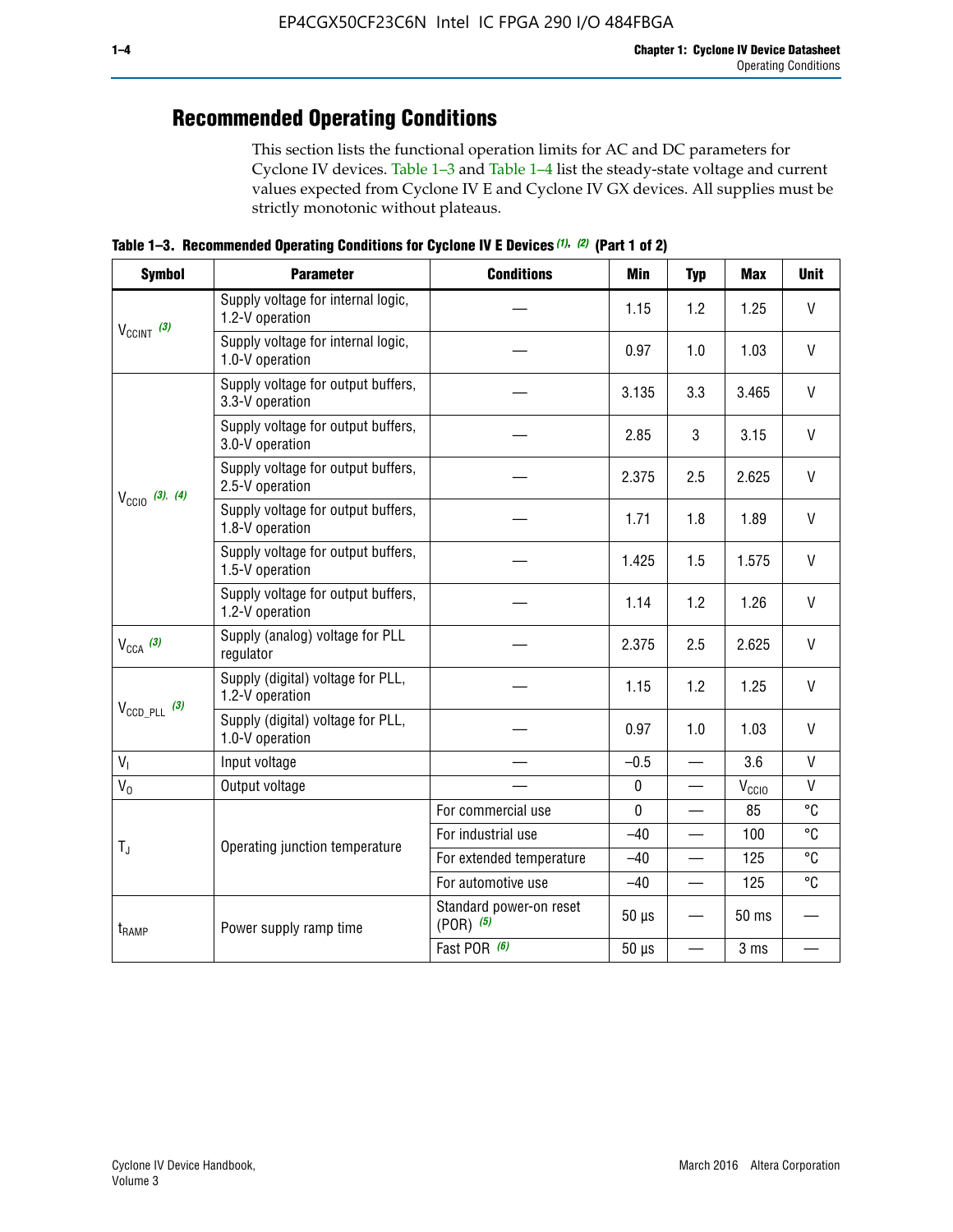## Recommended Operating Conditions

This section lists the functional operation limits for AC and DC parameters for Cyclone IV devices. Table 1–3 and Table 1–4 list the steady-state voltage and current values expected from Cyclone IV E and Cyclone IV GX devices. All supplies must be strictly monotonic without plateaus.

**Table 1–3. Recommended Operating Conditions for Cyclone IV E Devices (1), (2) (Part 1 of 2)**

| Symbol | Parameter | Conditions | Min | Typ | Max | Unit |
|---|---|---|---|---|---|---|
| $V_{CCINT}$ (3) | Supply voltage for internal logic, 1.2-V operation | — | 1.15 | 1.2 | 1.25 | V |
| | Supply voltage for internal logic, 1.0-V operation | — | 0.97 | 1.0 | 1.03 | V |
| $V_{CCIO}$ (3), (4) | Supply voltage for output buffers, 3.3-V operation | — | 3.135 | 3.3 | 3.465 | V |
| | Supply voltage for output buffers, 3.0-V operation | — | 2.85 | 3 | 3.15 | V |
| | Supply voltage for output buffers, 2.5-V operation | — | 2.375 | 2.5 | 2.625 | V |
| | Supply voltage for output buffers, 1.8-V operation | — | 1.71 | 1.8 | 1.89 | V |
| | Supply voltage for output buffers, 1.5-V operation | — | 1.425 | 1.5 | 1.575 | V |
| | Supply voltage for output buffers, 1.2-V operation | — | 1.14 | 1.2 | 1.26 | V |
| $V_{CCA}$ (3) | Supply (analog) voltage for PLL regulator | — | 2.375 | 2.5 | 2.625 | V |
| $V_{CCD\_PLL}$ (3) | Supply (digital) voltage for PLL, 1.2-V operation | — | 1.15 | 1.2 | 1.25 | V |
| | Supply (digital) voltage for PLL, 1.0-V operation | — | 0.97 | 1.0 | 1.03 | V |
| $V_I$ | Input voltage | — | –0.5 | — | 3.6 | V |
| $V_O$ | Output voltage | — | 0 | — | $V_{CCIO}$ | V |
| $T_J$ | Operating junction temperature | For commercial use | 0 | — | 85 | °C |
| | | For industrial use | –40 | — | 100 | °C |
| | | For extended temperature | –40 | — | 125 | °C |
| | | For automotive use | –40 | — | 125 | °C |
| $t_{RAMP}$ | Power supply ramp time | Standard power-on reset (POR) (5) | 50 µs | — | 50 ms | — |
| | | Fast POR (6) | 50 µs | — | 3 ms | — |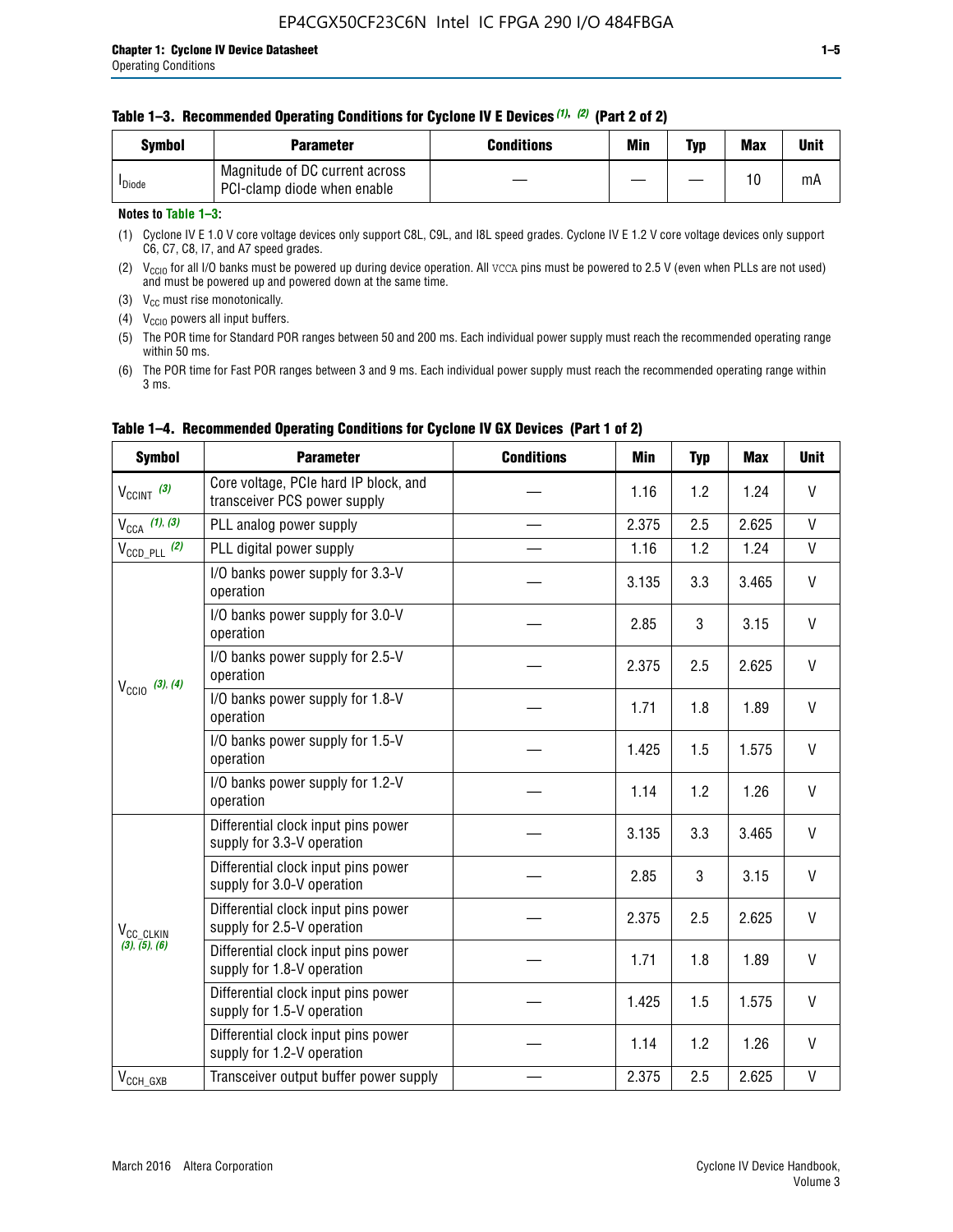**Table 1–3. Recommended Operating Conditions for Cyclone IV E Devices (1), (2) (Part 2 of 2)**

| Symbol | Parameter | Conditions | Min | Typ | Max | Unit |
|---|---|---|---|---|---|---|
| $I_{Diode}$ | Magnitude of DC current across PCI-clamp diode when enable | — | — | — | 10 | mA |

**Notes to Table 1–3:**

(1) Cyclone IV E 1.0 V core voltage devices only support C8L, C9L, and I8L speed grades. Cyclone IV E 1.2 V core voltage devices only support C6, C7, C8, I7, and A7 speed grades.

(2) $V_{CCIO}$ for all I/O banks must be powered up during device operation. All VCCA pins must be powered to 2.5 V (even when PLLs are not used) and must be powered up and powered down at the same time.

(3) $V_{CC}$ must rise monotonically.

(4) $V_{CCIO}$ powers all input buffers.

(5) The POR time for Standard POR ranges between 50 and 200 ms. Each individual power supply must reach the recommended operating range within 50 ms.

(6) The POR time for Fast POR ranges between 3 and 9 ms. Each individual power supply must reach the recommended operating range within 3 ms.

**Table 1–4. Recommended Operating Conditions for Cyclone IV GX Devices (Part 1 of 2)**

| Symbol | Parameter | Conditions | Min | Typ | Max | Unit |
|---|---|---|---|---|---|---|
| $V_{CCINT}$ (3) | Core voltage, PCIe hard IP block, and transceiver PCS power supply | — | 1.16 | 1.2 | 1.24 | V |
| $V_{CCA}$ (1), (3) | PLL analog power supply | — | 2.375 | 2.5 | 2.625 | V |
| $V_{CCD\_PLL}$ (2) | PLL digital power supply | — | 1.16 | 1.2 | 1.24 | V |
| $V_{CCIO}$ (3), (4) | I/O banks power supply for 3.3-V operation | — | 3.135 | 3.3 | 3.465 | V |
| | I/O banks power supply for 3.0-V operation | — | 2.85 | 3 | 3.15 | V |
| | I/O banks power supply for 2.5-V operation | — | 2.375 | 2.5 | 2.625 | V |
| | I/O banks power supply for 1.8-V operation | — | 1.71 | 1.8 | 1.89 | V |
| | I/O banks power supply for 1.5-V operation | — | 1.425 | 1.5 | 1.575 | V |
| | I/O banks power supply for 1.2-V operation | — | 1.14 | 1.2 | 1.26 | V |
| $V_{CC\_CLKIN}$ (3), (5), (6) | Differential clock input pins power supply for 3.3-V operation | — | 3.135 | 3.3 | 3.465 | V |
| | Differential clock input pins power supply for 3.0-V operation | — | 2.85 | 3 | 3.15 | V |
| | Differential clock input pins power supply for 2.5-V operation | — | 2.375 | 2.5 | 2.625 | V |
| | Differential clock input pins power supply for 1.8-V operation | — | 1.71 | 1.8 | 1.89 | V |
| | Differential clock input pins power supply for 1.5-V operation | — | 1.425 | 1.5 | 1.575 | V |
| | Differential clock input pins power supply for 1.2-V operation | — | 1.14 | 1.2 | 1.26 | V |
| $V_{CCH\_GXB}$ | Transceiver output buffer power supply | — | 2.375 | 2.5 | 2.625 | V |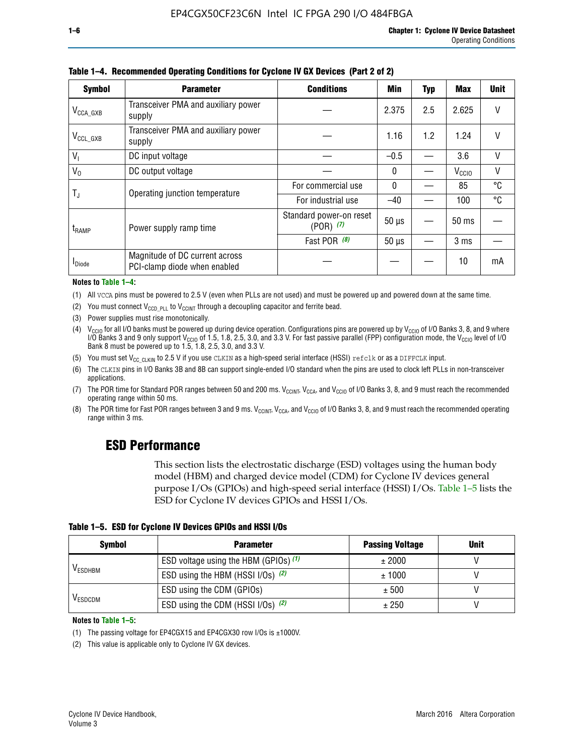**Table 1–4. Recommended Operating Conditions for Cyclone IV GX Devices (Part 2 of 2)**

| Symbol | Parameter | Conditions | Min | Typ | Max | Unit |
|---|---|---|---|---|---|---|
| $V_{CCA\_GXB}$ | Transceiver PMA and auxiliary power supply | — | 2.375 | 2.5 | 2.625 | V |
| $V_{CCL\_GXB}$ | Transceiver PMA and auxiliary power supply | — | 1.16 | 1.2 | 1.24 | V |
| $V_I$ | DC input voltage | — | –0.5 | — | 3.6 | V |
| $V_O$ | DC output voltage | — | 0 | — | $V_{CCIO}$ | V |
| $T_J$ | Operating junction temperature | For commercial use | 0 | — | 85 | °C |
| | | For industrial use | –40 | — | 100 | °C |
| $t_{RAMP}$ | Power supply ramp time | Standard power-on reset (POR) *(7)* | 50 µs | — | 50 ms | — |
| | | Fast POR *(8)* | 50 µs | — | 3 ms | — |
| $I_{Diode}$ | Magnitude of DC current across PCI-clamp diode when enabled | — | — | — | 10 | mA |

**Notes to Table 1–4:**

(1) All VCCA pins must be powered to 2.5 V (even when PLLs are not used) and must be powered up and powered down at the same time.

(2) You must connect $V_{CCD\_PLL}$ to $V_{CCINT}$ through a decoupling capacitor and ferrite bead.

(3) Power supplies must rise monotonically.

(4) $V_{CCIO}$ for all I/O banks must be powered up during device operation. Configurations pins are powered up by $V_{CCIO}$ of I/O Banks 3, 8, and 9 where I/O Banks 3 and 9 only support $V_{CCIO}$ of 1.5, 1.8, 2.5, 3.0, and 3.3 V. For fast passive parallel (FPP) configuration mode, the $V_{CCIO}$ level of I/O Bank 8 must be powered up to 1.5, 1.8, 2.5, 3.0, and 3.3 V.

(5) You must set $V_{CC\_CLKIN}$ to 2.5 V if you use CLKIN as a high-speed serial interface (HSSI) refclk or as a DIFFCLK input.

(6) The CLKIN pins in I/O Banks 3B and 8B can support single-ended I/O standard when the pins are used to clock left PLLs in non-transceiver applications.

(7) The POR time for Standard POR ranges between 50 and 200 ms. $V_{CCINT}$, $V_{CCA}$, and $V_{CCIO}$ of I/O Banks 3, 8, and 9 must reach the recommended operating range within 50 ms.

(8) The POR time for Fast POR ranges between 3 and 9 ms. $V_{CCINT}$, $V_{CCA}$, and $V_{CCIO}$ of I/O Banks 3, 8, and 9 must reach the recommended operating range within 3 ms.

## ESD Performance

This section lists the electrostatic discharge (ESD) voltages using the human body model (HBM) and charged device model (CDM) for Cyclone IV devices general purpose I/Os (GPIOs) and high-speed serial interface (HSSI) I/Os. Table 1–5 lists the ESD for Cyclone IV devices GPIOs and HSSI I/Os.

**Table 1–5. ESD for Cyclone IV Devices GPIOs and HSSI I/Os**

| Symbol | Parameter | Passing Voltage | Unit |
|---|---|---|---|
| $V_{ESDHBM}$ | ESD voltage using the HBM (GPIOs) *(1)* | ± 2000 | V |
| | ESD using the HBM (HSSI I/Os) *(2)* | ± 1000 | V |
| $V_{ESDCDM}$ | ESD using the CDM (GPIOs) | ± 500 | V |
| | ESD using the CDM (HSSI I/Os) *(2)* | ± 250 | V |

**Notes to Table 1–5:**

(1) The passing voltage for EP4CGX15 and EP4CGX30 row I/Os is ±1000V.

(2) This value is applicable only to Cyclone IV GX devices.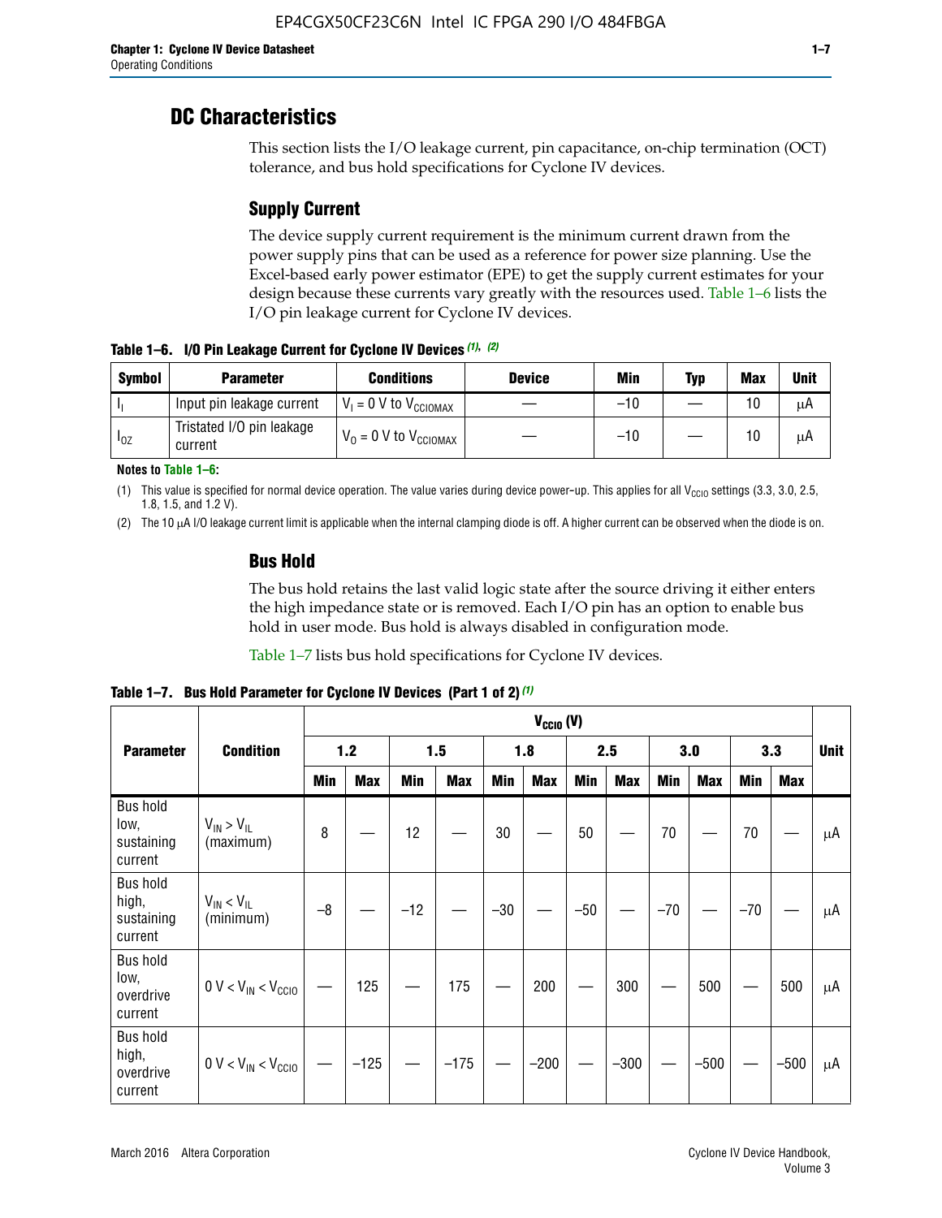## DC Characteristics

This section lists the I/O leakage current, pin capacitance, on-chip termination (OCT) tolerance, and bus hold specifications for Cyclone IV devices.

### Supply Current

The device supply current requirement is the minimum current drawn from the power supply pins that can be used as a reference for power size planning. Use the Excel-based early power estimator (EPE) to get the supply current estimates for your design because these currents vary greatly with the resources used. Table 1–6 lists the I/O pin leakage current for Cyclone IV devices.

**Table 1–6. I/O Pin Leakage Current for Cyclone IV Devices** *(1)*, *(2)*

| Symbol | Parameter | Conditions | Device | Min | Typ | Max | Unit |
|---|---|---|---|---|---|---|---|
| $I_I$ | Input pin leakage current | $V_I = 0$ V to $V_{CCIOMAX}$ | — | –10 | — | 10 | μA |
| $I_{OZ}$ | Tristated I/O pin leakage current | $V_O = 0$ V to $V_{CCIOMAX}$ | — | –10 | — | 10 | μA |

**Notes to Table 1–6:**

(1) This value is specified for normal device operation. The value varies during device power-up. This applies for all $V_{CCIO}$ settings (3.3, 3.0, 2.5, 1.8, 1.5, and 1.2 V).

(2) The 10 μA I/O leakage current limit is applicable when the internal clamping diode is off. A higher current can be observed when the diode is on.

### Bus Hold

The bus hold retains the last valid logic state after the source driving it either enters the high impedance state or is removed. Each I/O pin has an option to enable bus hold in user mode. Bus hold is always disabled in configuration mode.

Table 1–7 lists bus hold specifications for Cyclone IV devices.

**Table 1–7. Bus Hold Parameter for Cyclone IV Devices (Part 1 of 2)** *(1)*

| Parameter | Condition | $V_{CCIO}$ (V) | | | | | | | | | | | | Unit |
|---|---|---|---|---|---|---|---|---|---|---|---|---|---|---|
| | | 1.2 | | 1.5 | | 1.8 | | 2.5 | | 3.0 | | 3.3 | | |
| | | Min | Max | Min | Max | Min | Max | Min | Max | Min | Max | Min | Max | |
| Bus hold low, sustaining current | $V_{IN} > V_{IL}$ (maximum) | 8 | — | 12 | — | 30 | — | 50 | — | 70 | — | 70 | — | μA |
| Bus hold high, sustaining current | $V_{IN} < V_{IL}$ (minimum) | –8 | — | –12 | — | –30 | — | –50 | — | –70 | — | –70 | — | μA |
| Bus hold low, overdrive current | $0\text{ V} < V_{IN} < V_{CCIO}$ | — | 125 | — | 175 | — | 200 | — | 300 | — | 500 | — | 500 | μA |
| Bus hold high, overdrive current | $0\text{ V} < V_{IN} < V_{CCIO}$ | — | –125 | — | –175 | — | –200 | — | –300 | — | –500 | — | –500 | μA |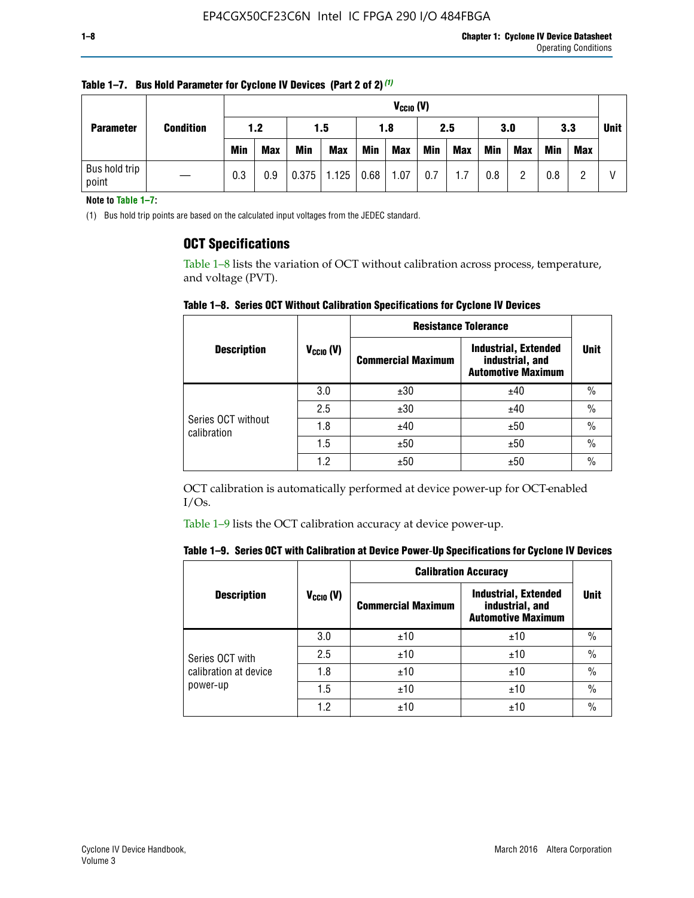**Table 1–7. Bus Hold Parameter for Cyclone IV Devices (Part 2 of 2)** [(1)]

| Parameter | Condition | $V_{CCIO}$ (V) | | | | | | | | | | | | Unit |
|---|---|---|---|---|---|---|---|---|---|---|---|---|---|---|
| | | 1.2 | | 1.5 | | 1.8 | | 2.5 | | 3.0 | | 3.3 | | |
| | | Min | Max | Min | Max | Min | Max | Min | Max | Min | Max | Min | Max | |
| Bus hold trip point | — | 0.3 | 0.9 | 0.375 | 1.125 | 0.68 | 1.07 | 0.7 | 1.7 | 0.8 | 2 | 0.8 | 2 | V |

**Note to Table 1–7:**

(1) Bus hold trip points are based on the calculated input voltages from the JEDEC standard.

## OCT Specifications

Table 1–8 lists the variation of OCT without calibration across process, temperature, and voltage (PVT).

**Table 1–8. Series OCT Without Calibration Specifications for Cyclone IV Devices**

| Description | $V_{CCIO}$ (V) | Resistance Tolerance | | Unit |
|---|---|---|---|---|
| | | Commercial Maximum | Industrial, Extended industrial, and Automotive Maximum | |
| Series OCT without calibration | 3.0 | ±30 | ±40 | % |
| | 2.5 | ±30 | ±40 | % |
| | 1.8 | ±40 | ±50 | % |
| | 1.5 | ±50 | ±50 | % |
| | 1.2 | ±50 | ±50 | % |

OCT calibration is automatically performed at device power-up for OCT-enabled I/Os.

Table 1–9 lists the OCT calibration accuracy at device power-up.

**Table 1–9. Series OCT with Calibration at Device Power-Up Specifications for Cyclone IV Devices**

| Description | $V_{CCIO}$ (V) | Calibration Accuracy | | Unit |
|---|---|---|---|---|
| | | Commercial Maximum | Industrial, Extended industrial, and Automotive Maximum | |
| Series OCT with calibration at device power-up | 3.0 | ±10 | ±10 | % |
| | 2.5 | ±10 | ±10 | % |
| | 1.8 | ±10 | ±10 | % |
| | 1.5 | ±10 | ±10 | % |
| | 1.2 | ±10 | ±10 | % |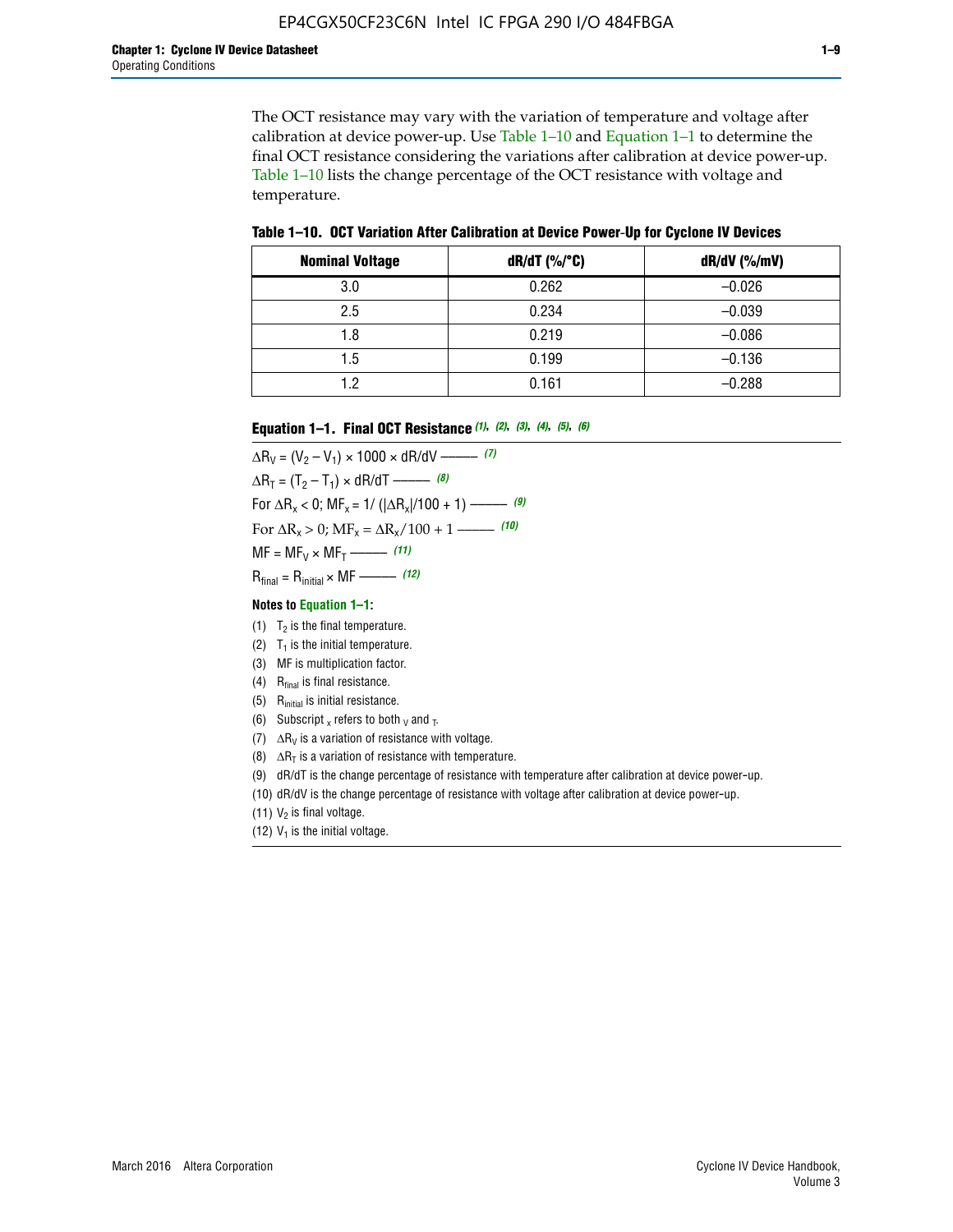The OCT resistance may vary with the variation of temperature and voltage after calibration at device power-up. Use Table 1–10 and Equation 1–1 to determine the final OCT resistance considering the variations after calibration at device power-up. Table 1–10 lists the change percentage of the OCT resistance with voltage and temperature.

**Table 1–10. OCT Variation After Calibration at Device Power-Up for Cyclone IV Devices**

| Nominal Voltage | dR/dT (%/°C) | dR/dV (%/mV) |
|---|---|---|
| 3.0 | 0.262 | –0.026 |
| 2.5 | 0.234 | –0.039 |
| 1.8 | 0.219 | –0.086 |
| 1.5 | 0.199 | –0.136 |
| 1.2 | 0.161 | –0.288 |

**Equation 1–1. Final OCT Resistance** *(1), (2), (3), (4), (5), (6)*

$$\Delta R_V = (V_2 - V_1) \times 1000 \times dR/dV \text{ ——— } (7)$$

$$\Delta R_T = (T_2 - T_1) \times dR/dT \text{ ——— } (8)$$

$$\text{For } \Delta R_x < 0;\ MF_x = 1/(|\Delta R_x|/100 + 1) \text{ ——— } (9)$$

$$\text{For } \Delta R_x > 0;\ MF_x = \Delta R_x/100 + 1 \text{ ——— } (10)$$

$$MF = MF_V \times MF_T \text{ ——— } (11)$$

$$R_{final} = R_{initial} \times MF \text{ ——— } (12)$$

**Notes to Equation 1–1:**

(1) $T_2$ is the final temperature.

(2) $T_1$ is the initial temperature.

(3) MF is multiplication factor.

(4) $R_{final}$ is final resistance.

(5) $R_{initial}$ is initial resistance.

(6) Subscript $_x$ refers to both $_V$ and $_T$.

(7) $\Delta R_V$ is a variation of resistance with voltage.

(8) $\Delta R_T$ is a variation of resistance with temperature.

(9) dR/dT is the change percentage of resistance with temperature after calibration at device power-up.

(10) dR/dV is the change percentage of resistance with voltage after calibration at device power-up.

(11) $V_2$ is final voltage.

(12) $V_1$ is the initial voltage.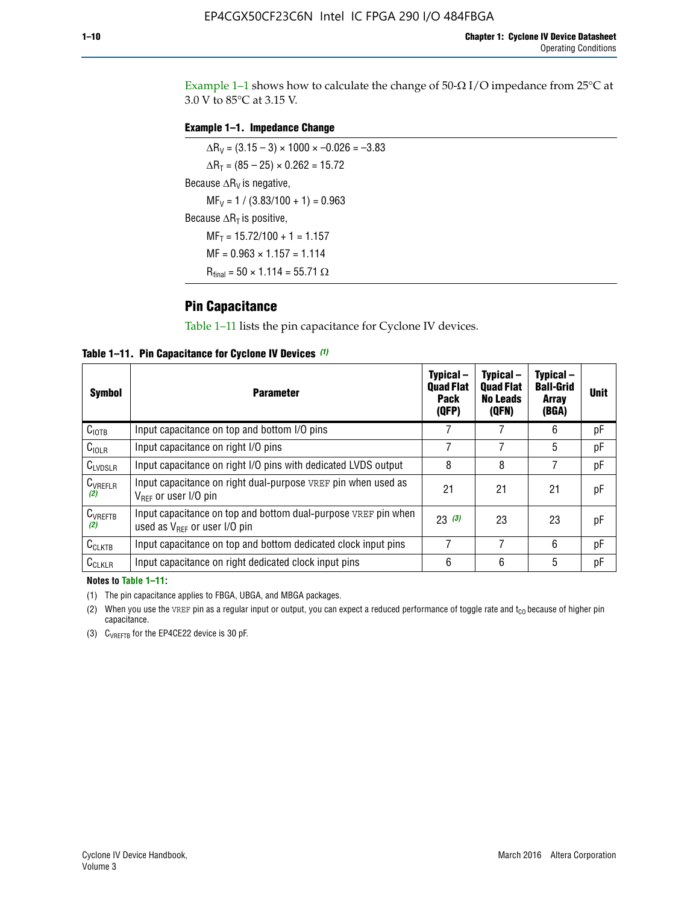Example 1–1 shows how to calculate the change of 50-Ω I/O impedance from 25°C at 3.0 V to 85°C at 3.15 V.

**Example 1–1. Impedance Change**

$\Delta R_V = (3.15 - 3) \times 1000 \times -0.026 = -3.83$

$\Delta R_T = (85 - 25) \times 0.262 = 15.72$

Because $\Delta R_V$ is negative,

$MF_V = 1 / (3.83/100 + 1) = 0.963$

Because $\Delta R_T$ is positive,

$MF_T = 15.72/100 + 1 = 1.157$

$MF = 0.963 \times 1.157 = 1.114$

$R_{final} = 50 \times 1.114 = 55.71\ \Omega$

## Pin Capacitance

Table 1–11 lists the pin capacitance for Cyclone IV devices.

**Table 1–11. Pin Capacitance for Cyclone IV Devices** *(1)*

| Symbol | Parameter | Typical – Quad Flat Pack (QFP) | Typical – Quad Flat No Leads (QFN) | Typical – Ball-Grid Array (BGA) | Unit |
|---|---|---|---|---|---|
| $C_{IOTB}$ | Input capacitance on top and bottom I/O pins | 7 | 7 | 6 | pF |
| $C_{IOLR}$ | Input capacitance on right I/O pins | 7 | 7 | 5 | pF |
| $C_{LVDSLR}$ | Input capacitance on right I/O pins with dedicated LVDS output | 8 | 8 | 7 | pF |
| $C_{VREFLR}$ *(2)* | Input capacitance on right dual-purpose VREF pin when used as $V_{REF}$ or user I/O pin | 21 | 21 | 21 | pF |
| $C_{VREFTB}$ *(2)* | Input capacitance on top and bottom dual-purpose VREF pin when used as $V_{REF}$ or user I/O pin | 23 *(3)* | 23 | 23 | pF |
| $C_{CLKTB}$ | Input capacitance on top and bottom dedicated clock input pins | 7 | 7 | 6 | pF |
| $C_{CLKLR}$ | Input capacitance on right dedicated clock input pins | 6 | 6 | 5 | pF |

**Notes to Table 1–11:**

(1) The pin capacitance applies to FBGA, UBGA, and MBGA packages.

(2) When you use the VREF pin as a regular input or output, you can expect a reduced performance of toggle rate and $t_{CO}$ because of higher pin capacitance.

(3) $C_{VREFTB}$ for the EP4CE22 device is 30 pF.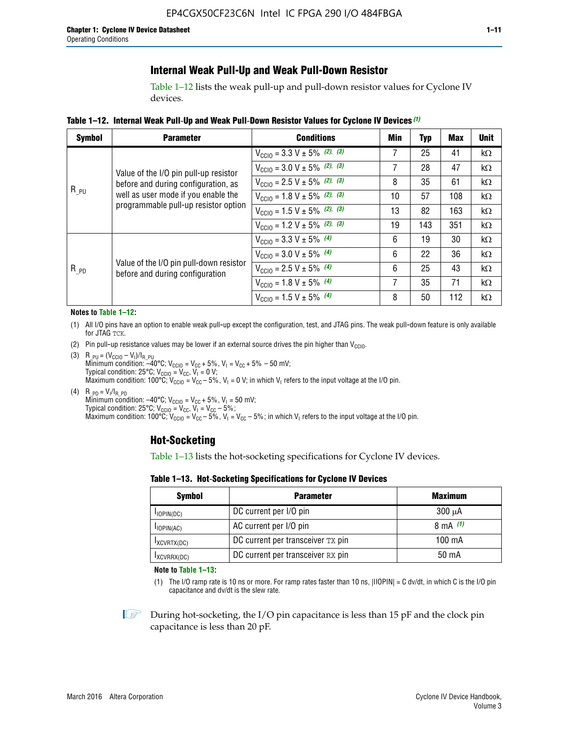## Internal Weak Pull-Up and Weak Pull-Down Resistor

Table 1–12 lists the weak pull-up and pull-down resistor values for Cyclone IV devices.

**Table 1–12. Internal Weak Pull-Up and Weak Pull-Down Resistor Values for Cyclone IV Devices (1)**

| Symbol | Parameter | Conditions | Min | Typ | Max | Unit |
|---|---|---|---|---|---|---|
| $R_{\_PU}$ | Value of the I/O pin pull-up resistor before and during configuration, as well as user mode if you enable the programmable pull-up resistor option | $V_{CCIO}$ = 3.3 V ± 5% (2), (3) | 7 | 25 | 41 | kΩ |
| | | $V_{CCIO}$ = 3.0 V ± 5% (2), (3) | 7 | 28 | 47 | kΩ |
| | | $V_{CCIO}$ = 2.5 V ± 5% (2), (3) | 8 | 35 | 61 | kΩ |
| | | $V_{CCIO}$ = 1.8 V ± 5% (2), (3) | 10 | 57 | 108 | kΩ |
| | | $V_{CCIO}$ = 1.5 V ± 5% (2), (3) | 13 | 82 | 163 | kΩ |
| | | $V_{CCIO}$ = 1.2 V ± 5% (2), (3) | 19 | 143 | 351 | kΩ |
| $R_{\_PD}$ | Value of the I/O pin pull-down resistor before and during configuration | $V_{CCIO}$ = 3.3 V ± 5% (4) | 6 | 19 | 30 | kΩ |
| | | $V_{CCIO}$ = 3.0 V ± 5% (4) | 6 | 22 | 36 | kΩ |
| | | $V_{CCIO}$ = 2.5 V ± 5% (4) | 6 | 25 | 43 | kΩ |
| | | $V_{CCIO}$ = 1.8 V ± 5% (4) | 7 | 35 | 71 | kΩ |
| | | $V_{CCIO}$ = 1.5 V ± 5% (4) | 8 | 50 | 112 | kΩ |

**Notes to Table 1–12:**

(1) All I/O pins have an option to enable weak pull-up except the configuration, test, and JTAG pins. The weak pull-down feature is only available for JTAG TCK.

(2) Pin pull-up resistance values may be lower if an external source drives the pin higher than $V_{CCIO}$.

(3) $R_{\_PU} = (V_{CCIO} - V_I)/I_{R\_PU}$
Minimum condition: –40°C; $V_{CCIO} = V_{CC} + 5\%$, $V_I = V_{CC} + 5\% - 50$ mV;
Typical condition: 25°C; $V_{CCIO} = V_{CC}$, $V_I = 0$ V;
Maximum condition: 100°C; $V_{CCIO} = V_{CC} - 5\%$, $V_I = 0$ V; in which $V_I$ refers to the input voltage at the I/O pin.

(4) $R_{\_PD} = V_I/I_{R\_PD}$
Minimum condition: –40°C; $V_{CCIO} = V_{CC} + 5\%$, $V_I = 50$ mV;
Typical condition: 25°C; $V_{CCIO} = V_{CC}$, $V_I = V_{CC} - 5\%$;
Maximum condition: 100°C; $V_{CCIO} = V_{CC} - 5\%$, $V_I = V_{CC} - 5\%$; in which $V_I$ refers to the input voltage at the I/O pin.

## Hot-Socketing

Table 1–13 lists the hot-socketing specifications for Cyclone IV devices.

**Table 1–13. Hot-Socketing Specifications for Cyclone IV Devices**

| Symbol | Parameter | Maximum |
|---|---|---|
| $I_{IOPIN(DC)}$ | DC current per I/O pin | 300 μA |
| $I_{IOPIN(AC)}$ | AC current per I/O pin | 8 mA (1) |
| $I_{XCVRTX(DC)}$ | DC current per transceiver TX pin | 100 mA |
| $I_{XCVRRX(DC)}$ | DC current per transceiver RX pin | 50 mA |

**Note to Table 1–13:**

(1) The I/O ramp rate is 10 ns or more. For ramp rates faster than 10 ns, |IIOPIN| = C dv/dt, in which C is the I/O pin capacitance and dv/dt is the slew rate.

During hot-socketing, the I/O pin capacitance is less than 15 pF and the clock pin capacitance is less than 20 pF.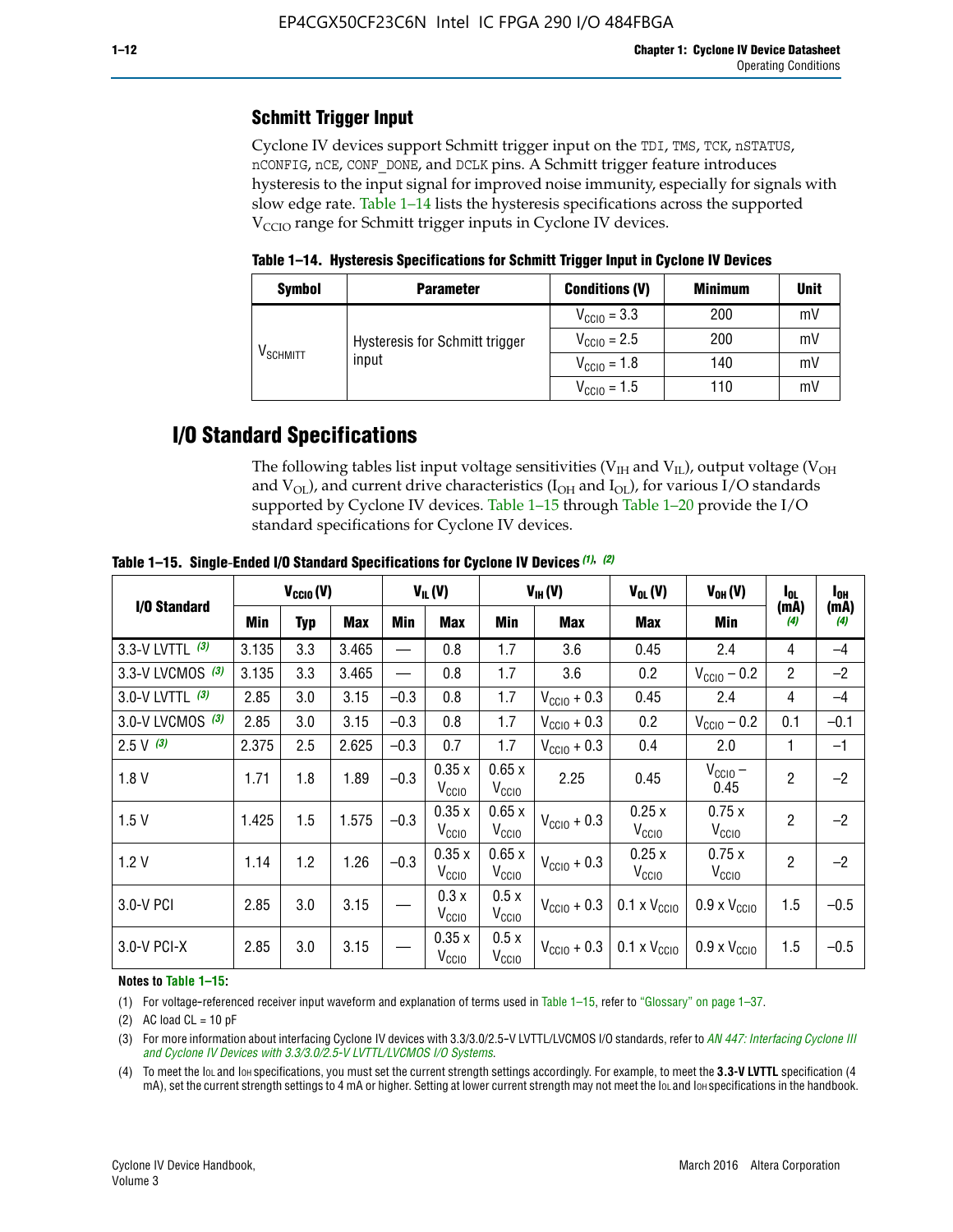## Schmitt Trigger Input

Cyclone IV devices support Schmitt trigger input on the TDI, TMS, TCK, nSTATUS, nCONFIG, nCE, CONF_DONE, and DCLK pins. A Schmitt trigger feature introduces hysteresis to the input signal for improved noise immunity, especially for signals with slow edge rate. Table 1–14 lists the hysteresis specifications across the supported $V_{CCIO}$ range for Schmitt trigger inputs in Cyclone IV devices.

**Table 1–14. Hysteresis Specifications for Schmitt Trigger Input in Cyclone IV Devices**

| Symbol | Parameter | Conditions (V) | Minimum | Unit |
|---|---|---|---|---|
| $V_{SCHMITT}$ | Hysteresis for Schmitt trigger input | $V_{CCIO}$ = 3.3 | 200 | mV |
| | | $V_{CCIO}$ = 2.5 | 200 | mV |
| | | $V_{CCIO}$ = 1.8 | 140 | mV |
| | | $V_{CCIO}$ = 1.5 | 110 | mV |

## I/O Standard Specifications

The following tables list input voltage sensitivities ($V_{IH}$ and $V_{IL}$), output voltage ($V_{OH}$ and $V_{OL}$), and current drive characteristics ($I_{OH}$ and $I_{OL}$), for various I/O standards supported by Cyclone IV devices. Table 1–15 through Table 1–20 provide the I/O standard specifications for Cyclone IV devices.

**Table 1–15. Single-Ended I/O Standard Specifications for Cyclone IV Devices (1), (2)**

| I/O Standard | $V_{CCIO}$ (V) | | | $V_{IL}$ (V) | | $V_{IH}$ (V) | | $V_{OL}$ (V) | $V_{OH}$ (V) | $I_{OL}$ (mA) (4) | $I_{OH}$ (mA) (4) |
|---|---|---|---|---|---|---|---|---|---|---|---|
| | Min | Typ | Max | Min | Max | Min | Max | Max | Min | | |
| 3.3-V LVTTL (3) | 3.135 | 3.3 | 3.465 | — | 0.8 | 1.7 | 3.6 | 0.45 | 2.4 | 4 | –4 |
| 3.3-V LVCMOS (3) | 3.135 | 3.3 | 3.465 | — | 0.8 | 1.7 | 3.6 | 0.2 | $V_{CCIO}$ – 0.2 | 2 | –2 |
| 3.0-V LVTTL (3) | 2.85 | 3.0 | 3.15 | –0.3 | 0.8 | 1.7 | $V_{CCIO}$ + 0.3 | 0.45 | 2.4 | 4 | –4 |
| 3.0-V LVCMOS (3) | 2.85 | 3.0 | 3.15 | –0.3 | 0.8 | 1.7 | $V_{CCIO}$ + 0.3 | 0.2 | $V_{CCIO}$ – 0.2 | 0.1 | –0.1 |
| 2.5 V (3) | 2.375 | 2.5 | 2.625 | –0.3 | 0.7 | 1.7 | $V_{CCIO}$ + 0.3 | 0.4 | 2.0 | 1 | –1 |
| 1.8 V | 1.71 | 1.8 | 1.89 | –0.3 | 0.35 x $V_{CCIO}$ | 0.65 x $V_{CCIO}$ | 2.25 | 0.45 | $V_{CCIO}$ – 0.45 | 2 | –2 |
| 1.5 V | 1.425 | 1.5 | 1.575 | –0.3 | 0.35 x $V_{CCIO}$ | 0.65 x $V_{CCIO}$ | $V_{CCIO}$ + 0.3 | 0.25 x $V_{CCIO}$ | 0.75 x $V_{CCIO}$ | 2 | –2 |
| 1.2 V | 1.14 | 1.2 | 1.26 | –0.3 | 0.35 x $V_{CCIO}$ | 0.65 x $V_{CCIO}$ | $V_{CCIO}$ + 0.3 | 0.25 x $V_{CCIO}$ | 0.75 x $V_{CCIO}$ | 2 | –2 |
| 3.0-V PCI | 2.85 | 3.0 | 3.15 | — | 0.3 x $V_{CCIO}$ | 0.5 x $V_{CCIO}$ | $V_{CCIO}$ + 0.3 | 0.1 x $V_{CCIO}$ | 0.9 x $V_{CCIO}$ | 1.5 | –0.5 |
| 3.0-V PCI-X | 2.85 | 3.0 | 3.15 | — | 0.35 x $V_{CCIO}$ | 0.5 x $V_{CCIO}$ | $V_{CCIO}$ + 0.3 | 0.1 x $V_{CCIO}$ | 0.9 x $V_{CCIO}$ | 1.5 | –0.5 |

**Notes to Table 1–15:**

(1) For voltage-referenced receiver input waveform and explanation of terms used in Table 1–15, refer to "Glossary" on page 1–37.

(2) AC load CL = 10 pF

(3) For more information about interfacing Cyclone IV devices with 3.3/3.0/2.5-V LVTTL/LVCMOS I/O standards, refer to *AN 447: Interfacing Cyclone III and Cyclone IV Devices with 3.3/3.0/2.5-V LVTTL/LVCMOS I/O Systems*.

(4) To meet the $I_{OL}$ and $I_{OH}$ specifications, you must set the current strength settings accordingly. For example, to meet the **3.3-V LVTTL** specification (4 mA), set the current strength settings to 4 mA or higher. Setting at lower current strength may not meet the $I_{OL}$ and $I_{OH}$ specifications in the handbook.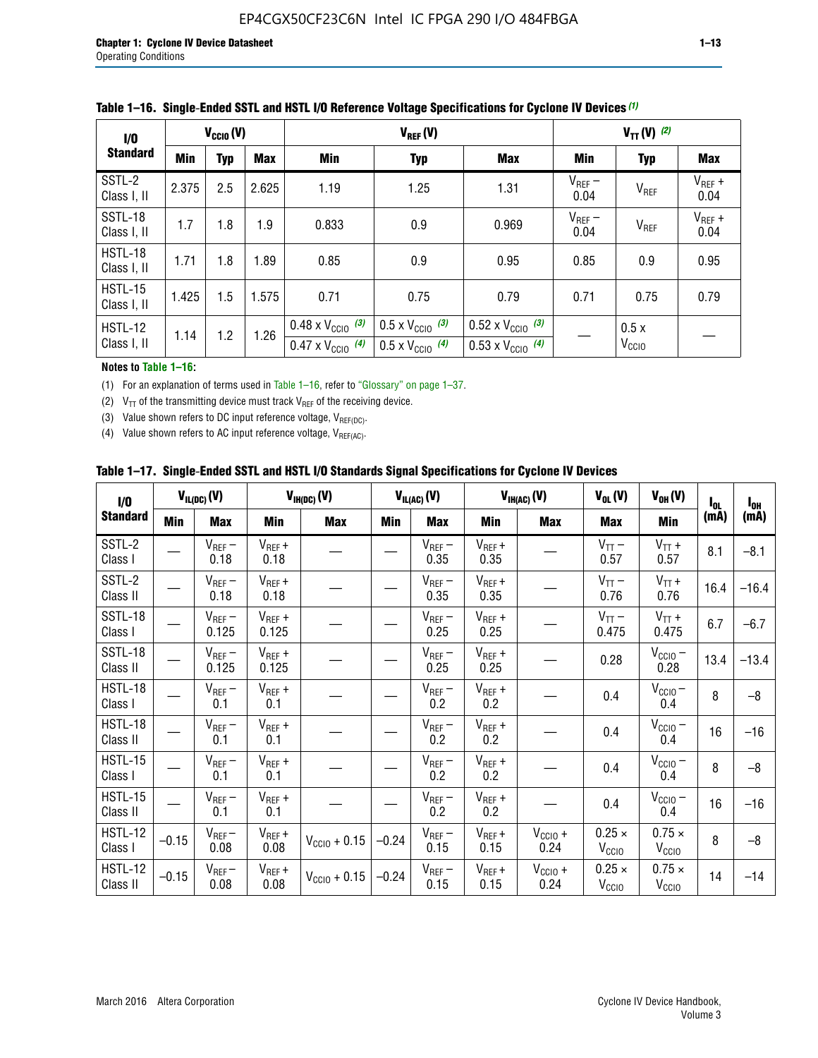**Table 1–16. Single-Ended SSTL and HSTL I/O Reference Voltage Specifications for Cyclone IV Devices (1)**

| I/O Standard | $V_{CCIO}$ (V) | | | $V_{REF}$ (V) | | | $V_{TT}$ (V) (2) | | |
|---|---|---|---|---|---|---|---|---|---|
| | Min | Typ | Max | Min | Typ | Max | Min | Typ | Max |
| SSTL-2 Class I, II | 2.375 | 2.5 | 2.625 | 1.19 | 1.25 | 1.31 | $V_{REF}$ – 0.04 | $V_{REF}$ | $V_{REF}$ + 0.04 |
| SSTL-18 Class I, II | 1.7 | 1.8 | 1.9 | 0.833 | 0.9 | 0.969 | $V_{REF}$ – 0.04 | $V_{REF}$ | $V_{REF}$ + 0.04 |
| HSTL-18 Class I, II | 1.71 | 1.8 | 1.89 | 0.85 | 0.9 | 0.95 | 0.85 | 0.9 | 0.95 |
| HSTL-15 Class I, II | 1.425 | 1.5 | 1.575 | 0.71 | 0.75 | 0.79 | 0.71 | 0.75 | 0.79 |
| HSTL-12 Class I, II | 1.14 | 1.2 | 1.26 | 0.48 x $V_{CCIO}$ (3) / 0.47 x $V_{CCIO}$ (4) | 0.5 x $V_{CCIO}$ (3) / 0.5 x $V_{CCIO}$ (4) | 0.52 x $V_{CCIO}$ (3) / 0.53 x $V_{CCIO}$ (4) | — | 0.5 x $V_{CCIO}$ | — |

**Notes to Table 1–16:**

(1) For an explanation of terms used in Table 1–16, refer to "Glossary" on page 1–37.

(2) $V_{TT}$ of the transmitting device must track $V_{REF}$ of the receiving device.

(3) Value shown refers to DC input reference voltage, $V_{REF(DC)}$.

(4) Value shown refers to AC input reference voltage, $V_{REF(AC)}$.

**Table 1–17. Single-Ended SSTL and HSTL I/O Standards Signal Specifications for Cyclone IV Devices**

| I/O Standard | $V_{IL(DC)}$ (V) | | $V_{IH(DC)}$ (V) | | $V_{IL(AC)}$ (V) | | $V_{IH(AC)}$ (V) | | $V_{OL}$ (V) | $V_{OH}$ (V) | $I_{OL}$ (mA) | $I_{OH}$ (mA) |
|---|---|---|---|---|---|---|---|---|---|---|---|---|
| | Min | Max | Min | Max | Min | Max | Min | Max | Max | Min | | |
| SSTL-2 Class I | — | $V_{REF}$ – 0.18 | $V_{REF}$ + 0.18 | — | — | $V_{REF}$ – 0.35 | $V_{REF}$ + 0.35 | — | $V_{TT}$ – 0.57 | $V_{TT}$ + 0.57 | 8.1 | –8.1 |
| SSTL-2 Class II | — | $V_{REF}$ – 0.18 | $V_{REF}$ + 0.18 | — | — | $V_{REF}$ – 0.35 | $V_{REF}$ + 0.35 | — | $V_{TT}$ – 0.76 | $V_{TT}$ + 0.76 | 16.4 | –16.4 |
| SSTL-18 Class I | — | $V_{REF}$ – 0.125 | $V_{REF}$ + 0.125 | — | — | $V_{REF}$ – 0.25 | $V_{REF}$ + 0.25 | — | $V_{TT}$ – 0.475 | $V_{TT}$ + 0.475 | 6.7 | –6.7 |
| SSTL-18 Class II | — | $V_{REF}$ – 0.125 | $V_{REF}$ + 0.125 | — | — | $V_{REF}$ – 0.25 | $V_{REF}$ + 0.25 | — | 0.28 | $V_{CCIO}$ – 0.28 | 13.4 | –13.4 |
| HSTL-18 Class I | — | $V_{REF}$ – 0.1 | $V_{REF}$ + 0.1 | — | — | $V_{REF}$ – 0.2 | $V_{REF}$ + 0.2 | — | 0.4 | $V_{CCIO}$ – 0.4 | 8 | –8 |
| HSTL-18 Class II | — | $V_{REF}$ – 0.1 | $V_{REF}$ + 0.1 | — | — | $V_{REF}$ – 0.2 | $V_{REF}$ + 0.2 | — | 0.4 | $V_{CCIO}$ – 0.4 | 16 | –16 |
| HSTL-15 Class I | — | $V_{REF}$ – 0.1 | $V_{REF}$ + 0.1 | — | — | $V_{REF}$ – 0.2 | $V_{REF}$ + 0.2 | — | 0.4 | $V_{CCIO}$ – 0.4 | 8 | –8 |
| HSTL-15 Class II | — | $V_{REF}$ – 0.1 | $V_{REF}$ + 0.1 | — | — | $V_{REF}$ – 0.2 | $V_{REF}$ + 0.2 | — | 0.4 | $V_{CCIO}$ – 0.4 | 16 | –16 |
| HSTL-12 Class I | –0.15 | $V_{REF}$ – 0.08 | $V_{REF}$ + 0.08 | $V_{CCIO}$ + 0.15 | –0.24 | $V_{REF}$ – 0.15 | $V_{REF}$ + 0.15 | $V_{CCIO}$ + 0.24 | 0.25 × $V_{CCIO}$ | 0.75 × $V_{CCIO}$ | 8 | –8 |
| HSTL-12 Class II | –0.15 | $V_{REF}$ – 0.08 | $V_{REF}$ + 0.08 | $V_{CCIO}$ + 0.15 | –0.24 | $V_{REF}$ – 0.15 | $V_{REF}$ + 0.15 | $V_{CCIO}$ + 0.24 | 0.25 × $V_{CCIO}$ | 0.75 × $V_{CCIO}$ | 14 | –14 |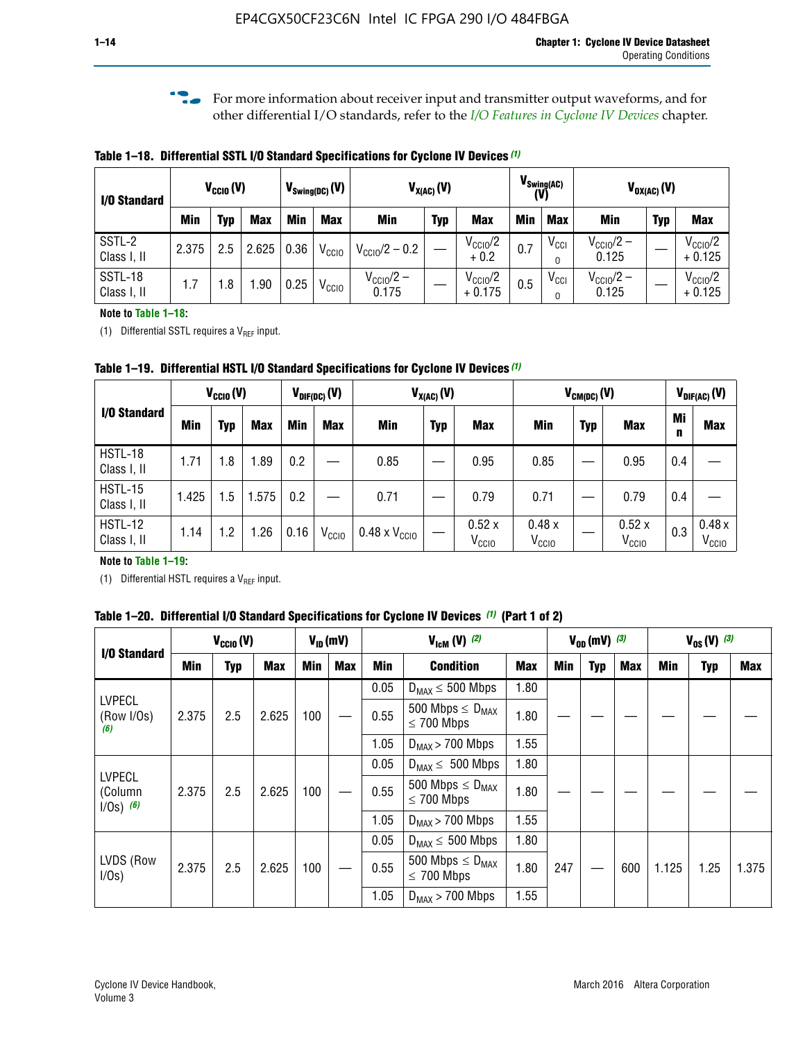For more information about receiver input and transmitter output waveforms, and for other differential I/O standards, refer to the *I/O Features in Cyclone IV Devices* chapter.

**Table 1–18. Differential SSTL I/O Standard Specifications for Cyclone IV Devices (1)**

| I/O Standard | $V_{CCIO}$ (V) | | | $V_{Swing(DC)}$ (V) | | $V_{X(AC)}$ (V) | | | $V_{Swing(AC)}$ (V) | | $V_{OX(AC)}$ (V) | | |
|---|---|---|---|---|---|---|---|---|---|---|---|---|---|
| | Min | Typ | Max | Min | Max | Min | Typ | Max | Min | Max | Min | Typ | Max |
| SSTL-2 Class I, II | 2.375 | 2.5 | 2.625 | 0.36 | $V_{CCIO}$ | $V_{CCIO}/2 - 0.2$ | — | $V_{CCIO}/2 + 0.2$ | 0.7 | $V_{CCIO}$ | $V_{CCIO}/2 - 0.125$ | — | $V_{CCIO}/2 + 0.125$ |
| SSTL-18 Class I, II | 1.7 | 1.8 | 1.90 | 0.25 | $V_{CCIO}$ | $V_{CCIO}/2 - 0.175$ | — | $V_{CCIO}/2 + 0.175$ | 0.5 | $V_{CCIO}$ | $V_{CCIO}/2 - 0.125$ | — | $V_{CCIO}/2 + 0.125$ |

**Note to Table 1–18:**

(1) Differential SSTL requires a $V_{REF}$ input.

**Table 1–19. Differential HSTL I/O Standard Specifications for Cyclone IV Devices (1)**

| I/O Standard | $V_{CCIO}$ (V) | | | $V_{DIF(DC)}$ (V) | | $V_{X(AC)}$ (V) | | | $V_{CM(DC)}$ (V) | | | $V_{DIF(AC)}$ (V) | |
|---|---|---|---|---|---|---|---|---|---|---|---|---|---|
| | Min | Typ | Max | Min | Max | Min | Typ | Max | Min | Typ | Max | Min | Max |
| HSTL-18 Class I, II | 1.71 | 1.8 | 1.89 | 0.2 | — | 0.85 | — | 0.95 | 0.85 | — | 0.95 | 0.4 | — |
| HSTL-15 Class I, II | 1.425 | 1.5 | 1.575 | 0.2 | — | 0.71 | — | 0.79 | 0.71 | — | 0.79 | 0.4 | — |
| HSTL-12 Class I, II | 1.14 | 1.2 | 1.26 | 0.16 | $V_{CCIO}$ | 0.48 x $V_{CCIO}$ | — | 0.52 x $V_{CCIO}$ | 0.48 x $V_{CCIO}$ | — | 0.52 x $V_{CCIO}$ | 0.3 | 0.48 x $V_{CCIO}$ |

**Note to Table 1–19:**

(1) Differential HSTL requires a $V_{REF}$ input.

**Table 1–20. Differential I/O Standard Specifications for Cyclone IV Devices (1) (Part 1 of 2)**

| I/O Standard | $V_{CCIO}$ (V) | | | $V_{ID}$ (mV) | | $V_{IcM}$ (V) (2) | | | $V_{OD}$ (mV) (3) | | | $V_{OS}$ (V) (3) | | |
|---|---|---|---|---|---|---|---|---|---|---|---|---|---|---|
| | Min | Typ | Max | Min | Max | Min | Condition | Max | Min | Typ | Max | Min | Typ | Max |
| LVPECL (Row I/Os) (6) | 2.375 | 2.5 | 2.625 | 100 | — | 0.05 | $D_{MAX} \leq$ 500 Mbps | 1.80 | — | — | — | — | — | — |
| | | | | | | 0.55 | 500 Mbps $\leq D_{MAX} \leq$ 700 Mbps | 1.80 | | | | | | |
| | | | | | | 1.05 | $D_{MAX} >$ 700 Mbps | 1.55 | | | | | | |
| LVPECL (Column I/Os) (6) | 2.375 | 2.5 | 2.625 | 100 | — | 0.05 | $D_{MAX} \leq$ 500 Mbps | 1.80 | — | — | — | — | — | — |
| | | | | | | 0.55 | 500 Mbps $\leq D_{MAX} \leq$ 700 Mbps | 1.80 | | | | | | |
| | | | | | | 1.05 | $D_{MAX} >$ 700 Mbps | 1.55 | | | | | | |
| LVDS (Row I/Os) | 2.375 | 2.5 | 2.625 | 100 | — | 0.05 | $D_{MAX} \leq$ 500 Mbps | 1.80 | 247 | — | 600 | 1.125 | 1.25 | 1.375 |
| | | | | | | 0.55 | 500 Mbps $\leq D_{MAX} \leq$ 700 Mbps | 1.80 | | | | | | |
| | | | | | | 1.05 | $D_{MAX} >$ 700 Mbps | 1.55 | | | | | | |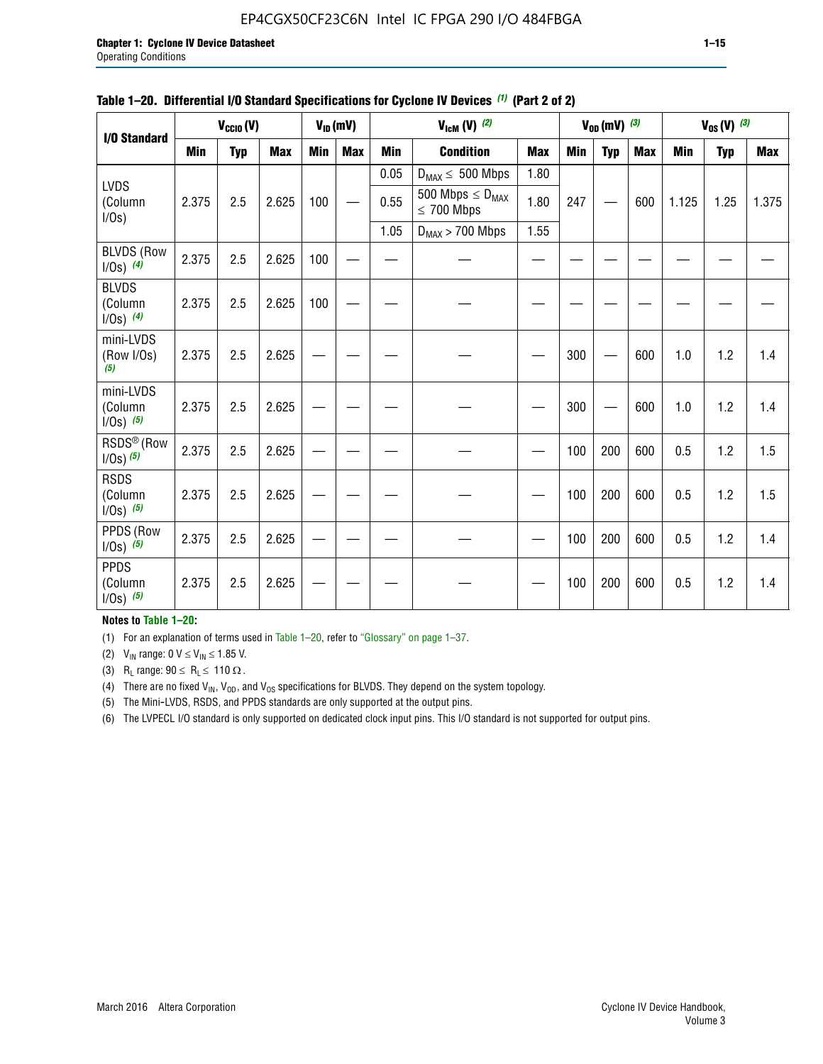**Table 1–20. Differential I/O Standard Specifications for Cyclone IV Devices (1) (Part 2 of 2)**

| I/O Standard | $V_{CCIO}$ (V) | | | $V_{ID}$ (mV) | | $V_{IcM}$ (V) (2) | | | $V_{OD}$ (mV) (3) | | | $V_{OS}$ (V) (3) | | |
|---|---|---|---|---|---|---|---|---|---|---|---|---|---|---|
| | Min | Typ | Max | Min | Max | Min | Condition | Max | Min | Typ | Max | Min | Typ | Max |
| LVDS (Column I/Os) | 2.375 | 2.5 | 2.625 | 100 | — | 0.05 | $D_{MAX} \leq$ 500 Mbps | 1.80 | 247 | — | 600 | 1.125 | 1.25 | 1.375 |
| | | | | | | 0.55 | 500 Mbps $\leq D_{MAX} \leq$ 700 Mbps | 1.80 | | | | | | |
| | | | | | | 1.05 | $D_{MAX}$ > 700 Mbps | 1.55 | | | | | | |
| BLVDS (Row I/Os) (4) | 2.375 | 2.5 | 2.625 | 100 | — | — | — | — | — | — | — | — | — | — |
| BLVDS (Column I/Os) (4) | 2.375 | 2.5 | 2.625 | 100 | — | — | — | — | — | — | — | — | — | — |
| mini-LVDS (Row I/Os) (5) | 2.375 | 2.5 | 2.625 | — | — | — | — | — | 300 | — | 600 | 1.0 | 1.2 | 1.4 |
| mini-LVDS (Column I/Os) (5) | 2.375 | 2.5 | 2.625 | — | — | — | — | — | 300 | — | 600 | 1.0 | 1.2 | 1.4 |
| RSDS® (Row I/Os) (5) | 2.375 | 2.5 | 2.625 | — | — | — | — | — | 100 | 200 | 600 | 0.5 | 1.2 | 1.5 |
| RSDS (Column I/Os) (5) | 2.375 | 2.5 | 2.625 | — | — | — | — | — | 100 | 200 | 600 | 0.5 | 1.2 | 1.5 |
| PPDS (Row I/Os) (5) | 2.375 | 2.5 | 2.625 | — | — | — | — | — | 100 | 200 | 600 | 0.5 | 1.2 | 1.4 |
| PPDS (Column I/Os) (5) | 2.375 | 2.5 | 2.625 | — | — | — | — | — | 100 | 200 | 600 | 0.5 | 1.2 | 1.4 |

**Notes to Table 1–20:**

(1) For an explanation of terms used in Table 1–20, refer to "Glossary" on page 1–37.

(2) $V_{IN}$ range: 0 V $\leq V_{IN} \leq$ 1.85 V.

(3) $R_L$ range: 90 $\leq R_L \leq$ 110 Ω.

(4) There are no fixed $V_{IN}$, $V_{OD}$, and $V_{OS}$ specifications for BLVDS. They depend on the system topology.

(5) The Mini-LVDS, RSDS, and PPDS standards are only supported at the output pins.

(6) The LVPECL I/O standard is only supported on dedicated clock input pins. This I/O standard is not supported for output pins.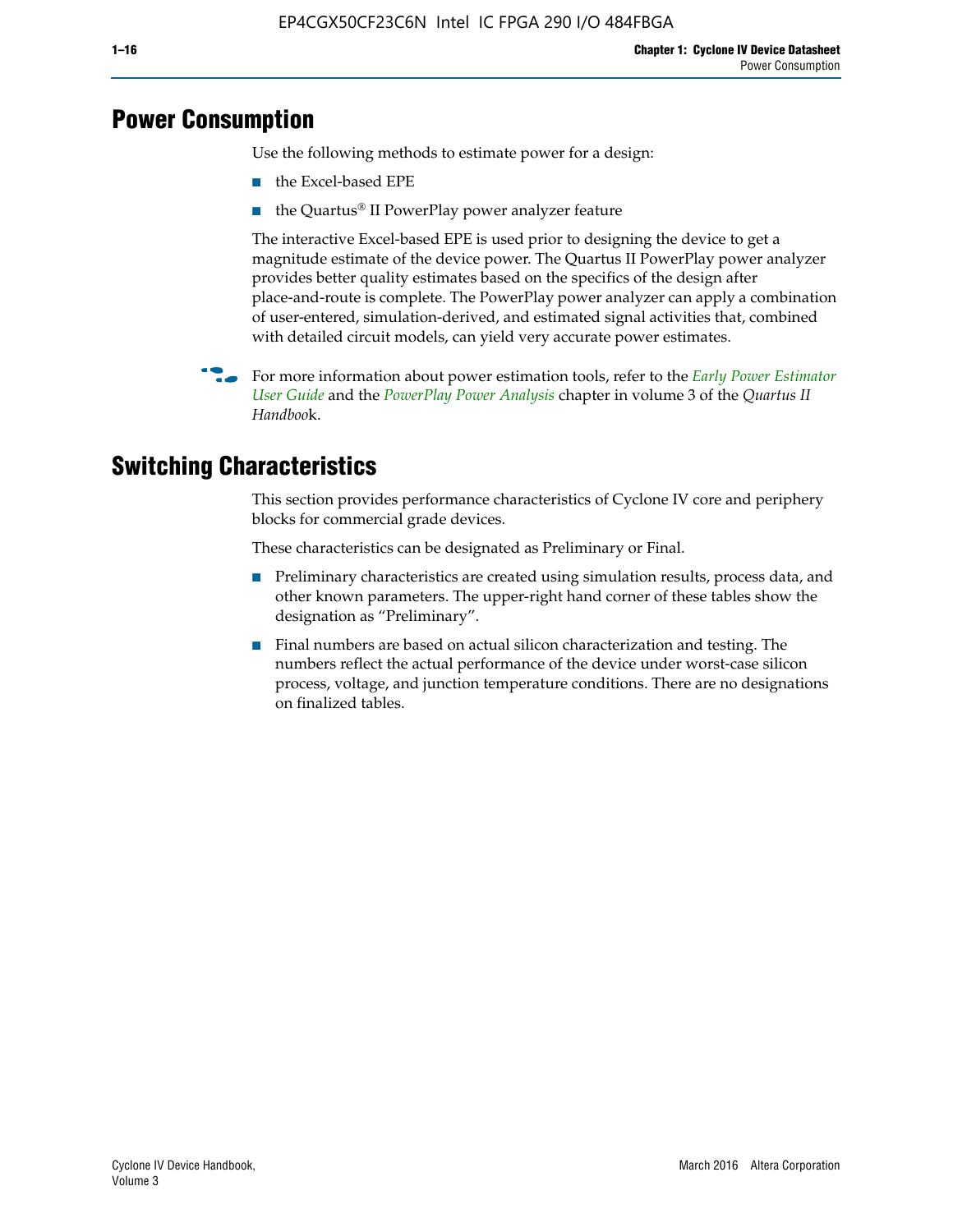## Power Consumption

Use the following methods to estimate power for a design:

- the Excel-based EPE
- the Quartus® II PowerPlay power analyzer feature

The interactive Excel-based EPE is used prior to designing the device to get a magnitude estimate of the device power. The Quartus II PowerPlay power analyzer provides better quality estimates based on the specifics of the design after place-and-route is complete. The PowerPlay power analyzer can apply a combination of user-entered, simulation-derived, and estimated signal activities that, combined with detailed circuit models, can yield very accurate power estimates.

For more information about power estimation tools, refer to the *Early Power Estimator User Guide* and the *PowerPlay Power Analysis* chapter in volume 3 of the *Quartus II Handbook*.

## Switching Characteristics

This section provides performance characteristics of Cyclone IV core and periphery blocks for commercial grade devices.

These characteristics can be designated as Preliminary or Final.

- Preliminary characteristics are created using simulation results, process data, and other known parameters. The upper-right hand corner of these tables show the designation as "Preliminary".
- Final numbers are based on actual silicon characterization and testing. The numbers reflect the actual performance of the device under worst-case silicon process, voltage, and junction temperature conditions. There are no designations on finalized tables.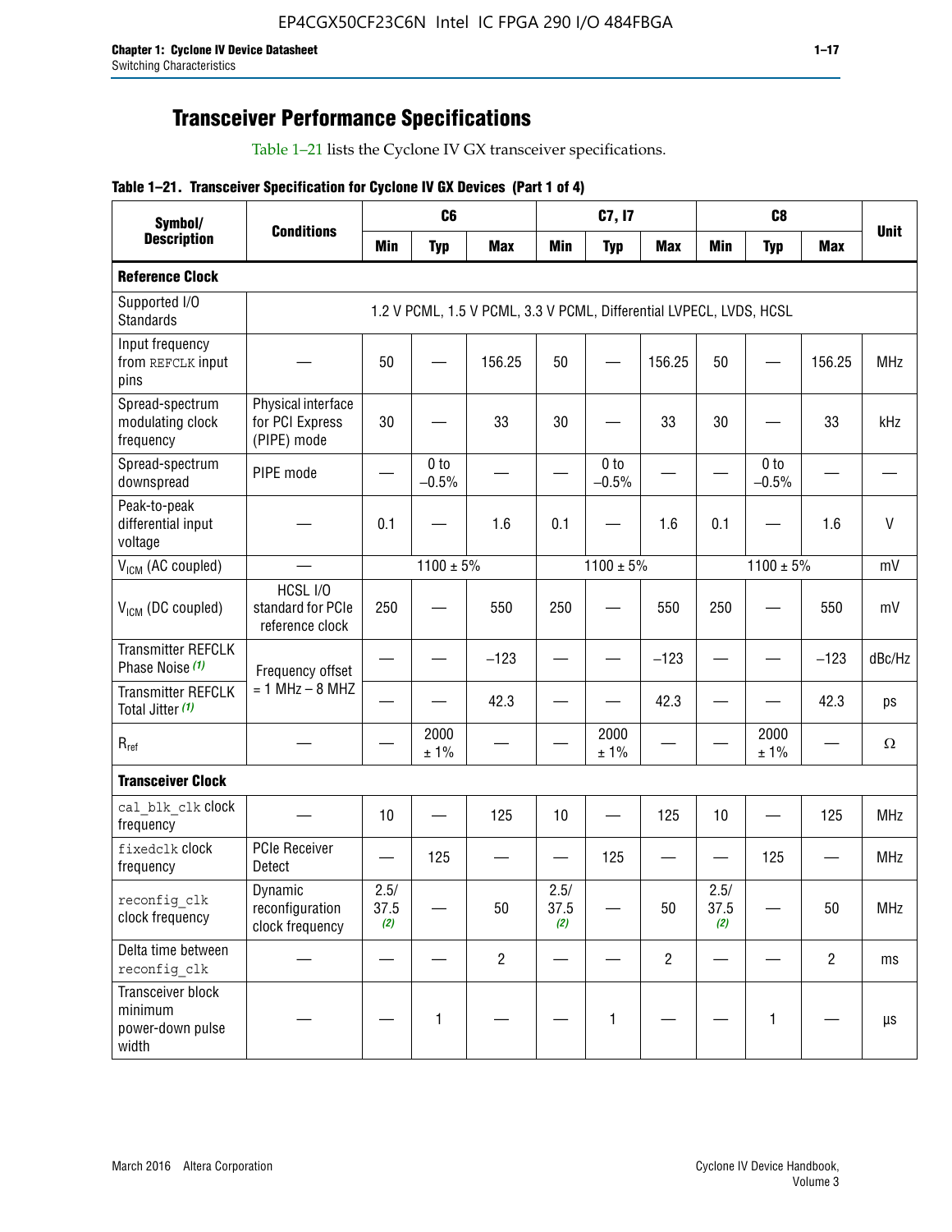## Transceiver Performance Specifications

Table 1–21 lists the Cyclone IV GX transceiver specifications.

**Table 1–21. Transceiver Specification for Cyclone IV GX Devices (Part 1 of 4)**

| Symbol/ Description | Conditions | C6 | | | C7, I7 | | | C8 | | | Unit |
|---|---|---|---|---|---|---|---|---|---|---|---|
| | | Min | Typ | Max | Min | Typ | Max | Min | Typ | Max | |
| **Reference Clock** | | | | | | | | | | | |
| Supported I/O Standards | 1.2 V PCML, 1.5 V PCML, 3.3 V PCML, Differential LVPECL, LVDS, HCSL | | | | | | | | | | |
| Input frequency from REFCLK input pins | — | 50 | — | 156.25 | 50 | — | 156.25 | 50 | — | 156.25 | MHz |
| Spread-spectrum modulating clock frequency | Physical interface for PCI Express (PIPE) mode | 30 | — | 33 | 30 | — | 33 | 30 | — | 33 | kHz |
| Spread-spectrum downspread | PIPE mode | — | 0 to −0.5% | — | — | 0 to −0.5% | — | — | 0 to −0.5% | — | — |
| Peak-to-peak differential input voltage | — | 0.1 | — | 1.6 | 0.1 | — | 1.6 | 0.1 | — | 1.6 | V |
| $V_{ICM}$ (AC coupled) | — | 1100 ± 5% | | | 1100 ± 5% | | | 1100 ± 5% | | | mV |
| $V_{ICM}$ (DC coupled) | HCSL I/O standard for PCIe reference clock | 250 | — | 550 | 250 | — | 550 | 250 | — | 550 | mV |
| Transmitter REFCLK Phase Noise (1) | Frequency offset = 1 MHz – 8 MHZ | — | — | −123 | — | — | −123 | — | — | −123 | dBc/Hz |
| Transmitter REFCLK Total Jitter (1) | | — | — | 42.3 | — | — | 42.3 | — | — | 42.3 | ps |
| $R_{ref}$ | — | — | 2000 ± 1% | — | — | 2000 ± 1% | — | — | 2000 ± 1% | — | Ω |
| **Transceiver Clock** | | | | | | | | | | | |
| cal_blk_clk clock frequency | — | 10 | — | 125 | 10 | — | 125 | 10 | — | 125 | MHz |
| fixedclk clock frequency | PCIe Receiver Detect | — | 125 | — | — | 125 | — | — | 125 | — | MHz |
| reconfig_clk clock frequency | Dynamic reconfiguration clock frequency | 2.5/ 37.5 (2) | — | 50 | 2.5/ 37.5 (2) | — | 50 | 2.5/ 37.5 (2) | — | 50 | MHz |
| Delta time between reconfig_clk | — | — | — | 2 | — | — | 2 | — | — | 2 | ms |
| Transceiver block minimum power-down pulse width | — | — | 1 | — | — | 1 | — | — | 1 | — | µs |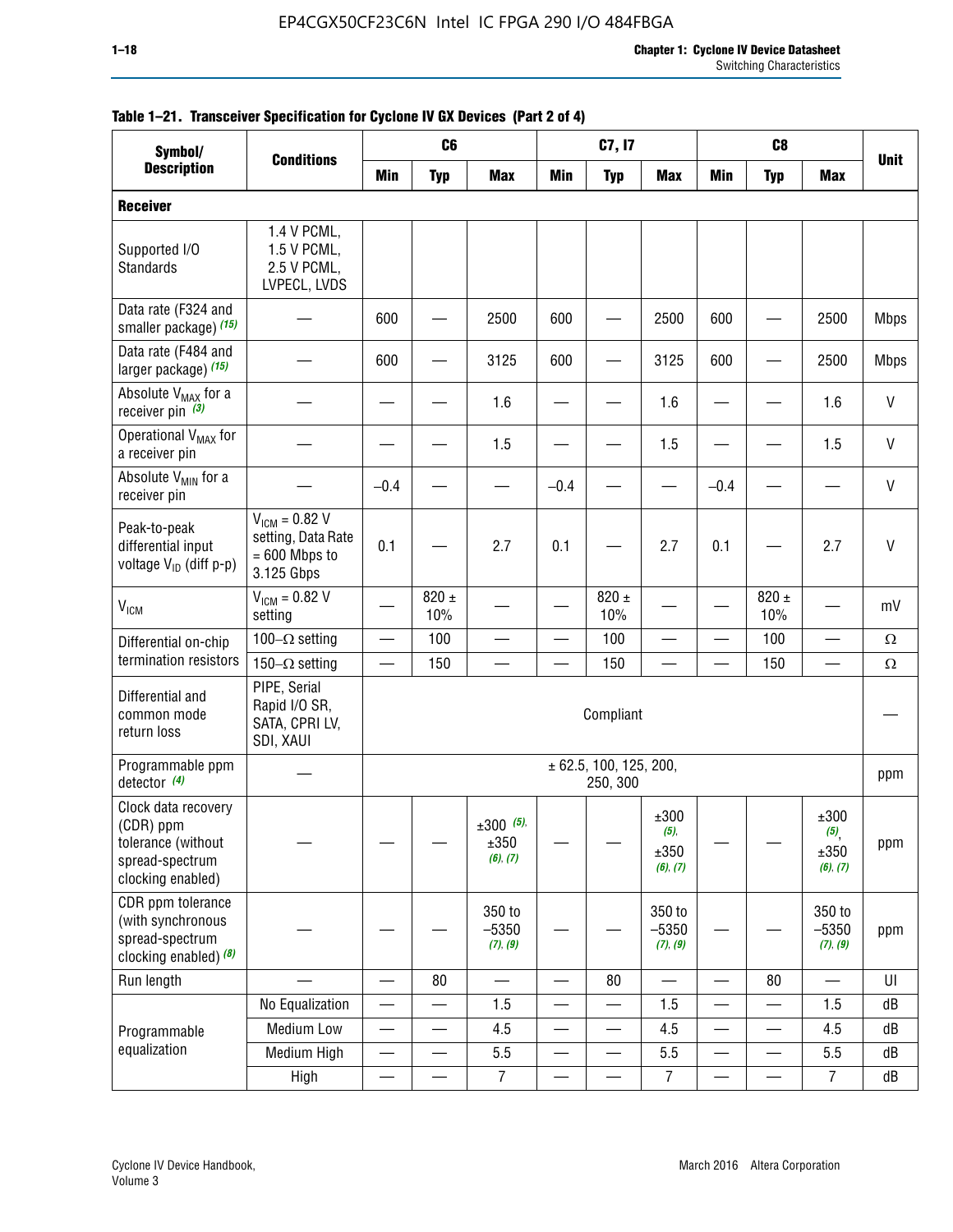**Table 1–21. Transceiver Specification for Cyclone IV GX Devices (Part 2 of 4)**

| Symbol/ Description | Conditions | C6 | | | C7, I7 | | | C8 | | | Unit |
|---|---|---|---|---|---|---|---|---|---|---|---|
| | | Min | Typ | Max | Min | Typ | Max | Min | Typ | Max | |
| **Receiver** | | | | | | | | | | | |
| Supported I/O Standards | 1.4 V PCML, 1.5 V PCML, 2.5 V PCML, LVPECL, LVDS | | | | | | | | | | |
| Data rate (F324 and smaller package) (15) | — | 600 | — | 2500 | 600 | — | 2500 | 600 | — | 2500 | Mbps |
| Data rate (F484 and larger package) (15) | — | 600 | — | 3125 | 600 | — | 3125 | 600 | — | 2500 | Mbps |
| Absolute $V_{MAX}$ for a receiver pin (3) | — | — | — | 1.6 | — | — | 1.6 | — | — | 1.6 | V |
| Operational $V_{MAX}$ for a receiver pin | — | — | — | 1.5 | — | — | 1.5 | — | — | 1.5 | V |
| Absolute $V_{MIN}$ for a receiver pin | — | –0.4 | — | — | –0.4 | — | — | –0.4 | — | — | V |
| Peak-to-peak differential input voltage $V_{ID}$ (diff p-p) | $V_{ICM}$ = 0.82 V setting, Data Rate = 600 Mbps to 3.125 Gbps | 0.1 | — | 2.7 | 0.1 | — | 2.7 | 0.1 | — | 2.7 | V |
| $V_{ICM}$ | $V_{ICM}$ = 0.82 V setting | — | 820 ± 10% | — | — | 820 ± 10% | — | — | 820 ± 10% | — | mV |
| Differential on-chip termination resistors | 100–Ω setting | — | 100 | — | — | 100 | — | — | 100 | — | Ω |
| | 150–Ω setting | — | 150 | — | — | 150 | — | — | 150 | — | Ω |
| Differential and common mode return loss | PIPE, Serial Rapid I/O SR, SATA, CPRI LV, SDI, XAUI | Compliant | | | | | | | | | — |
| Programmable ppm detector (4) | — | ± 62.5, 100, 125, 200, 250, 300 | | | | | | | | | ppm |
| Clock data recovery (CDR) ppm tolerance (without spread-spectrum clocking enabled) | — | — | — | ±300 (5), ±350 (6), (7) | — | — | ±300 (5), ±350 (6), (7) | — | — | ±300 (5), ±350 (6), (7) | ppm |
| CDR ppm tolerance (with synchronous spread-spectrum clocking enabled) (8) | — | — | — | 350 to –5350 (7), (9) | — | — | 350 to –5350 (7), (9) | — | — | 350 to –5350 (7), (9) | ppm |
| Run length | — | — | 80 | — | — | 80 | — | — | 80 | — | UI |
| Programmable equalization | No Equalization | — | — | 1.5 | — | — | 1.5 | — | — | 1.5 | dB |
| | Medium Low | — | — | 4.5 | — | — | 4.5 | — | — | 4.5 | dB |
| | Medium High | — | — | 5.5 | — | — | 5.5 | — | — | 5.5 | dB |
| | High | — | — | 7 | — | — | 7 | — | — | 7 | dB |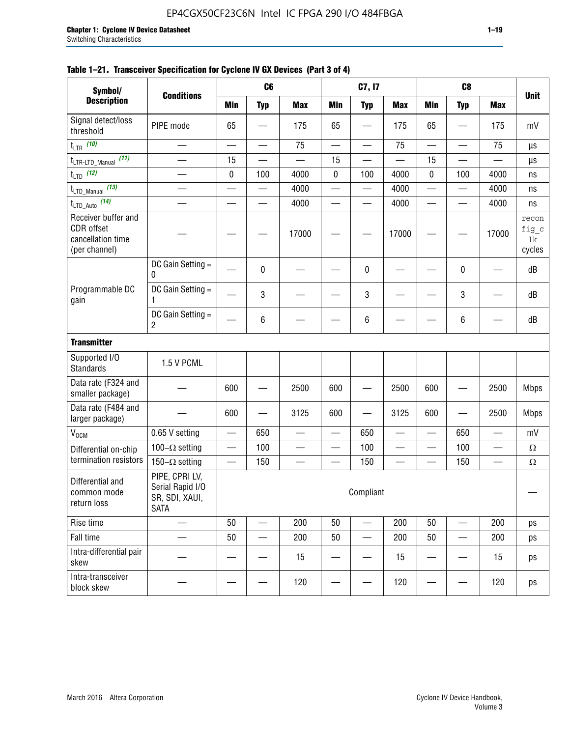**Table 1–21. Transceiver Specification for Cyclone IV GX Devices (Part 3 of 4)**

| Symbol/ Description | Conditions | C6 | | | C7, I7 | | | C8 | | | Unit |
|---|---|---|---|---|---|---|---|---|---|---|---|
| | | Min | Typ | Max | Min | Typ | Max | Min | Typ | Max | |
| Signal detect/loss threshold | PIPE mode | 65 | — | 175 | 65 | — | 175 | 65 | — | 175 | mV |
| $t_{LTR}$ (10) | — | — | — | 75 | — | — | 75 | — | — | 75 | µs |
| $t_{LTR\text{-}LTD\_Manual}$ (11) | — | 15 | — | — | 15 | — | — | 15 | — | — | µs |
| $t_{LTD}$ (12) | — | 0 | 100 | 4000 | 0 | 100 | 4000 | 0 | 100 | 4000 | ns |
| $t_{LTD\_Manual}$ (13) | — | — | — | 4000 | — | — | 4000 | — | — | 4000 | ns |
| $t_{LTD\_Auto}$ (14) | — | — | — | 4000 | — | — | 4000 | — | — | 4000 | ns |
| Receiver buffer and CDR offset cancellation time (per channel) | — | — | — | 17000 | — | — | 17000 | — | — | 17000 | reconfig_clk cycles |
| Programmable DC gain | DC Gain Setting = 0 | — | 0 | — | — | 0 | — | — | 0 | — | dB |
| | DC Gain Setting = 1 | — | 3 | — | — | 3 | — | — | 3 | — | dB |
| | DC Gain Setting = 2 | — | 6 | — | — | 6 | — | — | 6 | — | dB |
| **Transmitter** | | | | | | | | | | | |
| Supported I/O Standards | 1.5 V PCML | | | | | | | | | | |
| Data rate (F324 and smaller package) | — | 600 | — | 2500 | 600 | — | 2500 | 600 | — | 2500 | Mbps |
| Data rate (F484 and larger package) | — | 600 | — | 3125 | 600 | — | 3125 | 600 | — | 2500 | Mbps |
| $V_{OCM}$ | 0.65 V setting | — | 650 | — | — | 650 | — | — | 650 | — | mV |
| Differential on-chip termination resistors | 100–Ω setting | — | 100 | — | — | 100 | — | — | 100 | — | Ω |
| | 150–Ω setting | — | 150 | — | — | 150 | — | — | 150 | — | Ω |
| Differential and common mode return loss | PIPE, CPRI LV, Serial Rapid I/O SR, SDI, XAUI, SATA | Compliant | | | | | | | | | — |
| Rise time | — | 50 | — | 200 | 50 | — | 200 | 50 | — | 200 | ps |
| Fall time | — | 50 | — | 200 | 50 | — | 200 | 50 | — | 200 | ps |
| Intra-differential pair skew | — | — | — | 15 | — | — | 15 | — | — | 15 | ps |
| Intra-transceiver block skew | — | — | — | 120 | — | — | 120 | — | — | 120 | ps |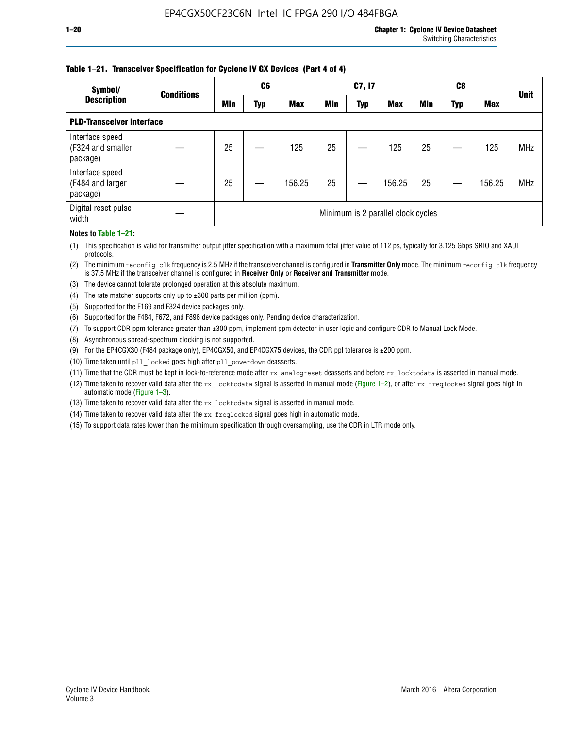**Table 1–21. Transceiver Specification for Cyclone IV GX Devices (Part 4 of 4)**

| Symbol/ Description | Conditions | C6 | | | C7, I7 | | | C8 | | | Unit |
|---|---|---|---|---|---|---|---|---|---|---|---|
| | | Min | Typ | Max | Min | Typ | Max | Min | Typ | Max | |
| **PLD-Transceiver Interface** | | | | | | | | | | | |
| Interface speed (F324 and smaller package) | — | 25 | — | 125 | 25 | — | 125 | 25 | — | 125 | MHz |
| Interface speed (F484 and larger package) | — | 25 | — | 156.25 | 25 | — | 156.25 | 25 | — | 156.25 | MHz |
| Digital reset pulse width | — | Minimum is 2 parallel clock cycles | | | | | | | | | |

**Notes to Table 1–21:**

(1) This specification is valid for transmitter output jitter specification with a maximum total jitter value of 112 ps, typically for 3.125 Gbps SRIO and XAUI protocols.

(2) The minimum `reconfig_clk` frequency is 2.5 MHz if the transceiver channel is configured in **Transmitter Only** mode. The minimum `reconfig_clk` frequency is 37.5 MHz if the transceiver channel is configured in **Receiver Only** or **Receiver and Transmitter** mode.

(3) The device cannot tolerate prolonged operation at this absolute maximum.

(4) The rate matcher supports only up to ±300 parts per million (ppm).

(5) Supported for the F169 and F324 device packages only.

(6) Supported for the F484, F672, and F896 device packages only. Pending device characterization.

(7) To support CDR ppm tolerance greater than ±300 ppm, implement ppm detector in user logic and configure CDR to Manual Lock Mode.

(8) Asynchronous spread-spectrum clocking is not supported.

(9) For the EP4CGX30 (F484 package only), EP4CGX50, and EP4CGX75 devices, the CDR ppl tolerance is ±200 ppm.

(10) Time taken until `pll_locked` goes high after `pll_powerdown` deasserts.

(11) Time that the CDR must be kept in lock-to-reference mode after `rx_analogreset` deasserts and before `rx_locktodata` is asserted in manual mode.

(12) Time taken to recover valid data after the `rx_locktodata` signal is asserted in manual mode (Figure 1–2), or after `rx_freqlocked` signal goes high in automatic mode (Figure 1–3).

(13) Time taken to recover valid data after the `rx_locktodata` signal is asserted in manual mode.

(14) Time taken to recover valid data after the `rx_freqlocked` signal goes high in automatic mode.

(15) To support data rates lower than the minimum specification through oversampling, use the CDR in LTR mode only.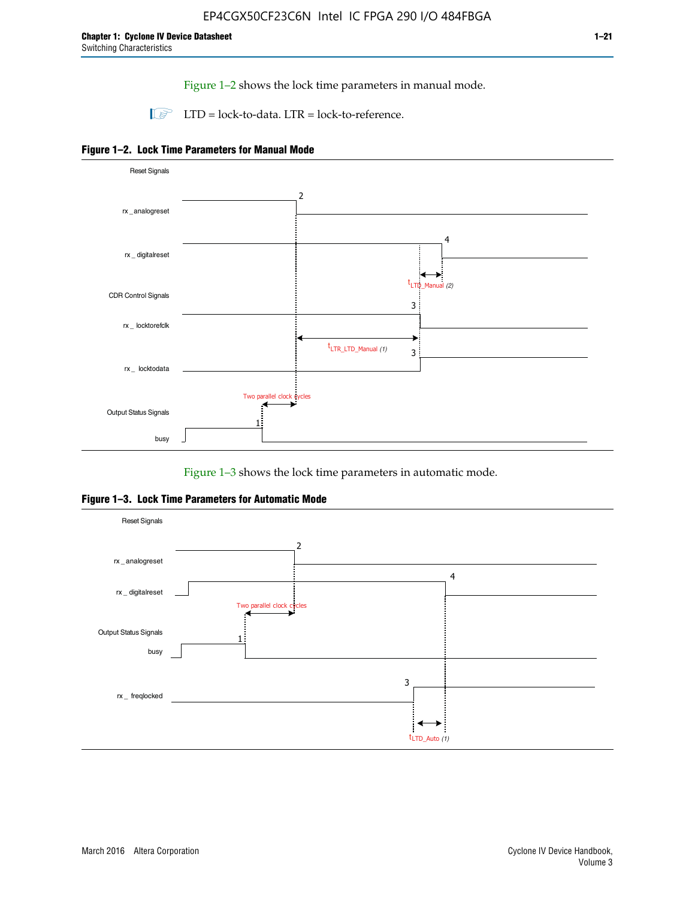Figure 1–2 shows the lock time parameters in manual mode.

LTD = lock-to-data. LTR = lock-to-reference.

**Figure 1–2. Lock Time Parameters for Manual Mode**

Reset Signals

rx_analogreset

rx_digitalreset

$t_{LTD\_Manual}$ (2)

CDR Control Signals

rx_locktorefclk

$t_{LTR\_LTD\_Manual}$ (1)

rx_locktodata

Two parallel clock cycles

Output Status Signals

busy

Figure 1–3 shows the lock time parameters in automatic mode.

**Figure 1–3. Lock Time Parameters for Automatic Mode**

Reset Signals

rx_analogreset

rx_digitalreset

Two parallel clock cycles

Output Status Signals

busy

rx_freqlocked

$t_{LTD\_Auto}$ (1)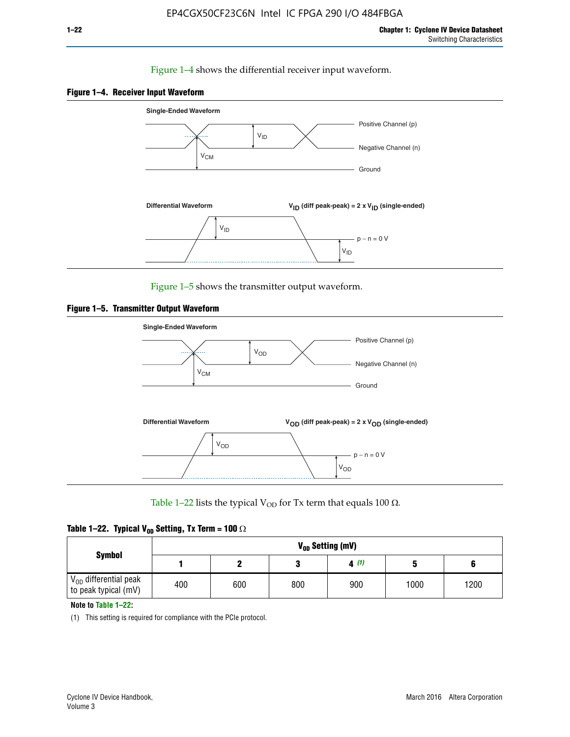Figure 1–4 shows the differential receiver input waveform.

**Figure 1–4. Receiver Input Waveform**

Single-Ended Waveform

Positive Channel (p)

Negative Channel (n)

Ground

$V_{ID}$

$V_{CM}$

Differential Waveform

$V_{ID}$ (diff peak-peak) = 2 x $V_{ID}$ (single-ended)

$V_{ID}$

p − n = 0 V

$V_{ID}$

Figure 1–5 shows the transmitter output waveform.

**Figure 1–5. Transmitter Output Waveform**

Single-Ended Waveform

Positive Channel (p)

Negative Channel (n)

Ground

$V_{OD}$

$V_{CM}$

Differential Waveform

$V_{OD}$ (diff peak-peak) = 2 x $V_{OD}$ (single-ended)

$V_{OD}$

p − n = 0 V

$V_{OD}$

Table 1–22 lists the typical $V_{OD}$ for Tx term that equals 100 Ω.

**Table 1–22. Typical $V_{OD}$ Setting, Tx Term = 100 Ω**

| Symbol | $V_{OD}$ Setting (mV) | | | | | |
|---|---|---|---|---|---|---|
| | 1 | 2 | 3 | 4 (1) | 5 | 6 |
| $V_{OD}$ differential peak to peak typical (mV) | 400 | 600 | 800 | 900 | 1000 | 1200 |

**Note to Table 1–22:**

(1) This setting is required for compliance with the PCIe protocol.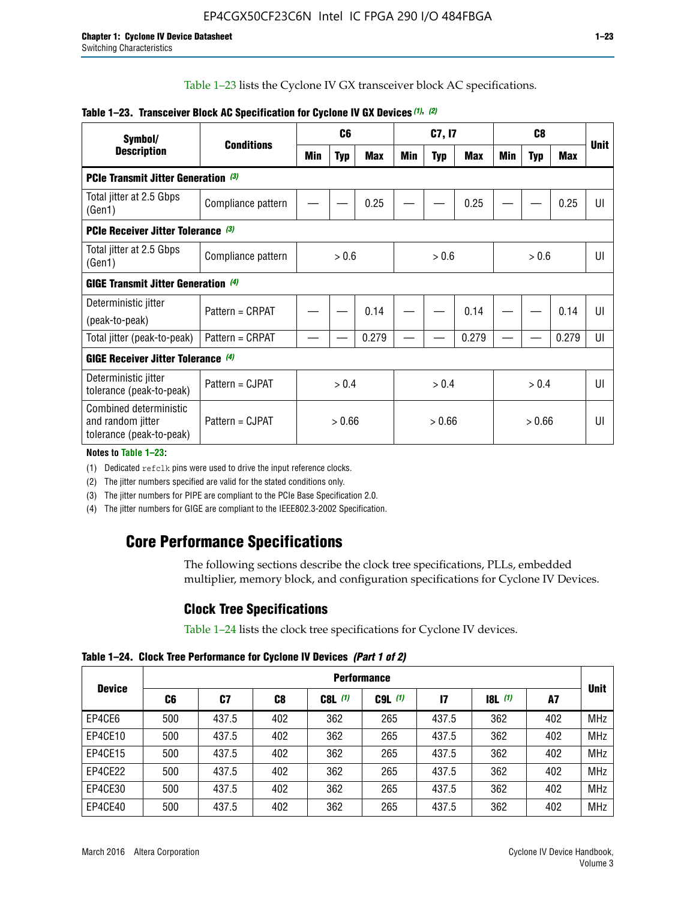Table 1–23 lists the Cyclone IV GX transceiver block AC specifications.

**Table 1–23. Transceiver Block AC Specification for Cyclone IV GX Devices (1), (2)**

| Symbol/ Description | Conditions | C6 | | | C7, I7 | | | C8 | | | Unit |
|---|---|---|---|---|---|---|---|---|---|---|---|
| | | Min | Typ | Max | Min | Typ | Max | Min | Typ | Max | |
| **PCIe Transmit Jitter Generation (3)** | | | | | | | | | | | |
| Total jitter at 2.5 Gbps (Gen1) | Compliance pattern | — | — | 0.25 | — | — | 0.25 | — | — | 0.25 | UI |
| **PCIe Receiver Jitter Tolerance (3)** | | | | | | | | | | | |
| Total jitter at 2.5 Gbps (Gen1) | Compliance pattern | > 0.6 | | | > 0.6 | | | > 0.6 | | | UI |
| **GIGE Transmit Jitter Generation (4)** | | | | | | | | | | | |
| Deterministic jitter (peak-to-peak) | Pattern = CRPAT | — | — | 0.14 | — | — | 0.14 | — | — | 0.14 | UI |
| Total jitter (peak-to-peak) | Pattern = CRPAT | — | — | 0.279 | — | — | 0.279 | — | — | 0.279 | UI |
| **GIGE Receiver Jitter Tolerance (4)** | | | | | | | | | | | |
| Deterministic jitter tolerance (peak-to-peak) | Pattern = CJPAT | > 0.4 | | | > 0.4 | | | > 0.4 | | | UI |
| Combined deterministic and random jitter tolerance (peak-to-peak) | Pattern = CJPAT | > 0.66 | | | > 0.66 | | | > 0.66 | | | UI |

**Notes to Table 1–23:**

(1) Dedicated refclk pins were used to drive the input reference clocks.

(2) The jitter numbers specified are valid for the stated conditions only.

(3) The jitter numbers for PIPE are compliant to the PCIe Base Specification 2.0.

(4) The jitter numbers for GIGE are compliant to the IEEE802.3-2002 Specification.

# Core Performance Specifications

The following sections describe the clock tree specifications, PLLs, embedded multiplier, memory block, and configuration specifications for Cyclone IV Devices.

## Clock Tree Specifications

Table 1–24 lists the clock tree specifications for Cyclone IV devices.

**Table 1–24. Clock Tree Performance for Cyclone IV Devices** *(Part 1 of 2)*

| Device | Performance | | | | | | | | Unit |
|---|---|---|---|---|---|---|---|---|---|
| | C6 | C7 | C8 | C8L (1) | C9L (1) | I7 | I8L (1) | A7 | |
| EP4CE6 | 500 | 437.5 | 402 | 362 | 265 | 437.5 | 362 | 402 | MHz |
| EP4CE10 | 500 | 437.5 | 402 | 362 | 265 | 437.5 | 362 | 402 | MHz |
| EP4CE15 | 500 | 437.5 | 402 | 362 | 265 | 437.5 | 362 | 402 | MHz |
| EP4CE22 | 500 | 437.5 | 402 | 362 | 265 | 437.5 | 362 | 402 | MHz |
| EP4CE30 | 500 | 437.5 | 402 | 362 | 265 | 437.5 | 362 | 402 | MHz |
| EP4CE40 | 500 | 437.5 | 402 | 362 | 265 | 437.5 | 362 | 402 | MHz |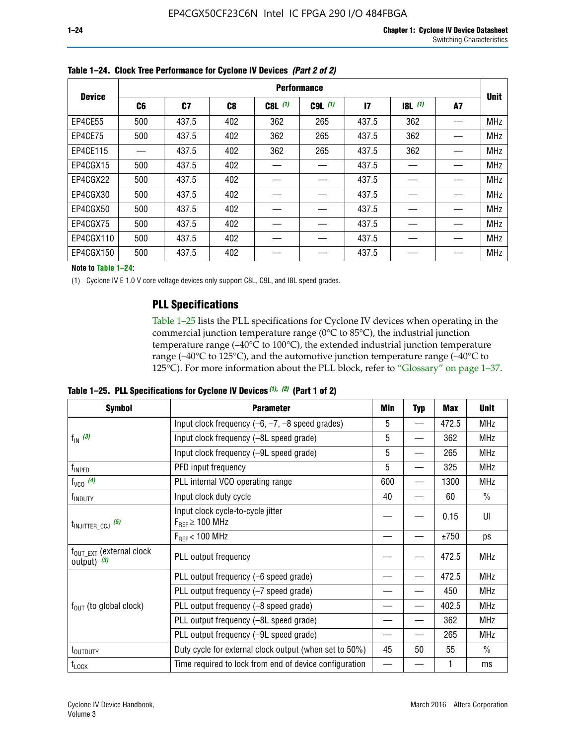**Table 1–24. Clock Tree Performance for Cyclone IV Devices *(Part 2 of 2)***

| Device | Performance | | | | | | | | Unit |
|---|---|---|---|---|---|---|---|---|---|
| | C6 | C7 | C8 | C8L *(1)* | C9L *(1)* | I7 | I8L *(1)* | A7 | |
| EP4CE55 | 500 | 437.5 | 402 | 362 | 265 | 437.5 | 362 | — | MHz |
| EP4CE75 | 500 | 437.5 | 402 | 362 | 265 | 437.5 | 362 | — | MHz |
| EP4CE115 | — | 437.5 | 402 | 362 | 265 | 437.5 | 362 | — | MHz |
| EP4CGX15 | 500 | 437.5 | 402 | — | — | 437.5 | — | — | MHz |
| EP4CGX22 | 500 | 437.5 | 402 | — | — | 437.5 | — | — | MHz |
| EP4CGX30 | 500 | 437.5 | 402 | — | — | 437.5 | — | — | MHz |
| EP4CGX50 | 500 | 437.5 | 402 | — | — | 437.5 | — | — | MHz |
| EP4CGX75 | 500 | 437.5 | 402 | — | — | 437.5 | — | — | MHz |
| EP4CGX110 | 500 | 437.5 | 402 | — | — | 437.5 | — | — | MHz |
| EP4CGX150 | 500 | 437.5 | 402 | — | — | 437.5 | — | — | MHz |

**Note to Table 1–24:**

(1) Cyclone IV E 1.0 V core voltage devices only support C8L, C9L, and I8L speed grades.

## PLL Specifications

Table 1–25 lists the PLL specifications for Cyclone IV devices when operating in the commercial junction temperature range (0°C to 85°C), the industrial junction temperature range (–40°C to 100°C), the extended industrial junction temperature range (–40°C to 125°C), and the automotive junction temperature range (–40°C to 125°C). For more information about the PLL block, refer to "Glossary" on page 1–37.

**Table 1–25. PLL Specifications for Cyclone IV Devices *(1), (2)* (Part 1 of 2)**

| Symbol | Parameter | Min | Typ | Max | Unit |
|---|---|---|---|---|---|
| $f_{IN}$ *(3)* | Input clock frequency (–6, –7, –8 speed grades) | 5 | — | 472.5 | MHz |
| | Input clock frequency (–8L speed grade) | 5 | — | 362 | MHz |
| | Input clock frequency (–9L speed grade) | 5 | — | 265 | MHz |
| $f_{INPFD}$ | PFD input frequency | 5 | — | 325 | MHz |
| $f_{VCO}$ *(4)* | PLL internal VCO operating range | 600 | — | 1300 | MHz |
| $f_{INDUTY}$ | Input clock duty cycle | 40 | — | 60 | % |
| $t_{INJITTER\_CCJ}$ *(5)* | Input clock cycle-to-cycle jitter $F_{REF} \geq 100$ MHz | — | — | 0.15 | UI |
| | $F_{REF} < 100$ MHz | — | — | ±750 | ps |
| $f_{OUT\_EXT}$ (external clock output) *(3)* | PLL output frequency | — | — | 472.5 | MHz |
| $f_{OUT}$ (to global clock) | PLL output frequency (–6 speed grade) | — | — | 472.5 | MHz |
| | PLL output frequency (–7 speed grade) | — | — | 450 | MHz |
| | PLL output frequency (–8 speed grade) | — | — | 402.5 | MHz |
| | PLL output frequency (–8L speed grade) | — | — | 362 | MHz |
| | PLL output frequency (–9L speed grade) | — | — | 265 | MHz |
| $t_{OUTDUTY}$ | Duty cycle for external clock output (when set to 50%) | 45 | 50 | 55 | % |
| $t_{LOCK}$ | Time required to lock from end of device configuration | — | — | 1 | ms |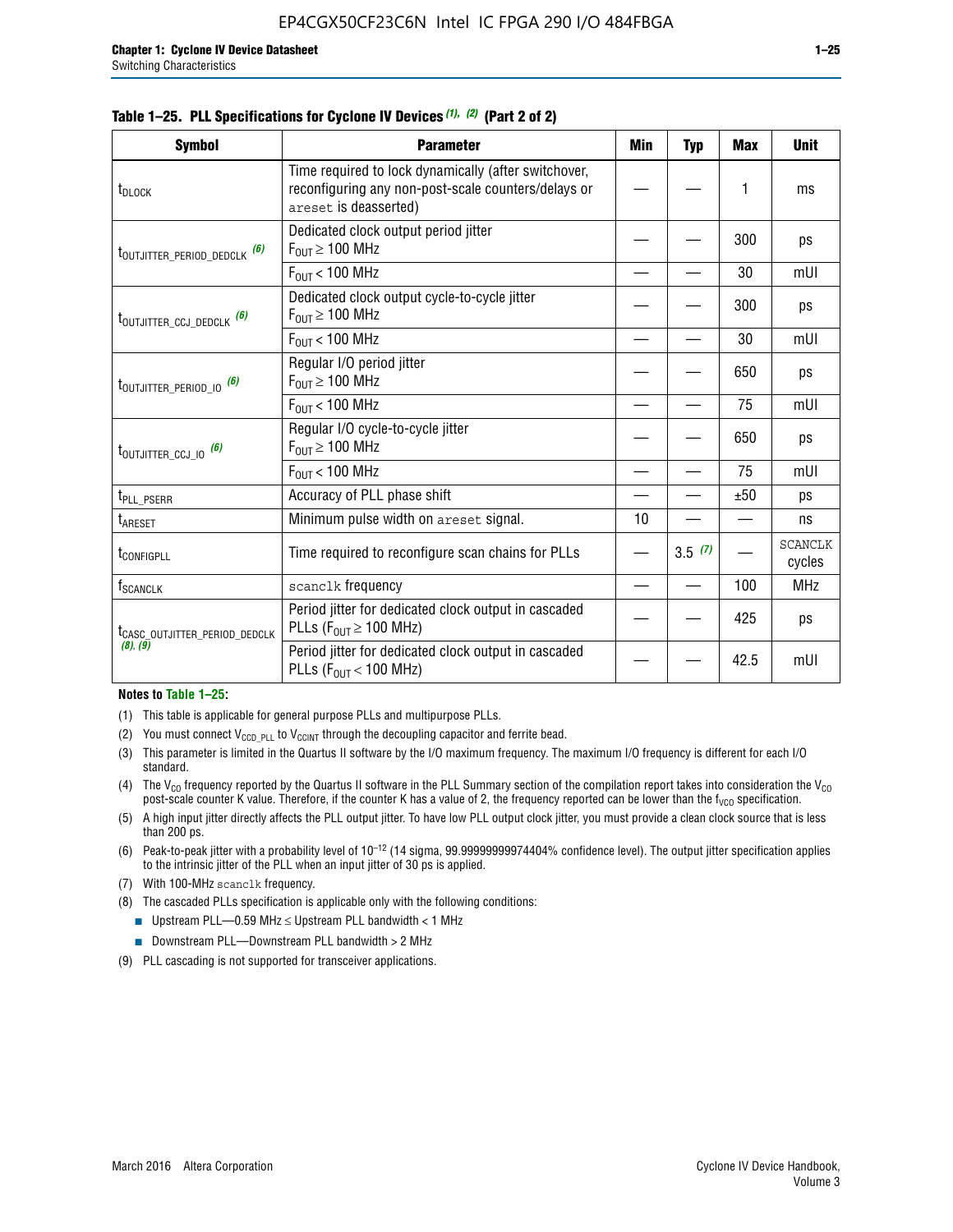**Table 1–25. PLL Specifications for Cyclone IV Devices (1), (2) (Part 2 of 2)**

| Symbol | Parameter | Min | Typ | Max | Unit |
|---|---|---|---|---|---|
| $t_{DLOCK}$ | Time required to lock dynamically (after switchover, reconfiguring any non-post-scale counters/delays or areset is deasserted) | — | — | 1 | ms |
| $t_{OUTJITTER\_PERIOD\_DEDCLK}$ (6) | Dedicated clock output period jitter $F_{OUT} \geq 100$ MHz | — | — | 300 | ps |
| | $F_{OUT} < 100$ MHz | — | — | 30 | mUI |
| $t_{OUTJITTER\_CCJ\_DEDCLK}$ (6) | Dedicated clock output cycle-to-cycle jitter $F_{OUT} \geq 100$ MHz | — | — | 300 | ps |
| | $F_{OUT} < 100$ MHz | — | — | 30 | mUI |
| $t_{OUTJITTER\_PERIOD\_IO}$ (6) | Regular I/O period jitter $F_{OUT} \geq 100$ MHz | — | — | 650 | ps |
| | $F_{OUT} < 100$ MHz | — | — | 75 | mUI |
| $t_{OUTJITTER\_CCJ\_IO}$ (6) | Regular I/O cycle-to-cycle jitter $F_{OUT} \geq 100$ MHz | — | — | 650 | ps |
| | $F_{OUT} < 100$ MHz | — | — | 75 | mUI |
| $t_{PLL\_PSERR}$ | Accuracy of PLL phase shift | — | — | ±50 | ps |
| $t_{ARESET}$ | Minimum pulse width on areset signal. | 10 | — | — | ns |
| $t_{CONFIGPLL}$ | Time required to reconfigure scan chains for PLLs | — | 3.5 (7) | — | SCANCLK cycles |
| $f_{SCANCLK}$ | scanclk frequency | — | — | 100 | MHz |
| $t_{CASC\_OUTJITTER\_PERIOD\_DEDCLK}$ (8), (9) | Period jitter for dedicated clock output in cascaded PLLs ($F_{OUT} \geq 100$ MHz) | — | — | 425 | ps |
| | Period jitter for dedicated clock output in cascaded PLLs ($F_{OUT} < 100$ MHz) | — | — | 42.5 | mUI |

**Notes to Table 1–25:**

(1) This table is applicable for general purpose PLLs and multipurpose PLLs.

(2) You must connect $V_{CCD\_PLL}$ to $V_{CCINT}$ through the decoupling capacitor and ferrite bead.

(3) This parameter is limited in the Quartus II software by the I/O maximum frequency. The maximum I/O frequency is different for each I/O standard.

(4) The $V_{CO}$ frequency reported by the Quartus II software in the PLL Summary section of the compilation report takes into consideration the $V_{CO}$ post-scale counter K value. Therefore, if the counter K has a value of 2, the frequency reported can be lower than the $f_{VCO}$ specification.

(5) A high input jitter directly affects the PLL output jitter. To have low PLL output clock jitter, you must provide a clean clock source that is less than 200 ps.

(6) Peak-to-peak jitter with a probability level of $10^{-12}$ (14 sigma, 99.99999999974404% confidence level). The output jitter specification applies to the intrinsic jitter of the PLL when an input jitter of 30 ps is applied.

(7) With 100-MHz scanclk frequency.

(8) The cascaded PLLs specification is applicable only with the following conditions:
- Upstream PLL—0.59 MHz ≤ Upstream PLL bandwidth < 1 MHz
- Downstream PLL—Downstream PLL bandwidth > 2 MHz

(9) PLL cascading is not supported for transceiver applications.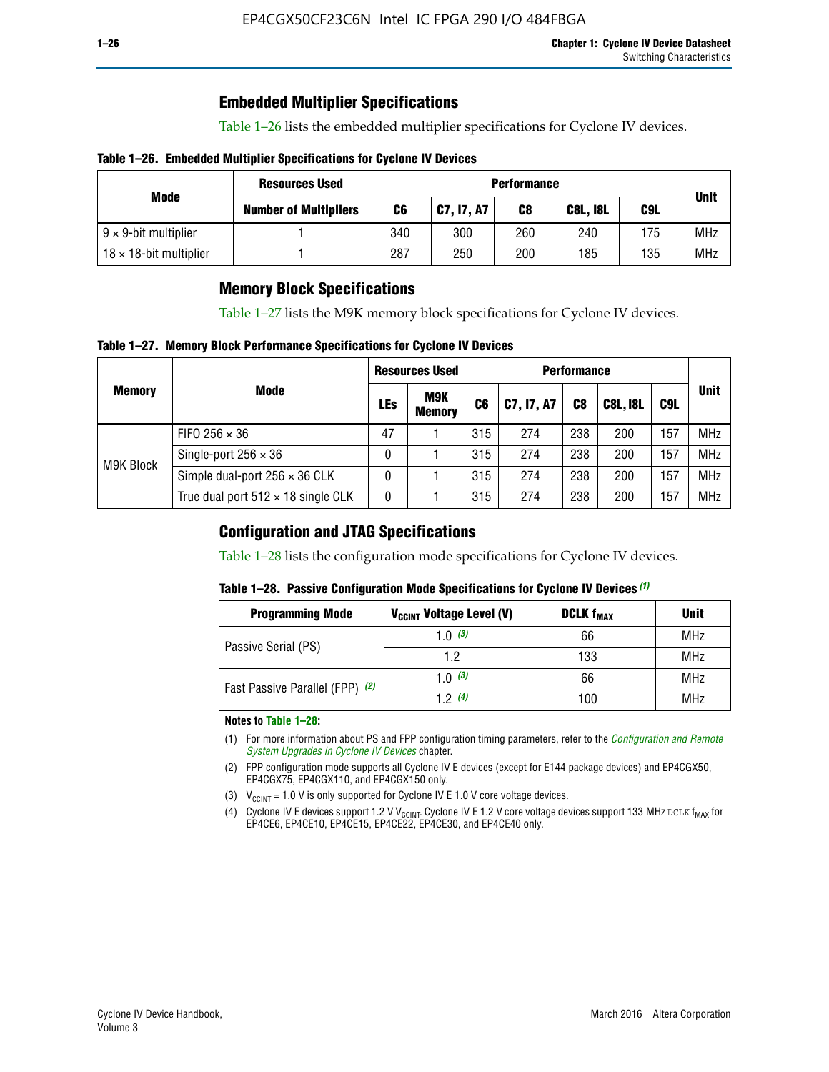## Embedded Multiplier Specifications

Table 1–26 lists the embedded multiplier specifications for Cyclone IV devices.

**Table 1–26. Embedded Multiplier Specifications for Cyclone IV Devices**

| Mode | Resources Used | Performance | | | | | Unit |
|---|---|---|---|---|---|---|---|
| | Number of Multipliers | C6 | C7, I7, A7 | C8 | C8L, I8L | C9L | |
| 9 × 9-bit multiplier | 1 | 340 | 300 | 260 | 240 | 175 | MHz |
| 18 × 18-bit multiplier | 1 | 287 | 250 | 200 | 185 | 135 | MHz |

## Memory Block Specifications

Table 1–27 lists the M9K memory block specifications for Cyclone IV devices.

**Table 1–27. Memory Block Performance Specifications for Cyclone IV Devices**

| Memory | Mode | Resources Used | | Performance | | | | | Unit |
|---|---|---|---|---|---|---|---|---|---|
| | | LEs | M9K Memory | C6 | C7, I7, A7 | C8 | C8L, I8L | C9L | |
| M9K Block | FIFO 256 × 36 | 47 | 1 | 315 | 274 | 238 | 200 | 157 | MHz |
| | Single-port 256 × 36 | 0 | 1 | 315 | 274 | 238 | 200 | 157 | MHz |
| | Simple dual-port 256 × 36 CLK | 0 | 1 | 315 | 274 | 238 | 200 | 157 | MHz |
| | True dual port 512 × 18 single CLK | 0 | 1 | 315 | 274 | 238 | 200 | 157 | MHz |

## Configuration and JTAG Specifications

Table 1–28 lists the configuration mode specifications for Cyclone IV devices.

**Table 1–28. Passive Configuration Mode Specifications for Cyclone IV Devices** *(1)*

| Programming Mode | $V_{CCINT}$ Voltage Level (V) | DCLK $f_{MAX}$ | Unit |
|---|---|---|---|
| Passive Serial (PS) | 1.0 *(3)* | 66 | MHz |
| | 1.2 | 133 | MHz |
| Fast Passive Parallel (FPP) *(2)* | 1.0 *(3)* | 66 | MHz |
| | 1.2 *(4)* | 100 | MHz |

**Notes to Table 1–28:**

(1) For more information about PS and FPP configuration timing parameters, refer to the *Configuration and Remote System Upgrades in Cyclone IV Devices* chapter.

(2) FPP configuration mode supports all Cyclone IV E devices (except for E144 package devices) and EP4CGX50, EP4CGX75, EP4CGX110, and EP4CGX150 only.

(3) $V_{CCINT}$ = 1.0 V is only supported for Cyclone IV E 1.0 V core voltage devices.

(4) Cyclone IV E devices support 1.2 V $V_{CCINT}$. Cyclone IV E 1.2 V core voltage devices support 133 MHz DCLK $f_{MAX}$ for EP4CE6, EP4CE10, EP4CE15, EP4CE22, EP4CE30, and EP4CE40 only.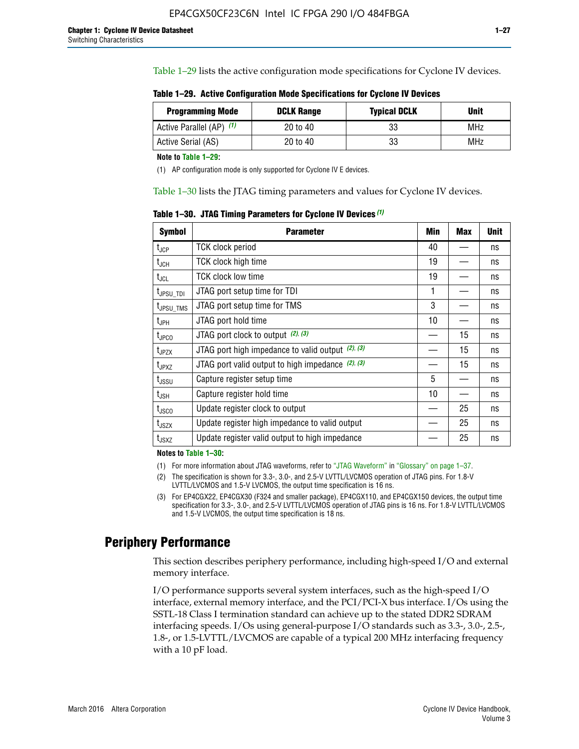Table 1–29 lists the active configuration mode specifications for Cyclone IV devices.

**Table 1–29. Active Configuration Mode Specifications for Cyclone IV Devices**

| Programming Mode | DCLK Range | Typical DCLK | Unit |
|---|---|---|---|
| Active Parallel (AP) (1) | 20 to 40 | 33 | MHz |
| Active Serial (AS) | 20 to 40 | 33 | MHz |

**Note to Table 1–29:**

(1) AP configuration mode is only supported for Cyclone IV E devices.

Table 1–30 lists the JTAG timing parameters and values for Cyclone IV devices.

**Table 1–30. JTAG Timing Parameters for Cyclone IV Devices (1)**

| Symbol | Parameter | Min | Max | Unit |
|---|---|---|---|---|
| $t_{JCP}$ | TCK clock period | 40 | — | ns |
| $t_{JCH}$ | TCK clock high time | 19 | — | ns |
| $t_{JCL}$ | TCK clock low time | 19 | — | ns |
| $t_{JPSU\_TDI}$ | JTAG port setup time for TDI | 1 | — | ns |
| $t_{JPSU\_TMS}$ | JTAG port setup time for TMS | 3 | — | ns |
| $t_{JPH}$ | JTAG port hold time | 10 | — | ns |
| $t_{JPCO}$ | JTAG port clock to output (2), (3) | — | 15 | ns |
| $t_{JPZX}$ | JTAG port high impedance to valid output (2), (3) | — | 15 | ns |
| $t_{JPXZ}$ | JTAG port valid output to high impedance (2), (3) | — | 15 | ns |
| $t_{JSSU}$ | Capture register setup time | 5 | — | ns |
| $t_{JSH}$ | Capture register hold time | 10 | — | ns |
| $t_{JSCO}$ | Update register clock to output | — | 25 | ns |
| $t_{JSZX}$ | Update register high impedance to valid output | — | 25 | ns |
| $t_{JSXZ}$ | Update register valid output to high impedance | — | 25 | ns |

**Notes to Table 1–30:**

(1) For more information about JTAG waveforms, refer to "JTAG Waveform" in "Glossary" on page 1–37.

(2) The specification is shown for 3.3-, 3.0-, and 2.5-V LVTTL/LVCMOS operation of JTAG pins. For 1.8-V LVTTL/LVCMOS and 1.5-V LVCMOS, the output time specification is 16 ns.

(3) For EP4CGX22, EP4CGX30 (F324 and smaller package), EP4CGX110, and EP4CGX150 devices, the output time specification for 3.3-, 3.0-, and 2.5-V LVTTL/LVCMOS operation of JTAG pins is 16 ns. For 1.8-V LVTTL/LVCMOS and 1.5-V LVCMOS, the output time specification is 18 ns.

## Periphery Performance

This section describes periphery performance, including high-speed I/O and external memory interface.

I/O performance supports several system interfaces, such as the high-speed I/O interface, external memory interface, and the PCI/PCI-X bus interface. I/Os using the SSTL-18 Class I termination standard can achieve up to the stated DDR2 SDRAM interfacing speeds. I/Os using general-purpose I/O standards such as 3.3-, 3.0-, 2.5-, 1.8-, or 1.5-LVTTL/LVCMOS are capable of a typical 200 MHz interfacing frequency with a 10 pF load.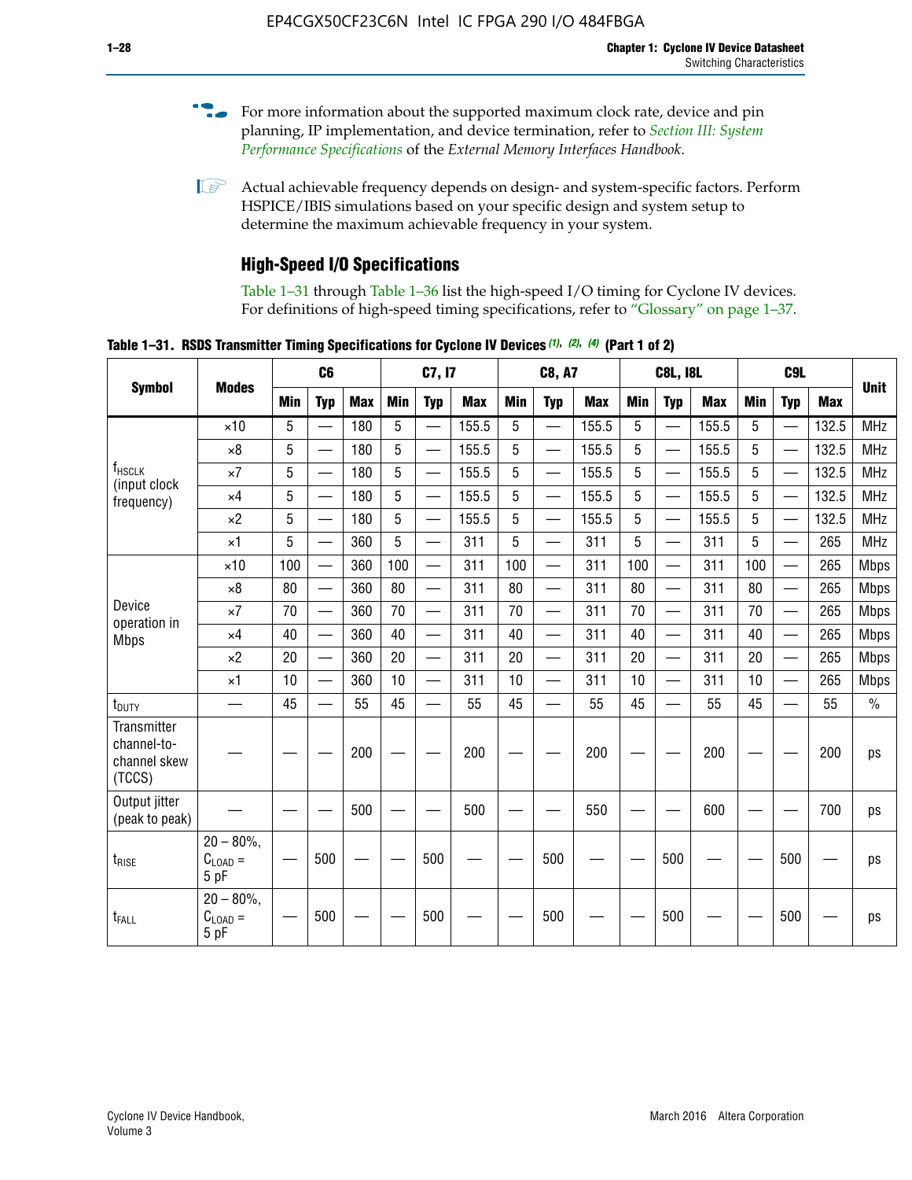For more information about the supported maximum clock rate, device and pin planning, IP implementation, and device termination, refer to *Section III: System Performance Specifications* of the *External Memory Interfaces Handbook*.

Actual achievable frequency depends on design- and system-specific factors. Perform HSPICE/IBIS simulations based on your specific design and system setup to determine the maximum achievable frequency in your system.

### High-Speed I/O Specifications

Table 1–31 through Table 1–36 list the high-speed I/O timing for Cyclone IV devices. For definitions of high-speed timing specifications, refer to "Glossary" on page 1–37.

**Table 1–31. RSDS Transmitter Timing Specifications for Cyclone IV Devices (1), (2), (4) (Part 1 of 2)**

| Symbol | Modes | C6 | | | C7, I7 | | | C8, A7 | | | C8L, I8L | | | C9L | | | Unit |
|---|---|---|---|---|---|---|---|---|---|---|---|---|---|---|---|---|---|
| | | Min | Typ | Max | Min | Typ | Max | Min | Typ | Max | Min | Typ | Max | Min | Typ | Max | |
| $f_{HSCLK}$ (input clock frequency) | ×10 | 5 | — | 180 | 5 | — | 155.5 | 5 | — | 155.5 | 5 | — | 155.5 | 5 | — | 132.5 | MHz |
| | ×8 | 5 | — | 180 | 5 | — | 155.5 | 5 | — | 155.5 | 5 | — | 155.5 | 5 | — | 132.5 | MHz |
| | ×7 | 5 | — | 180 | 5 | — | 155.5 | 5 | — | 155.5 | 5 | — | 155.5 | 5 | — | 132.5 | MHz |
| | ×4 | 5 | — | 180 | 5 | — | 155.5 | 5 | — | 155.5 | 5 | — | 155.5 | 5 | — | 132.5 | MHz |
| | ×2 | 5 | — | 180 | 5 | — | 155.5 | 5 | — | 155.5 | 5 | — | 155.5 | 5 | — | 132.5 | MHz |
| | ×1 | 5 | — | 360 | 5 | — | 311 | 5 | — | 311 | 5 | — | 311 | 5 | — | 265 | MHz |
| Device operation in Mbps | ×10 | 100 | — | 360 | 100 | — | 311 | 100 | — | 311 | 100 | — | 311 | 100 | — | 265 | Mbps |
| | ×8 | 80 | — | 360 | 80 | — | 311 | 80 | — | 311 | 80 | — | 311 | 80 | — | 265 | Mbps |
| | ×7 | 70 | — | 360 | 70 | — | 311 | 70 | — | 311 | 70 | — | 311 | 70 | — | 265 | Mbps |
| | ×4 | 40 | — | 360 | 40 | — | 311 | 40 | — | 311 | 40 | — | 311 | 40 | — | 265 | Mbps |
| | ×2 | 20 | — | 360 | 20 | — | 311 | 20 | — | 311 | 20 | — | 311 | 20 | — | 265 | Mbps |
| | ×1 | 10 | — | 360 | 10 | — | 311 | 10 | — | 311 | 10 | — | 311 | 10 | — | 265 | Mbps |
| $t_{DUTY}$ | — | 45 | — | 55 | 45 | — | 55 | 45 | — | 55 | 45 | — | 55 | 45 | — | 55 | % |
| Transmitter channel-to-channel skew (TCCS) | — | — | — | 200 | — | — | 200 | — | — | 200 | — | — | 200 | — | — | 200 | ps |
| Output jitter (peak to peak) | — | — | — | 500 | — | — | 500 | — | — | 550 | — | — | 600 | — | — | 700 | ps |
| $t_{RISE}$ | 20 – 80%, $C_{LOAD}$ = 5 pF | — | 500 | — | — | 500 | — | — | 500 | — | — | 500 | — | — | 500 | — | ps |
| $t_{FALL}$ | 20 – 80%, $C_{LOAD}$ = 5 pF | — | 500 | — | — | 500 | — | — | 500 | — | — | 500 | — | — | 500 | — | ps |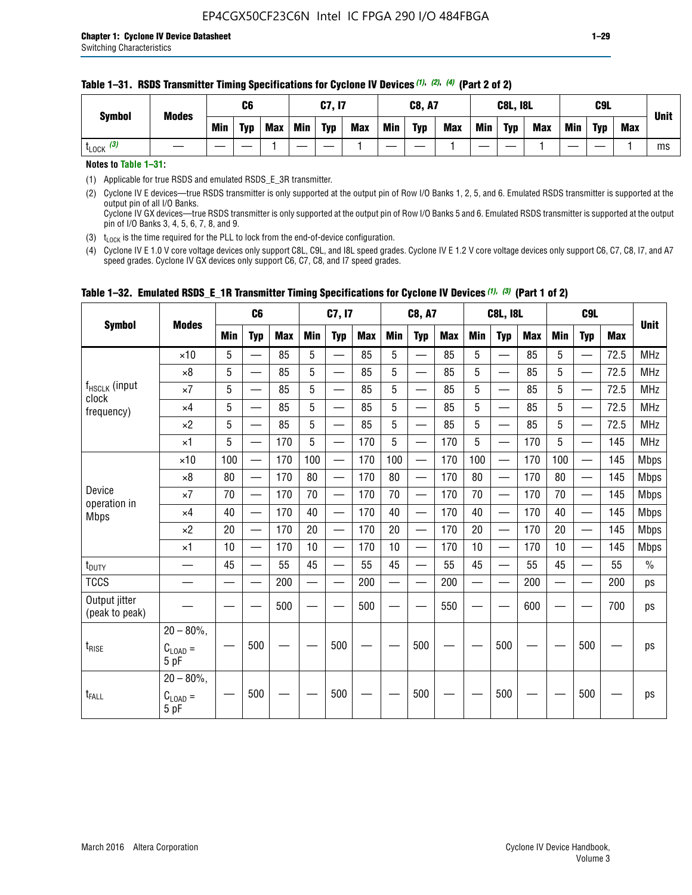**Table 1–31. RSDS Transmitter Timing Specifications for Cyclone IV Devices (1), (2), (4) (Part 2 of 2)**

| Symbol | Modes | C6 | | | C7, I7 | | | C8, A7 | | | C8L, I8L | | | C9L | | | Unit |
|---|---|---|---|---|---|---|---|---|---|---|---|---|---|---|---|---|---|
| | | Min | Typ | Max | Min | Typ | Max | Min | Typ | Max | Min | Typ | Max | Min | Typ | Max | |
| $t_{LOCK}$ (3) | — | — | — | 1 | — | — | 1 | — | — | 1 | — | — | 1 | — | — | 1 | ms |

**Notes to Table 1–31:**

(1) Applicable for true RSDS and emulated RSDS_E_3R transmitter.

(2) Cyclone IV E devices—true RSDS transmitter is only supported at the output pin of Row I/O Banks 1, 2, 5, and 6. Emulated RSDS transmitter is supported at the output pin of all I/O Banks.
Cyclone IV GX devices—true RSDS transmitter is only supported at the output pin of Row I/O Banks 5 and 6. Emulated RSDS transmitter is supported at the output pin of I/O Banks 3, 4, 5, 6, 7, 8, and 9.

(3) $t_{LOCK}$ is the time required for the PLL to lock from the end-of-device configuration.

(4) Cyclone IV E 1.0 V core voltage devices only support C8L, C9L, and I8L speed grades. Cyclone IV E 1.2 V core voltage devices only support C6, C7, C8, I7, and A7 speed grades. Cyclone IV GX devices only support C6, C7, C8, and I7 speed grades.

**Table 1–32. Emulated RSDS_E_1R Transmitter Timing Specifications for Cyclone IV Devices (1), (3) (Part 1 of 2)**

| Symbol | Modes | C6 | | | C7, I7 | | | C8, A7 | | | C8L, I8L | | | C9L | | | Unit |
|---|---|---|---|---|---|---|---|---|---|---|---|---|---|---|---|---|---|
| | | Min | Typ | Max | Min | Typ | Max | Min | Typ | Max | Min | Typ | Max | Min | Typ | Max | |
| $f_{HSCLK}$ (input clock frequency) | ×10 | 5 | — | 85 | 5 | — | 85 | 5 | — | 85 | 5 | — | 85 | 5 | — | 72.5 | MHz |
| | ×8 | 5 | — | 85 | 5 | — | 85 | 5 | — | 85 | 5 | — | 85 | 5 | — | 72.5 | MHz |
| | ×7 | 5 | — | 85 | 5 | — | 85 | 5 | — | 85 | 5 | — | 85 | 5 | — | 72.5 | MHz |
| | ×4 | 5 | — | 85 | 5 | — | 85 | 5 | — | 85 | 5 | — | 85 | 5 | — | 72.5 | MHz |
| | ×2 | 5 | — | 85 | 5 | — | 85 | 5 | — | 85 | 5 | — | 85 | 5 | — | 72.5 | MHz |
| | ×1 | 5 | — | 170 | 5 | — | 170 | 5 | — | 170 | 5 | — | 170 | 5 | — | 145 | MHz |
| Device operation in Mbps | ×10 | 100 | — | 170 | 100 | — | 170 | 100 | — | 170 | 100 | — | 170 | 100 | — | 145 | Mbps |
| | ×8 | 80 | — | 170 | 80 | — | 170 | 80 | — | 170 | 80 | — | 170 | 80 | — | 145 | Mbps |
| | ×7 | 70 | — | 170 | 70 | — | 170 | 70 | — | 170 | 70 | — | 170 | 70 | — | 145 | Mbps |
| | ×4 | 40 | — | 170 | 40 | — | 170 | 40 | — | 170 | 40 | — | 170 | 40 | — | 145 | Mbps |
| | ×2 | 20 | — | 170 | 20 | — | 170 | 20 | — | 170 | 20 | — | 170 | 20 | — | 145 | Mbps |
| | ×1 | 10 | — | 170 | 10 | — | 170 | 10 | — | 170 | 10 | — | 170 | 10 | — | 145 | Mbps |
| $t_{DUTY}$ | — | 45 | — | 55 | 45 | — | 55 | 45 | — | 55 | 45 | — | 55 | 45 | — | 55 | % |
| TCCS | — | — | — | 200 | — | — | 200 | — | — | 200 | — | — | 200 | — | — | 200 | ps |
| Output jitter (peak to peak) | — | — | — | 500 | — | — | 500 | — | — | 550 | — | — | 600 | — | — | 700 | ps |
| $t_{RISE}$ | 20 – 80%, $C_{LOAD}$ = 5 pF | — | 500 | — | — | 500 | — | — | 500 | — | — | 500 | — | — | 500 | — | ps |
| $t_{FALL}$ | 20 – 80%, $C_{LOAD}$ = 5 pF | — | 500 | — | — | 500 | — | — | 500 | — | — | 500 | — | — | 500 | — | ps |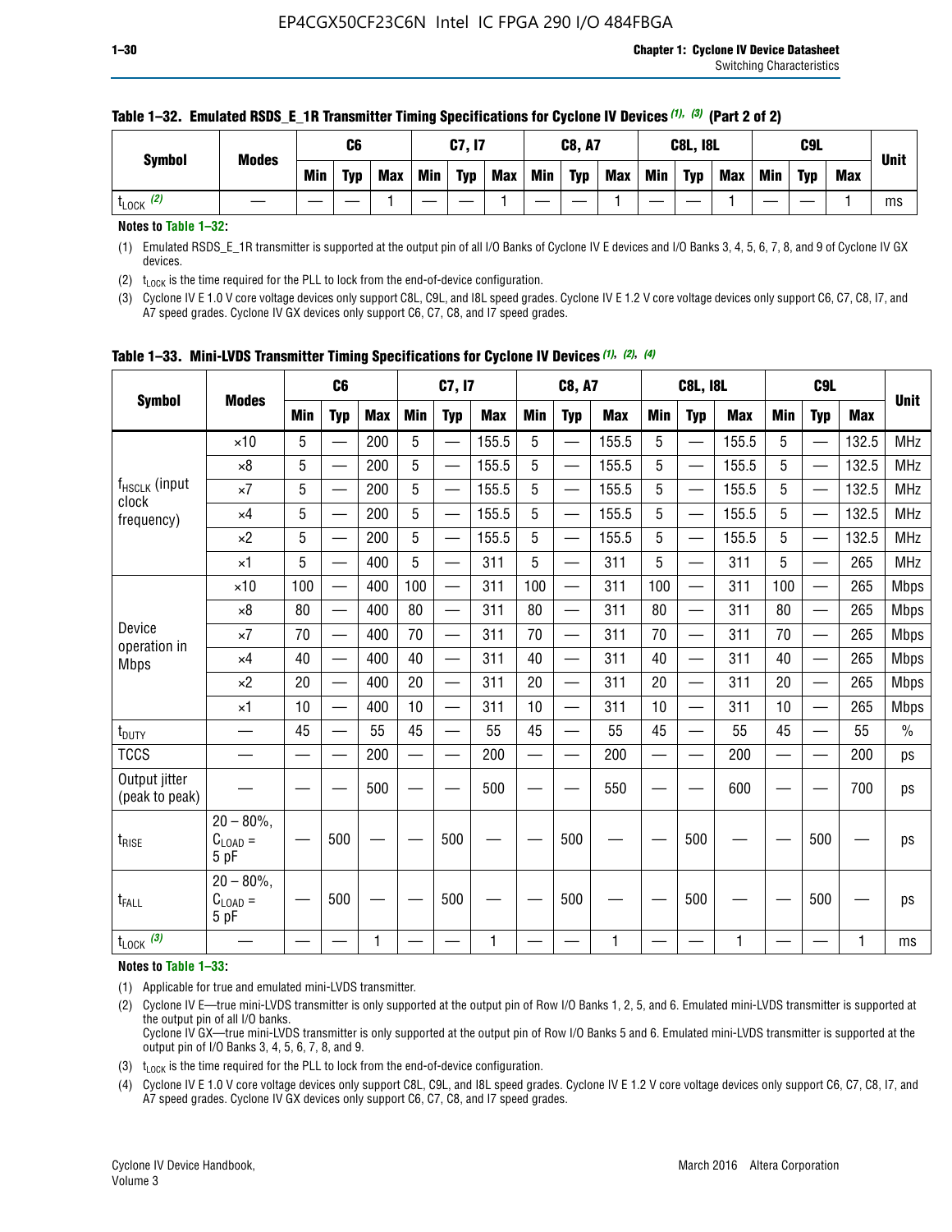**Table 1–32. Emulated RSDS_E_1R Transmitter Timing Specifications for Cyclone IV Devices (1), (3) (Part 2 of 2)**

| Symbol | Modes | C6 | | | C7, I7 | | | C8, A7 | | | C8L, I8L | | | C9L | | | Unit |
|---|---|---|---|---|---|---|---|---|---|---|---|---|---|---|---|---|---|
| | | Min | Typ | Max | Min | Typ | Max | Min | Typ | Max | Min | Typ | Max | Min | Typ | Max | |
| $t_{LOCK}$ (2) | — | — | — | 1 | — | — | 1 | — | — | 1 | — | — | 1 | — | — | 1 | ms |

**Notes to Table 1–32:**

(1) Emulated RSDS_E_1R transmitter is supported at the output pin of all I/O Banks of Cyclone IV E devices and I/O Banks 3, 4, 5, 6, 7, 8, and 9 of Cyclone IV GX devices.

(2) $t_{LOCK}$ is the time required for the PLL to lock from the end-of-device configuration.

(3) Cyclone IV E 1.0 V core voltage devices only support C8L, C9L, and I8L speed grades. Cyclone IV E 1.2 V core voltage devices only support C6, C7, C8, I7, and A7 speed grades. Cyclone IV GX devices only support C6, C7, C8, and I7 speed grades.

**Table 1–33. Mini-LVDS Transmitter Timing Specifications for Cyclone IV Devices (1), (2), (4)**

| Symbol | Modes | C6 | | | C7, I7 | | | C8, A7 | | | C8L, I8L | | | C9L | | | Unit |
|---|---|---|---|---|---|---|---|---|---|---|---|---|---|---|---|---|---|
| | | Min | Typ | Max | Min | Typ | Max | Min | Typ | Max | Min | Typ | Max | Min | Typ | Max | |
| $f_{HSCLK}$ (input clock frequency) | ×10 | 5 | — | 200 | 5 | — | 155.5 | 5 | — | 155.5 | 5 | — | 155.5 | 5 | — | 132.5 | MHz |
| | ×8 | 5 | — | 200 | 5 | — | 155.5 | 5 | — | 155.5 | 5 | — | 155.5 | 5 | — | 132.5 | MHz |
| | ×7 | 5 | — | 200 | 5 | — | 155.5 | 5 | — | 155.5 | 5 | — | 155.5 | 5 | — | 132.5 | MHz |
| | ×4 | 5 | — | 200 | 5 | — | 155.5 | 5 | — | 155.5 | 5 | — | 155.5 | 5 | — | 132.5 | MHz |
| | ×2 | 5 | — | 200 | 5 | — | 155.5 | 5 | — | 155.5 | 5 | — | 155.5 | 5 | — | 132.5 | MHz |
| | ×1 | 5 | — | 400 | 5 | — | 311 | 5 | — | 311 | 5 | — | 311 | 5 | — | 265 | MHz |
| Device operation in Mbps | ×10 | 100 | — | 400 | 100 | — | 311 | 100 | — | 311 | 100 | — | 311 | 100 | — | 265 | Mbps |
| | ×8 | 80 | — | 400 | 80 | — | 311 | 80 | — | 311 | 80 | — | 311 | 80 | — | 265 | Mbps |
| | ×7 | 70 | — | 400 | 70 | — | 311 | 70 | — | 311 | 70 | — | 311 | 70 | — | 265 | Mbps |
| | ×4 | 40 | — | 400 | 40 | — | 311 | 40 | — | 311 | 40 | — | 311 | 40 | — | 265 | Mbps |
| | ×2 | 20 | — | 400 | 20 | — | 311 | 20 | — | 311 | 20 | — | 311 | 20 | — | 265 | Mbps |
| | ×1 | 10 | — | 400 | 10 | — | 311 | 10 | — | 311 | 10 | — | 311 | 10 | — | 265 | Mbps |
| $t_{DUTY}$ | — | 45 | — | 55 | 45 | — | 55 | 45 | — | 55 | 45 | — | 55 | 45 | — | 55 | % |
| TCCS | — | — | — | 200 | — | — | 200 | — | — | 200 | — | — | 200 | — | — | 200 | ps |
| Output jitter (peak to peak) | — | — | — | 500 | — | — | 500 | — | — | 550 | — | — | 600 | — | — | 700 | ps |
| $t_{RISE}$ | 20 – 80%, $C_{LOAD}$ = 5 pF | — | 500 | — | — | 500 | — | — | 500 | — | — | 500 | — | — | 500 | — | ps |
| $t_{FALL}$ | 20 – 80%, $C_{LOAD}$ = 5 pF | — | 500 | — | — | 500 | — | — | 500 | — | — | 500 | — | — | 500 | — | ps |
| $t_{LOCK}$ (3) | — | — | — | 1 | — | — | 1 | — | — | 1 | — | — | 1 | — | — | 1 | ms |

**Notes to Table 1–33:**

(1) Applicable for true and emulated mini-LVDS transmitter.

(2) Cyclone IV E—true mini-LVDS transmitter is only supported at the output pin of Row I/O Banks 1, 2, 5, and 6. Emulated mini-LVDS transmitter is supported at the output pin of all I/O banks.
Cyclone IV GX—true mini-LVDS transmitter is only supported at the output pin of Row I/O Banks 5 and 6. Emulated mini-LVDS transmitter is supported at the output pin of I/O Banks 3, 4, 5, 6, 7, 8, and 9.

(3) $t_{LOCK}$ is the time required for the PLL to lock from the end-of-device configuration.

(4) Cyclone IV E 1.0 V core voltage devices only support C8L, C9L, and I8L speed grades. Cyclone IV E 1.2 V core voltage devices only support C6, C7, C8, I7, and A7 speed grades. Cyclone IV GX devices only support C6, C7, C8, and I7 speed grades.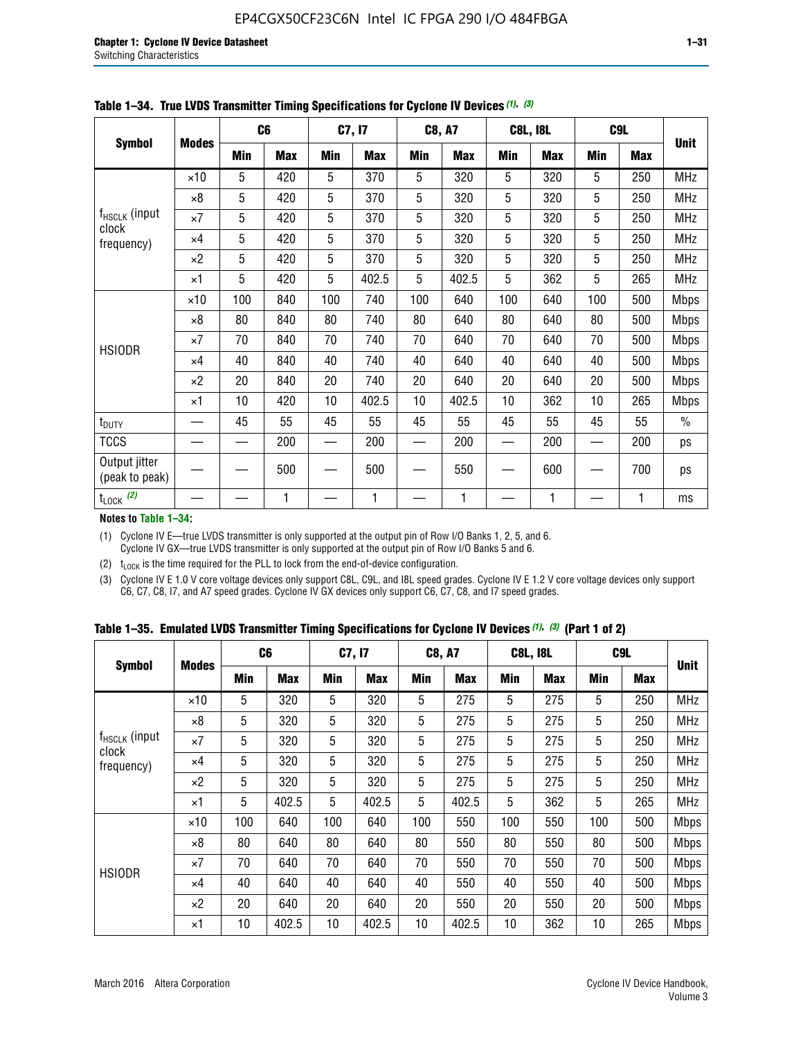**Table 1–34. True LVDS Transmitter Timing Specifications for Cyclone IV Devices (1), (3)**

| Symbol | Modes | C6 | | C7, I7 | | C8, A7 | | C8L, I8L | | C9L | | Unit |
|---|---|---|---|---|---|---|---|---|---|---|---|---|
| | | Min | Max | Min | Max | Min | Max | Min | Max | Min | Max | |
| $f_{HSCLK}$ (input clock frequency) | ×10 | 5 | 420 | 5 | 370 | 5 | 320 | 5 | 320 | 5 | 250 | MHz |
| | ×8 | 5 | 420 | 5 | 370 | 5 | 320 | 5 | 320 | 5 | 250 | MHz |
| | ×7 | 5 | 420 | 5 | 370 | 5 | 320 | 5 | 320 | 5 | 250 | MHz |
| | ×4 | 5 | 420 | 5 | 370 | 5 | 320 | 5 | 320 | 5 | 250 | MHz |
| | ×2 | 5 | 420 | 5 | 370 | 5 | 320 | 5 | 320 | 5 | 250 | MHz |
| | ×1 | 5 | 420 | 5 | 402.5 | 5 | 402.5 | 5 | 362 | 5 | 265 | MHz |
| HSIODR | ×10 | 100 | 840 | 100 | 740 | 100 | 640 | 100 | 640 | 100 | 500 | Mbps |
| | ×8 | 80 | 840 | 80 | 740 | 80 | 640 | 80 | 640 | 80 | 500 | Mbps |
| | ×7 | 70 | 840 | 70 | 740 | 70 | 640 | 70 | 640 | 70 | 500 | Mbps |
| | ×4 | 40 | 840 | 40 | 740 | 40 | 640 | 40 | 640 | 40 | 500 | Mbps |
| | ×2 | 20 | 840 | 20 | 740 | 20 | 640 | 20 | 640 | 20 | 500 | Mbps |
| | ×1 | 10 | 420 | 10 | 402.5 | 10 | 402.5 | 10 | 362 | 10 | 265 | Mbps |
| $t_{DUTY}$ | — | 45 | 55 | 45 | 55 | 45 | 55 | 45 | 55 | 45 | 55 | % |
| TCCS | — | — | 200 | — | 200 | — | 200 | — | 200 | — | 200 | ps |
| Output jitter (peak to peak) | — | — | 500 | — | 500 | — | 550 | — | 600 | — | 700 | ps |
| $t_{LOCK}$ (2) | — | — | 1 | — | 1 | — | 1 | — | 1 | — | 1 | ms |

**Notes to Table 1–34:**

(1) Cyclone IV E—true LVDS transmitter is only supported at the output pin of Row I/O Banks 1, 2, 5, and 6. Cyclone IV GX—true LVDS transmitter is only supported at the output pin of Row I/O Banks 5 and 6.

(2) $t_{LOCK}$ is the time required for the PLL to lock from the end-of-device configuration.

(3) Cyclone IV E 1.0 V core voltage devices only support C8L, C9L, and I8L speed grades. Cyclone IV E 1.2 V core voltage devices only support C6, C7, C8, I7, and A7 speed grades. Cyclone IV GX devices only support C6, C7, C8, and I7 speed grades.

**Table 1–35. Emulated LVDS Transmitter Timing Specifications for Cyclone IV Devices (1), (3) (Part 1 of 2)**

| Symbol | Modes | C6 | | C7, I7 | | C8, A7 | | C8L, I8L | | C9L | | Unit |
|---|---|---|---|---|---|---|---|---|---|---|---|---|
| | | Min | Max | Min | Max | Min | Max | Min | Max | Min | Max | |
| $f_{HSCLK}$ (input clock frequency) | ×10 | 5 | 320 | 5 | 320 | 5 | 275 | 5 | 275 | 5 | 250 | MHz |
| | ×8 | 5 | 320 | 5 | 320 | 5 | 275 | 5 | 275 | 5 | 250 | MHz |
| | ×7 | 5 | 320 | 5 | 320 | 5 | 275 | 5 | 275 | 5 | 250 | MHz |
| | ×4 | 5 | 320 | 5 | 320 | 5 | 275 | 5 | 275 | 5 | 250 | MHz |
| | ×2 | 5 | 320 | 5 | 320 | 5 | 275 | 5 | 275 | 5 | 250 | MHz |
| | ×1 | 5 | 402.5 | 5 | 402.5 | 5 | 402.5 | 5 | 362 | 5 | 265 | MHz |
| HSIODR | ×10 | 100 | 640 | 100 | 640 | 100 | 550 | 100 | 550 | 100 | 500 | Mbps |
| | ×8 | 80 | 640 | 80 | 640 | 80 | 550 | 80 | 550 | 80 | 500 | Mbps |
| | ×7 | 70 | 640 | 70 | 640 | 70 | 550 | 70 | 550 | 70 | 500 | Mbps |
| | ×4 | 40 | 640 | 40 | 640 | 40 | 550 | 40 | 550 | 40 | 500 | Mbps |
| | ×2 | 20 | 640 | 20 | 640 | 20 | 550 | 20 | 550 | 20 | 500 | Mbps |
| | ×1 | 10 | 402.5 | 10 | 402.5 | 10 | 402.5 | 10 | 362 | 10 | 265 | Mbps |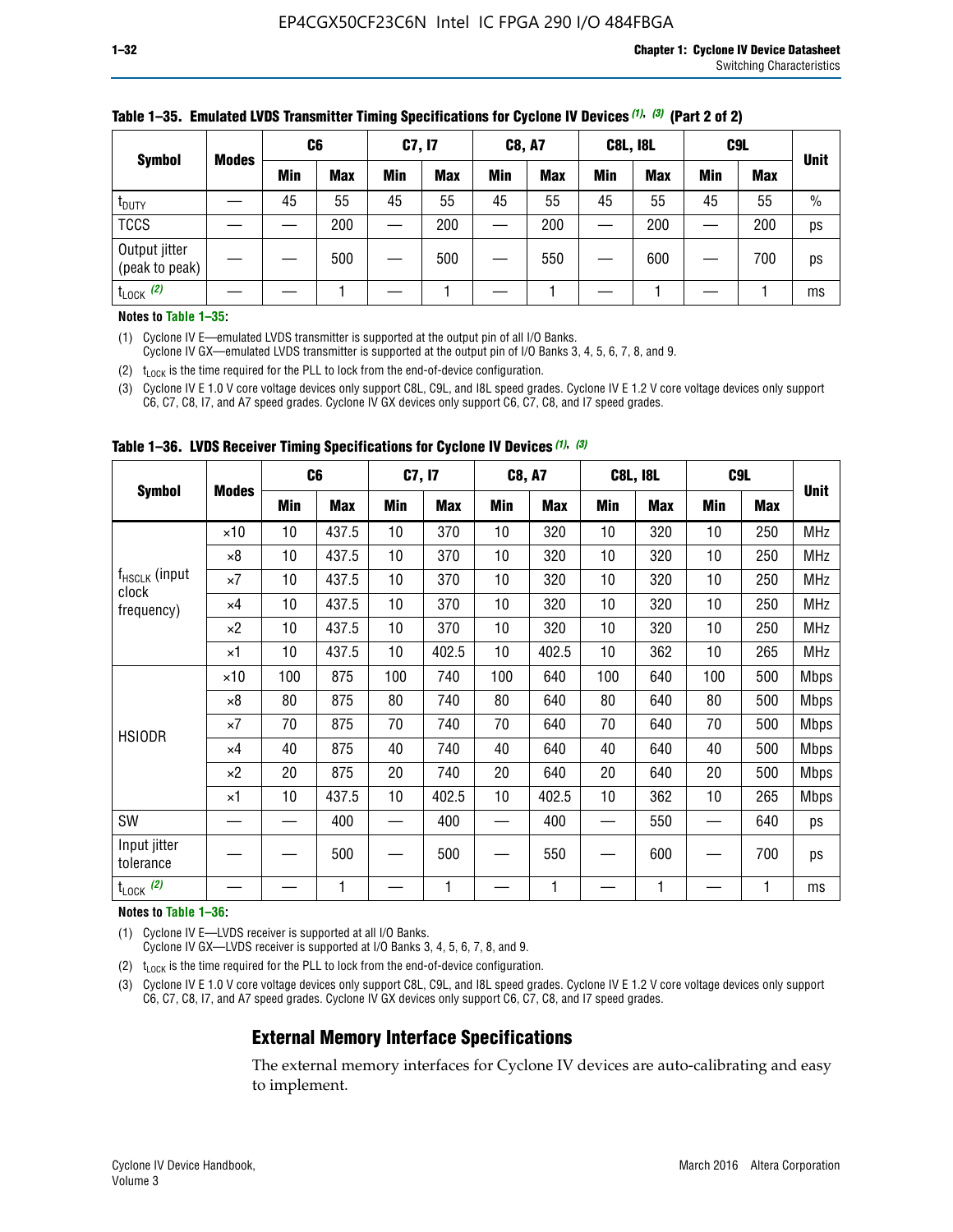**Table 1–35. Emulated LVDS Transmitter Timing Specifications for Cyclone IV Devices (1), (3) (Part 2 of 2)**

| Symbol | Modes | C6 | | C7, I7 | | C8, A7 | | C8L, I8L | | C9L | | Unit |
|---|---|---|---|---|---|---|---|---|---|---|---|---|
| | | Min | Max | Min | Max | Min | Max | Min | Max | Min | Max | |
| $t_{DUTY}$ | — | 45 | 55 | 45 | 55 | 45 | 55 | 45 | 55 | 45 | 55 | % |
| TCCS | — | — | 200 | — | 200 | — | 200 | — | 200 | — | 200 | ps |
| Output jitter (peak to peak) | — | — | 500 | — | 500 | — | 550 | — | 600 | — | 700 | ps |
| $t_{LOCK}$ (2) | — | — | 1 | — | 1 | — | 1 | — | 1 | — | 1 | ms |

**Notes to Table 1–35:**

(1) Cyclone IV E—emulated LVDS transmitter is supported at the output pin of all I/O Banks.
Cyclone IV GX—emulated LVDS transmitter is supported at the output pin of I/O Banks 3, 4, 5, 6, 7, 8, and 9.

(2) $t_{LOCK}$ is the time required for the PLL to lock from the end-of-device configuration.

(3) Cyclone IV E 1.0 V core voltage devices only support C8L, C9L, and I8L speed grades. Cyclone IV E 1.2 V core voltage devices only support C6, C7, C8, I7, and A7 speed grades. Cyclone IV GX devices only support C6, C7, C8, and I7 speed grades.

**Table 1–36. LVDS Receiver Timing Specifications for Cyclone IV Devices (1), (3)**

| Symbol | Modes | C6 | | C7, I7 | | C8, A7 | | C8L, I8L | | C9L | | Unit |
|---|---|---|---|---|---|---|---|---|---|---|---|---|
| | | Min | Max | Min | Max | Min | Max | Min | Max | Min | Max | |
| $f_{HSCLK}$ (input clock frequency) | ×10 | 10 | 437.5 | 10 | 370 | 10 | 320 | 10 | 320 | 10 | 250 | MHz |
| | ×8 | 10 | 437.5 | 10 | 370 | 10 | 320 | 10 | 320 | 10 | 250 | MHz |
| | ×7 | 10 | 437.5 | 10 | 370 | 10 | 320 | 10 | 320 | 10 | 250 | MHz |
| | ×4 | 10 | 437.5 | 10 | 370 | 10 | 320 | 10 | 320 | 10 | 250 | MHz |
| | ×2 | 10 | 437.5 | 10 | 370 | 10 | 320 | 10 | 320 | 10 | 250 | MHz |
| | ×1 | 10 | 437.5 | 10 | 402.5 | 10 | 402.5 | 10 | 362 | 10 | 265 | MHz |
| HSIODR | ×10 | 100 | 875 | 100 | 740 | 100 | 640 | 100 | 640 | 100 | 500 | Mbps |
| | ×8 | 80 | 875 | 80 | 740 | 80 | 640 | 80 | 640 | 80 | 500 | Mbps |
| | ×7 | 70 | 875 | 70 | 740 | 70 | 640 | 70 | 640 | 70 | 500 | Mbps |
| | ×4 | 40 | 875 | 40 | 740 | 40 | 640 | 40 | 640 | 40 | 500 | Mbps |
| | ×2 | 20 | 875 | 20 | 740 | 20 | 640 | 20 | 640 | 20 | 500 | Mbps |
| | ×1 | 10 | 437.5 | 10 | 402.5 | 10 | 402.5 | 10 | 362 | 10 | 265 | Mbps |
| SW | — | — | 400 | — | 400 | — | 400 | — | 550 | — | 640 | ps |
| Input jitter tolerance | — | — | 500 | — | 500 | — | 550 | — | 600 | — | 700 | ps |
| $t_{LOCK}$ (2) | — | — | 1 | — | 1 | — | 1 | — | 1 | — | 1 | ms |

**Notes to Table 1–36:**

(1) Cyclone IV E—LVDS receiver is supported at all I/O Banks.
Cyclone IV GX—LVDS receiver is supported at I/O Banks 3, 4, 5, 6, 7, 8, and 9.

(2) $t_{LOCK}$ is the time required for the PLL to lock from the end-of-device configuration.

(3) Cyclone IV E 1.0 V core voltage devices only support C8L, C9L, and I8L speed grades. Cyclone IV E 1.2 V core voltage devices only support C6, C7, C8, I7, and A7 speed grades. Cyclone IV GX devices only support C6, C7, C8, and I7 speed grades.

## External Memory Interface Specifications

The external memory interfaces for Cyclone IV devices are auto-calibrating and easy to implement.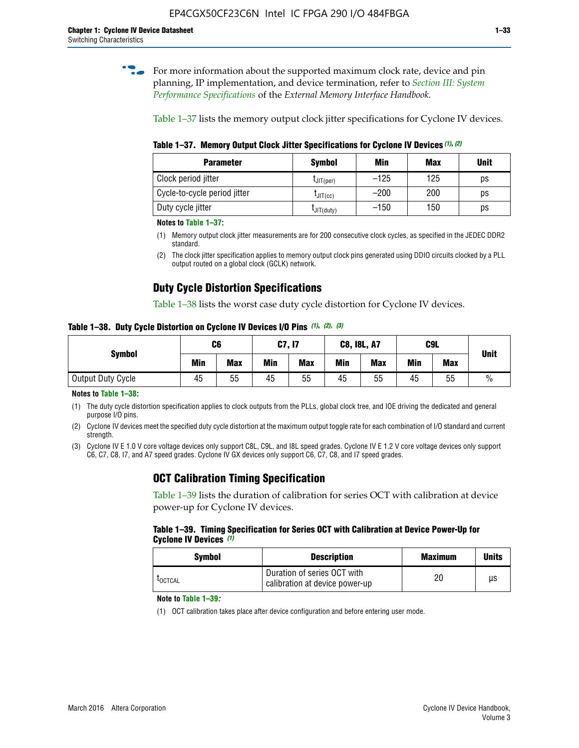For more information about the supported maximum clock rate, device and pin planning, IP implementation, and device termination, refer to *Section III: System Performance Specifications* of the *External Memory Interface Handbook*.

Table 1–37 lists the memory output clock jitter specifications for Cyclone IV devices.

**Table 1–37. Memory Output Clock Jitter Specifications for Cyclone IV Devices** *(1)*, *(2)*

| Parameter | Symbol | Min | Max | Unit |
|---|---|---|---|---|
| Clock period jitter | $t_{JIT(per)}$ | –125 | 125 | ps |
| Cycle-to-cycle period jitter | $t_{JIT(cc)}$ | –200 | 200 | ps |
| Duty cycle jitter | $t_{JIT(duty)}$ | –150 | 150 | ps |

**Notes to Table 1–37:**

(1) Memory output clock jitter measurements are for 200 consecutive clock cycles, as specified in the JEDEC DDR2 standard.

(2) The clock jitter specification applies to memory output clock pins generated using DDIO circuits clocked by a PLL output routed on a global clock (GCLK) network.

## Duty Cycle Distortion Specifications

Table 1–38 lists the worst case duty cycle distortion for Cyclone IV devices.

**Table 1–38. Duty Cycle Distortion on Cyclone IV Devices I/O Pins** *(1)*, *(2)*, *(3)*

| Symbol | C6 | | C7, I7 | | C8, I8L, A7 | | C9L | | Unit |
|---|---|---|---|---|---|---|---|---|---|
| | Min | Max | Min | Max | Min | Max | Min | Max | |
| Output Duty Cycle | 45 | 55 | 45 | 55 | 45 | 55 | 45 | 55 | % |

**Notes to Table 1–38:**

(1) The duty cycle distortion specification applies to clock outputs from the PLLs, global clock tree, and IOE driving the dedicated and general purpose I/O pins.

(2) Cyclone IV devices meet the specified duty cycle distortion at the maximum output toggle rate for each combination of I/O standard and current strength.

(3) Cyclone IV E 1.0 V core voltage devices only support C8L, C9L, and I8L speed grades. Cyclone IV E 1.2 V core voltage devices only support C6, C7, C8, I7, and A7 speed grades. Cyclone IV GX devices only support C6, C7, C8, and I7 speed grades.

## OCT Calibration Timing Specification

Table 1–39 lists the duration of calibration for series OCT with calibration at device power-up for Cyclone IV devices.

**Table 1–39. Timing Specification for Series OCT with Calibration at Device Power-Up for Cyclone IV Devices** *(1)*

| Symbol | Description | Maximum | Units |
|---|---|---|---|
| $t_{OCTCAL}$ | Duration of series OCT with calibration at device power-up | 20 | µs |

**Note to Table 1–39:**

(1) OCT calibration takes place after device configuration and before entering user mode.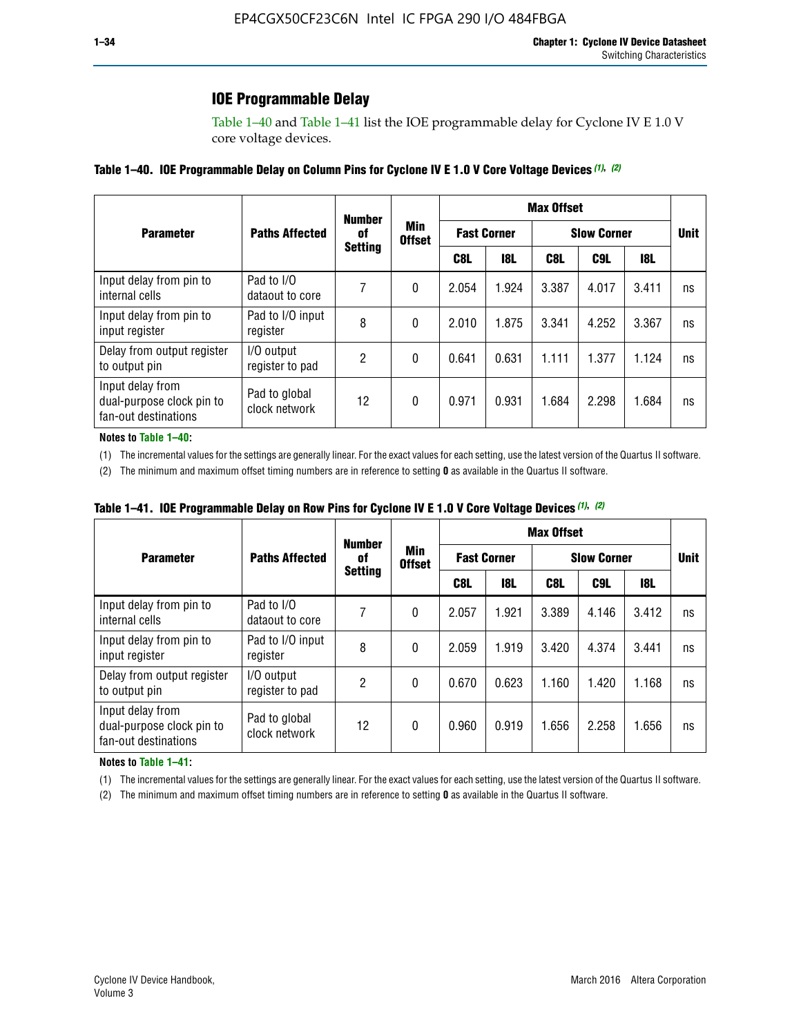## IOE Programmable Delay

Table 1–40 and Table 1–41 list the IOE programmable delay for Cyclone IV E 1.0 V core voltage devices.

**Table 1–40. IOE Programmable Delay on Column Pins for Cyclone IV E 1.0 V Core Voltage Devices (1), (2)**

| Parameter | Paths Affected | Number of Setting | Min Offset | Max Offset | | | | | Unit |
|---|---|---|---|---|---|---|---|---|---|
| | | | | Fast Corner | | Slow Corner | | | |
| | | | | C8L | I8L | C8L | C9L | I8L | |
| Input delay from pin to internal cells | Pad to I/O dataout to core | 7 | 0 | 2.054 | 1.924 | 3.387 | 4.017 | 3.411 | ns |
| Input delay from pin to input register | Pad to I/O input register | 8 | 0 | 2.010 | 1.875 | 3.341 | 4.252 | 3.367 | ns |
| Delay from output register to output pin | I/O output register to pad | 2 | 0 | 0.641 | 0.631 | 1.111 | 1.377 | 1.124 | ns |
| Input delay from dual-purpose clock pin to fan-out destinations | Pad to global clock network | 12 | 0 | 0.971 | 0.931 | 1.684 | 2.298 | 1.684 | ns |

**Notes to Table 1–40:**

(1) The incremental values for the settings are generally linear. For the exact values for each setting, use the latest version of the Quartus II software.

(2) The minimum and maximum offset timing numbers are in reference to setting **0** as available in the Quartus II software.

**Table 1–41. IOE Programmable Delay on Row Pins for Cyclone IV E 1.0 V Core Voltage Devices (1), (2)**

| Parameter | Paths Affected | Number of Setting | Min Offset | Max Offset | | | | | Unit |
|---|---|---|---|---|---|---|---|---|---|
| | | | | Fast Corner | | Slow Corner | | | |
| | | | | C8L | I8L | C8L | C9L | I8L | |
| Input delay from pin to internal cells | Pad to I/O dataout to core | 7 | 0 | 2.057 | 1.921 | 3.389 | 4.146 | 3.412 | ns |
| Input delay from pin to input register | Pad to I/O input register | 8 | 0 | 2.059 | 1.919 | 3.420 | 4.374 | 3.441 | ns |
| Delay from output register to output pin | I/O output register to pad | 2 | 0 | 0.670 | 0.623 | 1.160 | 1.420 | 1.168 | ns |
| Input delay from dual-purpose clock pin to fan-out destinations | Pad to global clock network | 12 | 0 | 0.960 | 0.919 | 1.656 | 2.258 | 1.656 | ns |

**Notes to Table 1–41:**

(1) The incremental values for the settings are generally linear. For the exact values for each setting, use the latest version of the Quartus II software.

(2) The minimum and maximum offset timing numbers are in reference to setting **0** as available in the Quartus II software.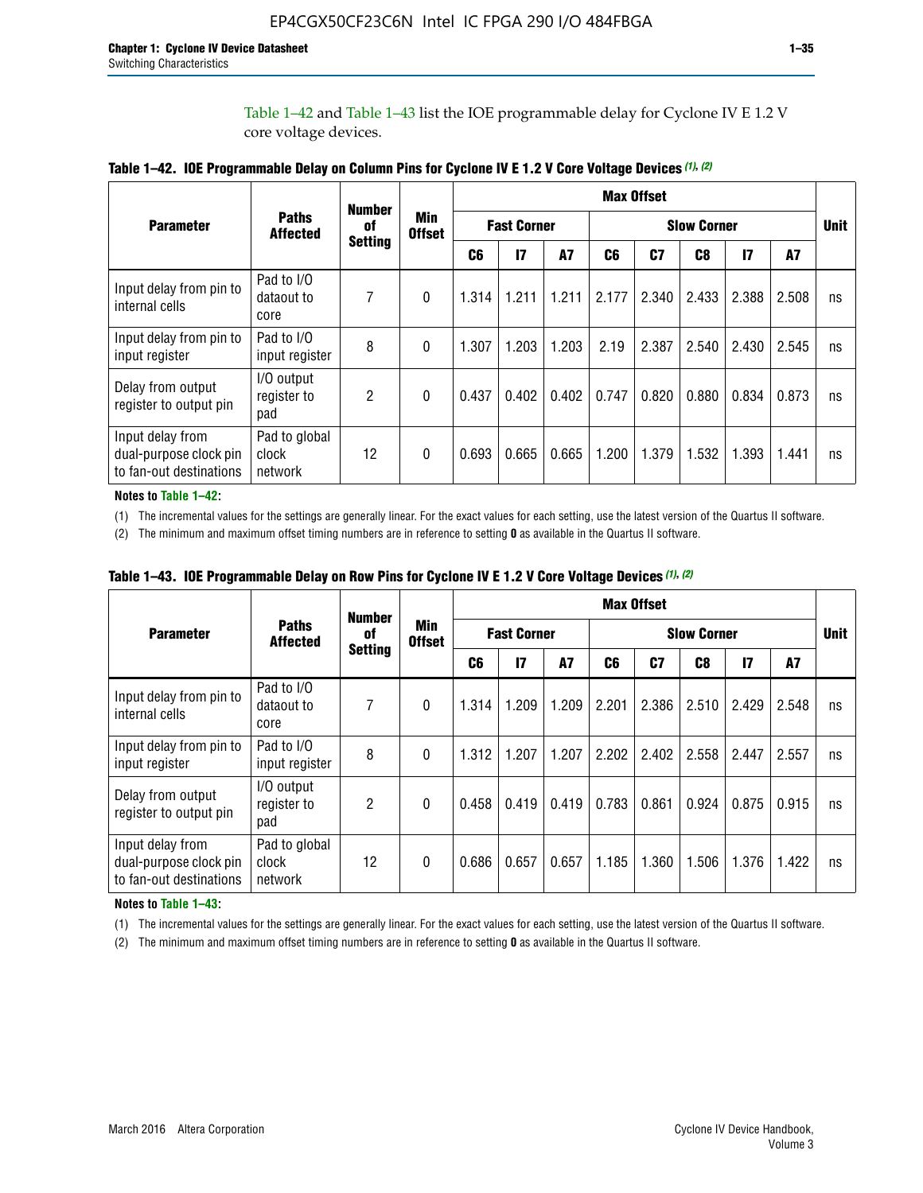Table 1–42 and Table 1–43 list the IOE programmable delay for Cyclone IV E 1.2 V core voltage devices.

**Table 1–42. IOE Programmable Delay on Column Pins for Cyclone IV E 1.2 V Core Voltage Devices (1), (2)**

| Parameter | Paths Affected | Number of Setting | Min Offset | Max Offset | | | | | | | | Unit |
|---|---|---|---|---|---|---|---|---|---|---|---|---|
| | | | | Fast Corner | | | Slow Corner | | | | | |
| | | | | C6 | I7 | A7 | C6 | C7 | C8 | I7 | A7 | |
| Input delay from pin to internal cells | Pad to I/O dataout to core | 7 | 0 | 1.314 | 1.211 | 1.211 | 2.177 | 2.340 | 2.433 | 2.388 | 2.508 | ns |
| Input delay from pin to input register | Pad to I/O input register | 8 | 0 | 1.307 | 1.203 | 1.203 | 2.19 | 2.387 | 2.540 | 2.430 | 2.545 | ns |
| Delay from output register to output pin | I/O output register to pad | 2 | 0 | 0.437 | 0.402 | 0.402 | 0.747 | 0.820 | 0.880 | 0.834 | 0.873 | ns |
| Input delay from dual-purpose clock pin to fan-out destinations | Pad to global clock network | 12 | 0 | 0.693 | 0.665 | 0.665 | 1.200 | 1.379 | 1.532 | 1.393 | 1.441 | ns |

**Notes to Table 1–42:**

(1) The incremental values for the settings are generally linear. For the exact values for each setting, use the latest version of the Quartus II software.

(2) The minimum and maximum offset timing numbers are in reference to setting **0** as available in the Quartus II software.

**Table 1–43. IOE Programmable Delay on Row Pins for Cyclone IV E 1.2 V Core Voltage Devices (1), (2)**

| Parameter | Paths Affected | Number of Setting | Min Offset | Max Offset | | | | | | | | Unit |
|---|---|---|---|---|---|---|---|---|---|---|---|---|
| | | | | Fast Corner | | | Slow Corner | | | | | |
| | | | | C6 | I7 | A7 | C6 | C7 | C8 | I7 | A7 | |
| Input delay from pin to internal cells | Pad to I/O dataout to core | 7 | 0 | 1.314 | 1.209 | 1.209 | 2.201 | 2.386 | 2.510 | 2.429 | 2.548 | ns |
| Input delay from pin to input register | Pad to I/O input register | 8 | 0 | 1.312 | 1.207 | 1.207 | 2.202 | 2.402 | 2.558 | 2.447 | 2.557 | ns |
| Delay from output register to output pin | I/O output register to pad | 2 | 0 | 0.458 | 0.419 | 0.419 | 0.783 | 0.861 | 0.924 | 0.875 | 0.915 | ns |
| Input delay from dual-purpose clock pin to fan-out destinations | Pad to global clock network | 12 | 0 | 0.686 | 0.657 | 0.657 | 1.185 | 1.360 | 1.506 | 1.376 | 1.422 | ns |

**Notes to Table 1–43:**

(1) The incremental values for the settings are generally linear. For the exact values for each setting, use the latest version of the Quartus II software.

(2) The minimum and maximum offset timing numbers are in reference to setting **0** as available in the Quartus II software.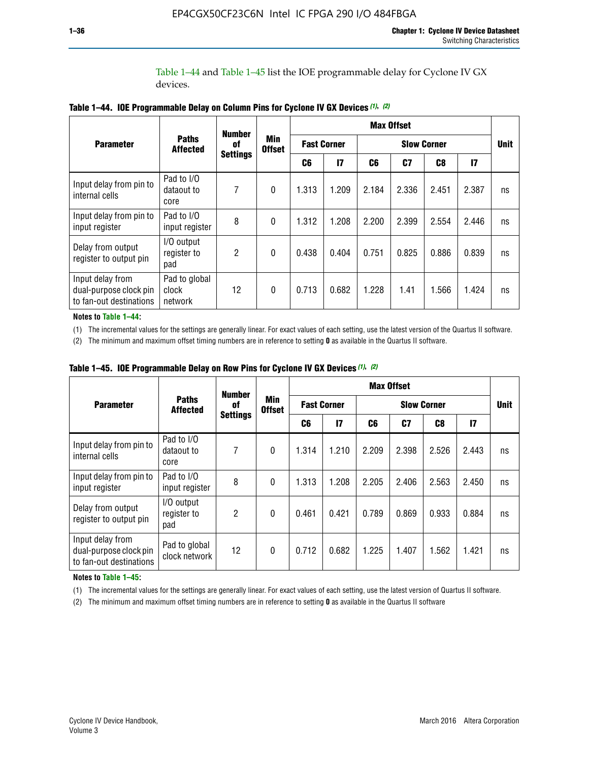Table 1–44 and Table 1–45 list the IOE programmable delay for Cyclone IV GX devices.

**Table 1–44. IOE Programmable Delay on Column Pins for Cyclone IV GX Devices (1), (2)**

| Parameter | Paths Affected | Number of Settings | Min Offset | Max Offset | | | | | | Unit |
|---|---|---|---|---|---|---|---|---|---|---|
| | | | | Fast Corner | | Slow Corner | | | | |
| | | | | C6 | I7 | C6 | C7 | C8 | I7 | |
| Input delay from pin to internal cells | Pad to I/O dataout to core | 7 | 0 | 1.313 | 1.209 | 2.184 | 2.336 | 2.451 | 2.387 | ns |
| Input delay from pin to input register | Pad to I/O input register | 8 | 0 | 1.312 | 1.208 | 2.200 | 2.399 | 2.554 | 2.446 | ns |
| Delay from output register to output pin | I/O output register to pad | 2 | 0 | 0.438 | 0.404 | 0.751 | 0.825 | 0.886 | 0.839 | ns |
| Input delay from dual-purpose clock pin to fan-out destinations | Pad to global clock network | 12 | 0 | 0.713 | 0.682 | 1.228 | 1.41 | 1.566 | 1.424 | ns |

**Notes to Table 1–44:**

(1) The incremental values for the settings are generally linear. For exact values of each setting, use the latest version of the Quartus II software.

(2) The minimum and maximum offset timing numbers are in reference to setting **0** as available in the Quartus II software.

**Table 1–45. IOE Programmable Delay on Row Pins for Cyclone IV GX Devices (1), (2)**

| Parameter | Paths Affected | Number of Settings | Min Offset | Max Offset | | | | | | Unit |
|---|---|---|---|---|---|---|---|---|---|---|
| | | | | Fast Corner | | Slow Corner | | | | |
| | | | | C6 | I7 | C6 | C7 | C8 | I7 | |
| Input delay from pin to internal cells | Pad to I/O dataout to core | 7 | 0 | 1.314 | 1.210 | 2.209 | 2.398 | 2.526 | 2.443 | ns |
| Input delay from pin to input register | Pad to I/O input register | 8 | 0 | 1.313 | 1.208 | 2.205 | 2.406 | 2.563 | 2.450 | ns |
| Delay from output register to output pin | I/O output register to pad | 2 | 0 | 0.461 | 0.421 | 0.789 | 0.869 | 0.933 | 0.884 | ns |
| Input delay from dual-purpose clock pin to fan-out destinations | Pad to global clock network | 12 | 0 | 0.712 | 0.682 | 1.225 | 1.407 | 1.562 | 1.421 | ns |

**Notes to Table 1–45:**

(1) The incremental values for the settings are generally linear. For exact values of each setting, use the latest version of Quartus II software.

(2) The minimum and maximum offset timing numbers are in reference to setting **0** as available in the Quartus II software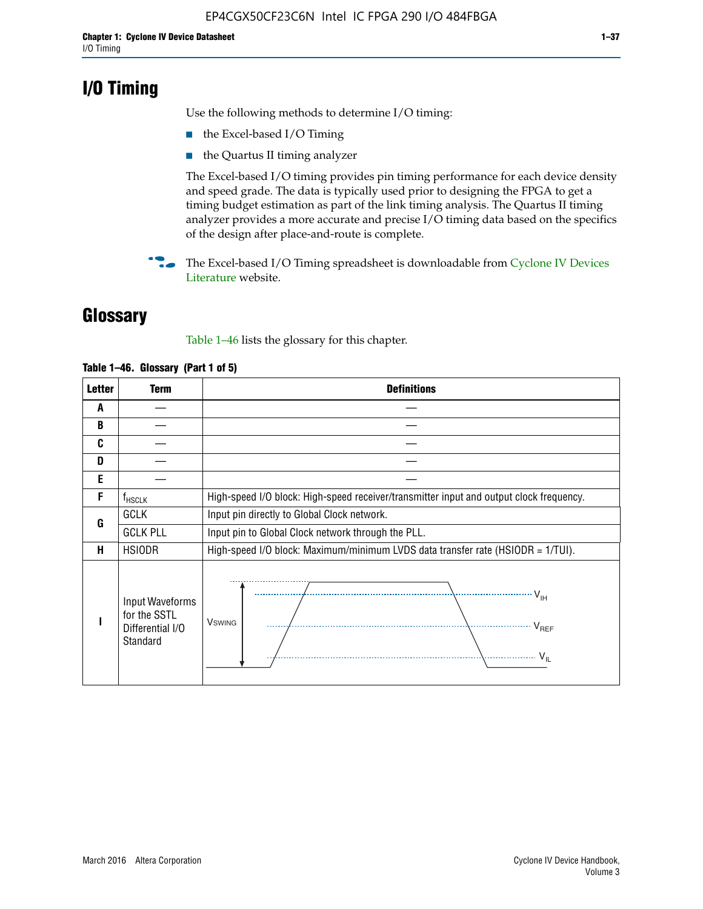# I/O Timing

Use the following methods to determine I/O timing:

- the Excel-based I/O Timing
- the Quartus II timing analyzer

The Excel-based I/O timing provides pin timing performance for each device density and speed grade. The data is typically used prior to designing the FPGA to get a timing budget estimation as part of the link timing analysis. The Quartus II timing analyzer provides a more accurate and precise I/O timing data based on the specifics of the design after place-and-route is complete.

The Excel-based I/O Timing spreadsheet is downloadable from Cyclone IV Devices Literature website.

# Glossary

Table 1–46 lists the glossary for this chapter.

**Table 1–46. Glossary (Part 1 of 5)**

| Letter | Term | Definitions |
|---|---|---|
| A | — | — |
| B | — | — |
| C | — | — |
| D | — | — |
| E | — | — |
| F | $f_{HSCLK}$ | High-speed I/O block: High-speed receiver/transmitter input and output clock frequency. |
| G | GCLK | Input pin directly to Global Clock network. |
| | GCLK PLL | Input pin to Global Clock network through the PLL. |
| H | HSIODR | High-speed I/O block: Maximum/minimum LVDS data transfer rate (HSIODR = 1/TUI). |
| I | Input Waveforms for the SSTL Differential I/O Standard | $V_{SWING}$, $V_{IH}$, $V_{REF}$, $V_{IL}$ |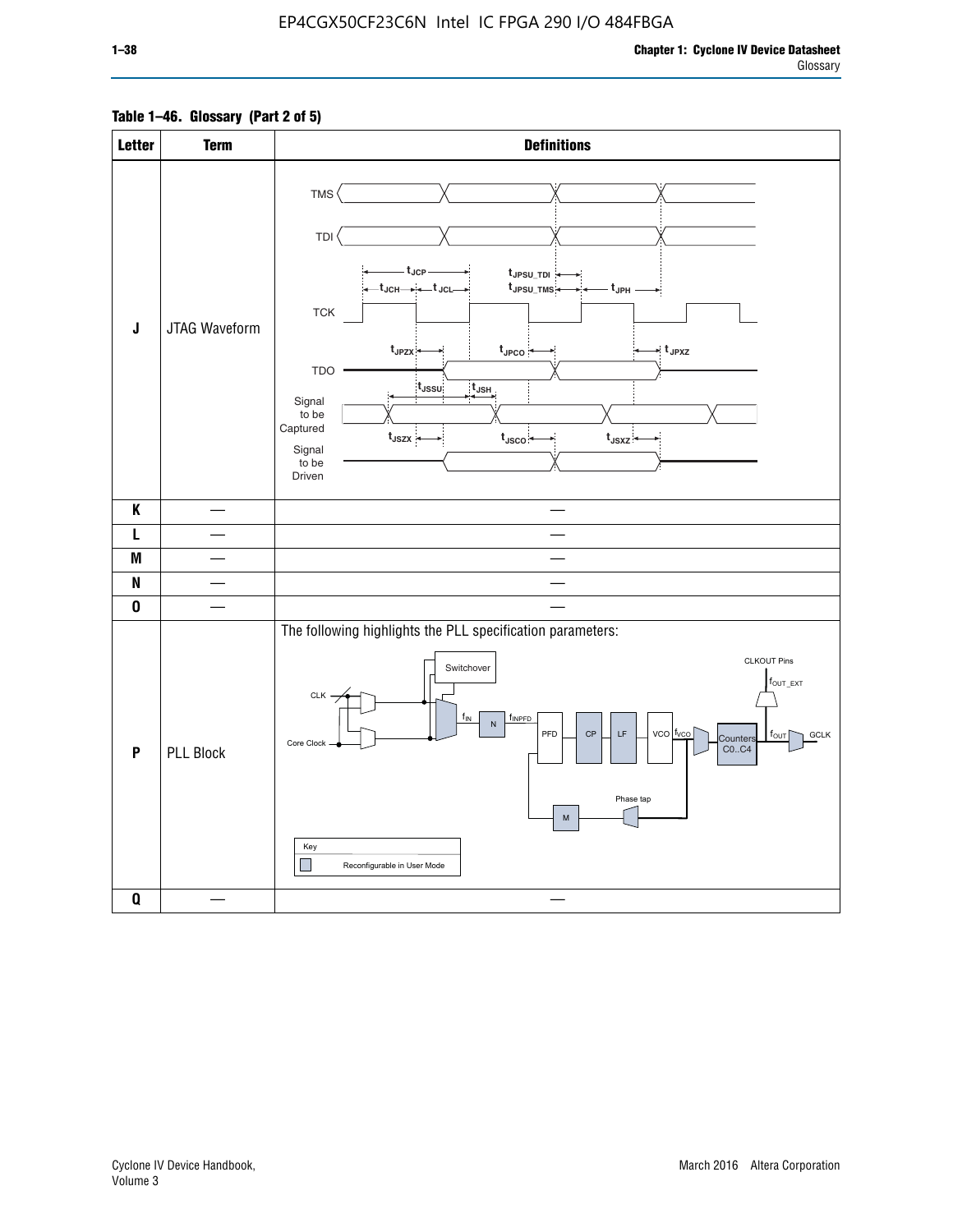**Table 1–46. Glossary (Part 2 of 5)**

| Letter | Term | Definitions |
|---|---|---|
| J | JTAG Waveform | TMS, TDI, TCK, TDO, Signal to be Captured, Signal to be Driven; $t_{JCP}$, $t_{JCH}$, $t_{JCL}$, $t_{JPSU\_TDI}$, $t_{JPSU\_TMS}$, $t_{JPH}$, $t_{JPZX}$, $t_{JPCO}$, $t_{JPXZ}$, $t_{JSSU}$, $t_{JSH}$, $t_{JSZX}$, $t_{JSCO}$, $t_{JSXZ}$ |
| K | — | — |
| L | — | — |
| M | — | — |
| N | — | — |
| O | — | — |
| P | PLL Block | The following highlights the PLL specification parameters: CLK, Core Clock, Switchover, $f_{IN}$, N, $f_{INPFD}$, PFD, CP, LF, VCO, $f_{VCO}$, Counters C0..C4, $f_{OUT}$, GCLK, CLKOUT Pins, $f_{OUT\_EXT}$, Phase tap, M. Key: Reconfigurable in User Mode |
| Q | — | — |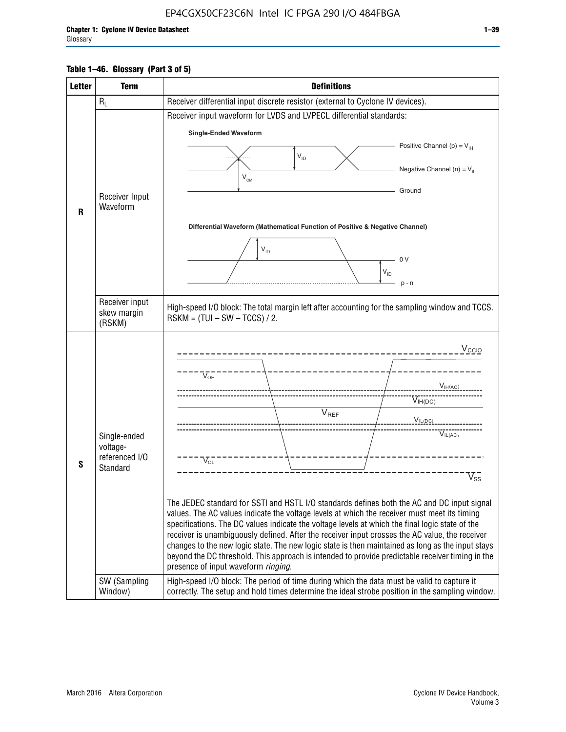**Table 1–46. Glossary (Part 3 of 5)**

| Letter | Term | Definitions |
|---|---|---|
| R | $R_L$ | Receiver differential input discrete resistor (external to Cyclone IV devices). |
| | Receiver Input Waveform | Receiver input waveform for LVDS and LVPECL differential standards: Single-Ended Waveform (Positive Channel (p) = $V_{IH}$; Negative Channel (n) = $V_{IL}$; $V_{ID}$; $V_{CM}$; Ground). Differential Waveform (Mathematical Function of Positive & Negative Channel) ($V_{ID}$; 0 V; p - n) |
| | Receiver input skew margin (RSKM) | High-speed I/O block: The total margin left after accounting for the sampling window and TCCS. RSKM = (TUI – SW – TCCS) / 2. |
| S | Single-ended voltage-referenced I/O Standard | ($V_{CCIO}$; $V_{OH}$; $V_{IH(AC)}$; $V_{IH(DC)}$; $V_{REF}$; $V_{IL(DC)}$; $V_{IL(AC)}$; $V_{OL}$; $V_{SS}$) The JEDEC standard for SSTI and HSTL I/O standards defines both the AC and DC input signal values. The AC values indicate the voltage levels at which the receiver must meet its timing specifications. The DC values indicate the voltage levels at which the final logic state of the receiver is unambiguously defined. After the receiver input crosses the AC value, the receiver changes to the new logic state. The new logic state is then maintained as long as the input stays beyond the DC threshold. This approach is intended to provide predictable receiver timing in the presence of input waveform *ringing*. |
| | SW (Sampling Window) | High-speed I/O block: The period of time during which the data must be valid to capture it correctly. The setup and hold times determine the ideal strobe position in the sampling window. |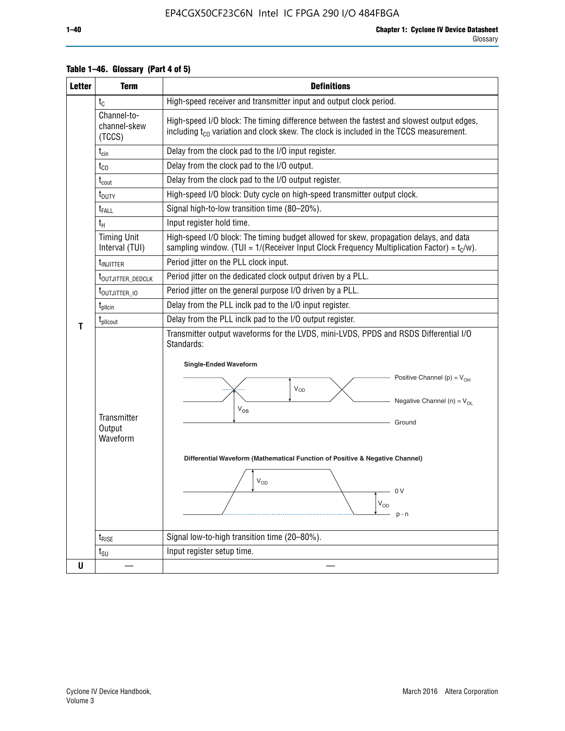**Table 1–46. Glossary (Part 4 of 5)**

| Letter | Term | Definitions |
|---|---|---|
| T | $t_C$ | High-speed receiver and transmitter input and output clock period. |
| | Channel-to-channel-skew (TCCS) | High-speed I/O block: The timing difference between the fastest and slowest output edges, including $t_{CO}$ variation and clock skew. The clock is included in the TCCS measurement. |
| | $t_{cin}$ | Delay from the clock pad to the I/O input register. |
| | $t_{CO}$ | Delay from the clock pad to the I/O output. |
| | $t_{cout}$ | Delay from the clock pad to the I/O output register. |
| | $t_{DUTY}$ | High-speed I/O block: Duty cycle on high-speed transmitter output clock. |
| | $t_{FALL}$ | Signal high-to-low transition time (80–20%). |
| | $t_H$ | Input register hold time. |
| | Timing Unit Interval (TUI) | High-speed I/O block: The timing budget allowed for skew, propagation delays, and data sampling window. (TUI = 1/(Receiver Input Clock Frequency Multiplication Factor) = $t_C/w$). |
| | $t_{INJITTER}$ | Period jitter on the PLL clock input. |
| | $t_{OUTJITTER\_DEDCLK}$ | Period jitter on the dedicated clock output driven by a PLL. |
| | $t_{OUTJITTER\_IO}$ | Period jitter on the general purpose I/O driven by a PLL. |
| | $t_{pllcin}$ | Delay from the PLL inclk pad to the I/O input register. |
| | $t_{pllcout}$ | Delay from the PLL inclk pad to the I/O output register. |
| | Transmitter Output Waveform | Transmitter output waveforms for the LVDS, mini-LVDS, PPDS and RSDS Differential I/O Standards: **Single-Ended Waveform** (Positive Channel (p) = $V_{OH}$; Negative Channel (n) = $V_{OL}$; $V_{OD}$; $V_{OS}$; Ground) **Differential Waveform (Mathematical Function of Positive & Negative Channel)** ($V_{OD}$; 0 V; $V_{OD}$; p - n) |
| | $t_{RISE}$ | Signal low-to-high transition time (20–80%). |
| | $t_{SU}$ | Input register setup time. |
| U | — | — |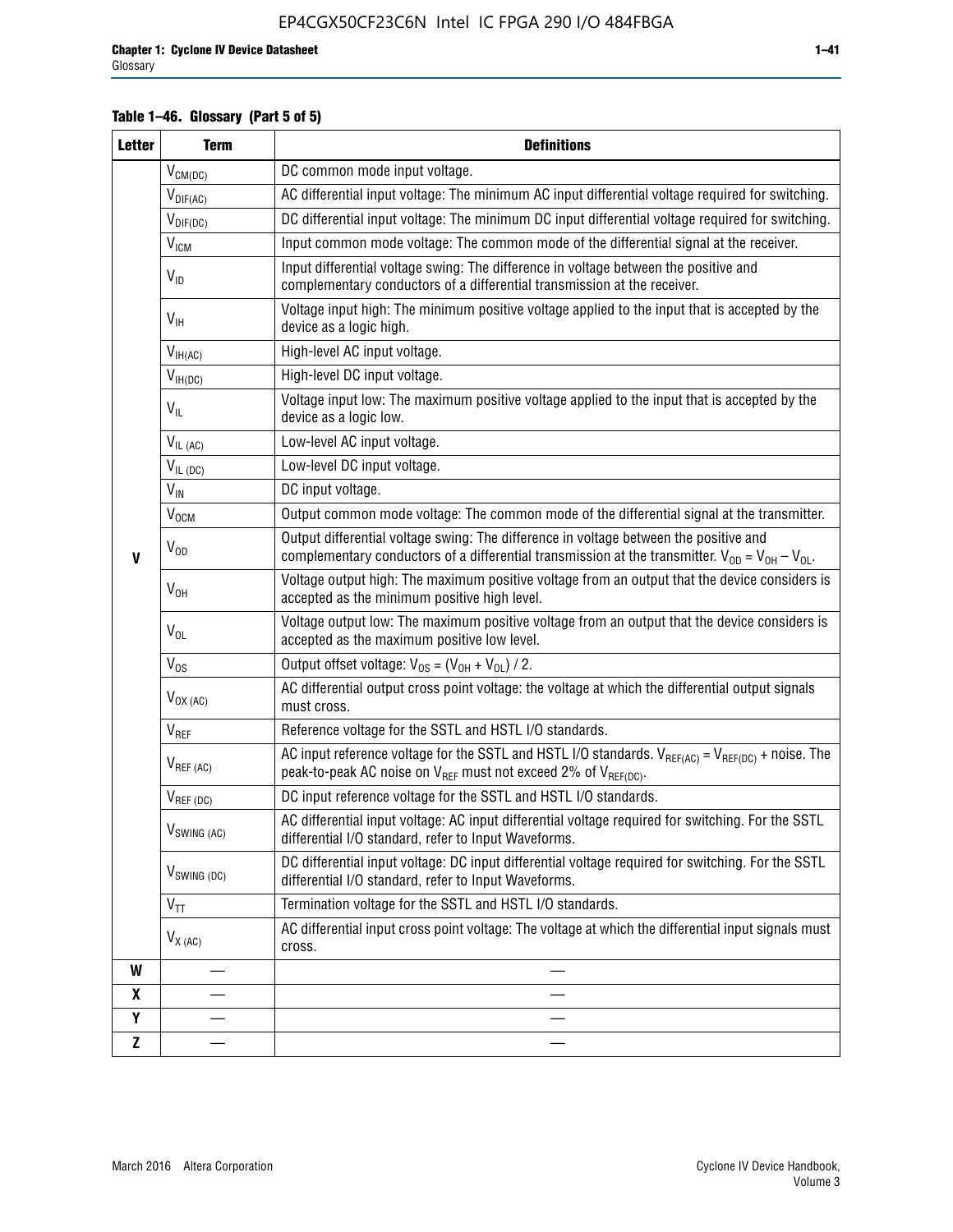**Table 1–46. Glossary (Part 5 of 5)**

| Letter | Term | Definitions |
|---|---|---|
| V | $V_{CM(DC)}$ | DC common mode input voltage. |
| | $V_{DIF(AC)}$ | AC differential input voltage: The minimum AC input differential voltage required for switching. |
| | $V_{DIF(DC)}$ | DC differential input voltage: The minimum DC input differential voltage required for switching. |
| | $V_{ICM}$ | Input common mode voltage: The common mode of the differential signal at the receiver. |
| | $V_{ID}$ | Input differential voltage swing: The difference in voltage between the positive and complementary conductors of a differential transmission at the receiver. |
| | $V_{IH}$ | Voltage input high: The minimum positive voltage applied to the input that is accepted by the device as a logic high. |
| | $V_{IH(AC)}$ | High-level AC input voltage. |
| | $V_{IH(DC)}$ | High-level DC input voltage. |
| | $V_{IL}$ | Voltage input low: The maximum positive voltage applied to the input that is accepted by the device as a logic low. |
| | $V_{IL\ (AC)}$ | Low-level AC input voltage. |
| | $V_{IL\ (DC)}$ | Low-level DC input voltage. |
| | $V_{IN}$ | DC input voltage. |
| | $V_{OCM}$ | Output common mode voltage: The common mode of the differential signal at the transmitter. |
| | $V_{OD}$ | Output differential voltage swing: The difference in voltage between the positive and complementary conductors of a differential transmission at the transmitter. $V_{OD} = V_{OH} - V_{OL}$. |
| | $V_{OH}$ | Voltage output high: The maximum positive voltage from an output that the device considers is accepted as the minimum positive high level. |
| | $V_{OL}$ | Voltage output low: The maximum positive voltage from an output that the device considers is accepted as the maximum positive low level. |
| | $V_{OS}$ | Output offset voltage: $V_{OS} = (V_{OH} + V_{OL}) / 2$. |
| | $V_{OX\ (AC)}$ | AC differential output cross point voltage: the voltage at which the differential output signals must cross. |
| | $V_{REF}$ | Reference voltage for the SSTL and HSTL I/O standards. |
| | $V_{REF\ (AC)}$ | AC input reference voltage for the SSTL and HSTL I/O standards. $V_{REF(AC)} = V_{REF(DC)}$ + noise. The peak-to-peak AC noise on $V_{REF}$ must not exceed 2% of $V_{REF(DC)}$. |
| | $V_{REF\ (DC)}$ | DC input reference voltage for the SSTL and HSTL I/O standards. |
| | $V_{SWING\ (AC)}$ | AC differential input voltage: AC input differential voltage required for switching. For the SSTL differential I/O standard, refer to Input Waveforms. |
| | $V_{SWING\ (DC)}$ | DC differential input voltage: DC input differential voltage required for switching. For the SSTL differential I/O standard, refer to Input Waveforms. |
| | $V_{TT}$ | Termination voltage for the SSTL and HSTL I/O standards. |
| | $V_{X\ (AC)}$ | AC differential input cross point voltage: The voltage at which the differential input signals must cross. |
| W | — | — |
| X | — | — |
| Y | — | — |
| Z | — | — |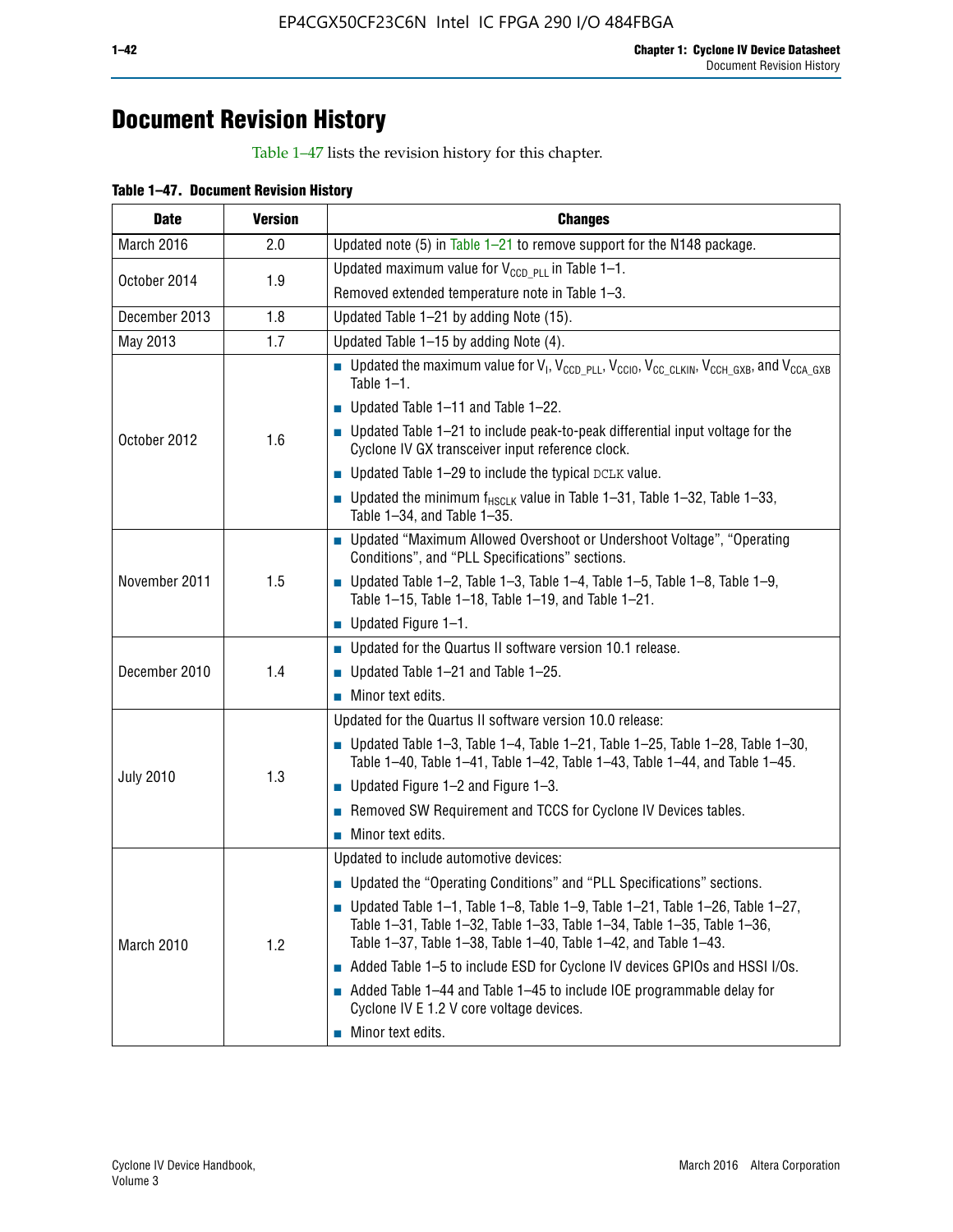# Document Revision History

Table 1–47 lists the revision history for this chapter.

**Table 1–47. Document Revision History**

| Date | Version | Changes |
|---|---|---|
| March 2016 | 2.0 | Updated note (5) in Table 1–21 to remove support for the N148 package. |
| October 2014 | 1.9 | Updated maximum value for $V_{CCD\_PLL}$ in Table 1–1.<br>Removed extended temperature note in Table 1–3. |
| December 2013 | 1.8 | Updated Table 1–21 by adding Note (15). |
| May 2013 | 1.7 | Updated Table 1–15 by adding Note (4). |
| October 2012 | 1.6 | ■ Updated the maximum value for $V_I$, $V_{CCD\_PLL}$, $V_{CCIO}$, $V_{CC\_CLKIN}$, $V_{CCH\_GXB}$, and $V_{CCA\_GXB}$ Table 1–1.<br>■ Updated Table 1–11 and Table 1–22.<br>■ Updated Table 1–21 to include peak-to-peak differential input voltage for the Cyclone IV GX transceiver input reference clock.<br>■ Updated Table 1–29 to include the typical DCLK value.<br>■ Updated the minimum $f_{HSCLK}$ value in Table 1–31, Table 1–32, Table 1–33, Table 1–34, and Table 1–35. |
| November 2011 | 1.5 | ■ Updated "Maximum Allowed Overshoot or Undershoot Voltage", "Operating Conditions", and "PLL Specifications" sections.<br>■ Updated Table 1–2, Table 1–3, Table 1–4, Table 1–5, Table 1–8, Table 1–9, Table 1–15, Table 1–18, Table 1–19, and Table 1–21.<br>■ Updated Figure 1–1. |
| December 2010 | 1.4 | ■ Updated for the Quartus II software version 10.1 release.<br>■ Updated Table 1–21 and Table 1–25.<br>■ Minor text edits. |
| July 2010 | 1.3 | Updated for the Quartus II software version 10.0 release:<br>■ Updated Table 1–3, Table 1–4, Table 1–21, Table 1–25, Table 1–28, Table 1–30, Table 1–40, Table 1–41, Table 1–42, Table 1–43, Table 1–44, and Table 1–45.<br>■ Updated Figure 1–2 and Figure 1–3.<br>■ Removed SW Requirement and TCCS for Cyclone IV Devices tables.<br>■ Minor text edits. |
| March 2010 | 1.2 | Updated to include automotive devices:<br>■ Updated the "Operating Conditions" and "PLL Specifications" sections.<br>■ Updated Table 1–1, Table 1–8, Table 1–9, Table 1–21, Table 1–26, Table 1–27, Table 1–31, Table 1–32, Table 1–33, Table 1–34, Table 1–35, Table 1–36, Table 1–37, Table 1–38, Table 1–40, Table 1–42, and Table 1–43.<br>■ Added Table 1–5 to include ESD for Cyclone IV devices GPIOs and HSSI I/Os.<br>■ Added Table 1–44 and Table 1–45 to include IOE programmable delay for Cyclone IV E 1.2 V core voltage devices.<br>■ Minor text edits. |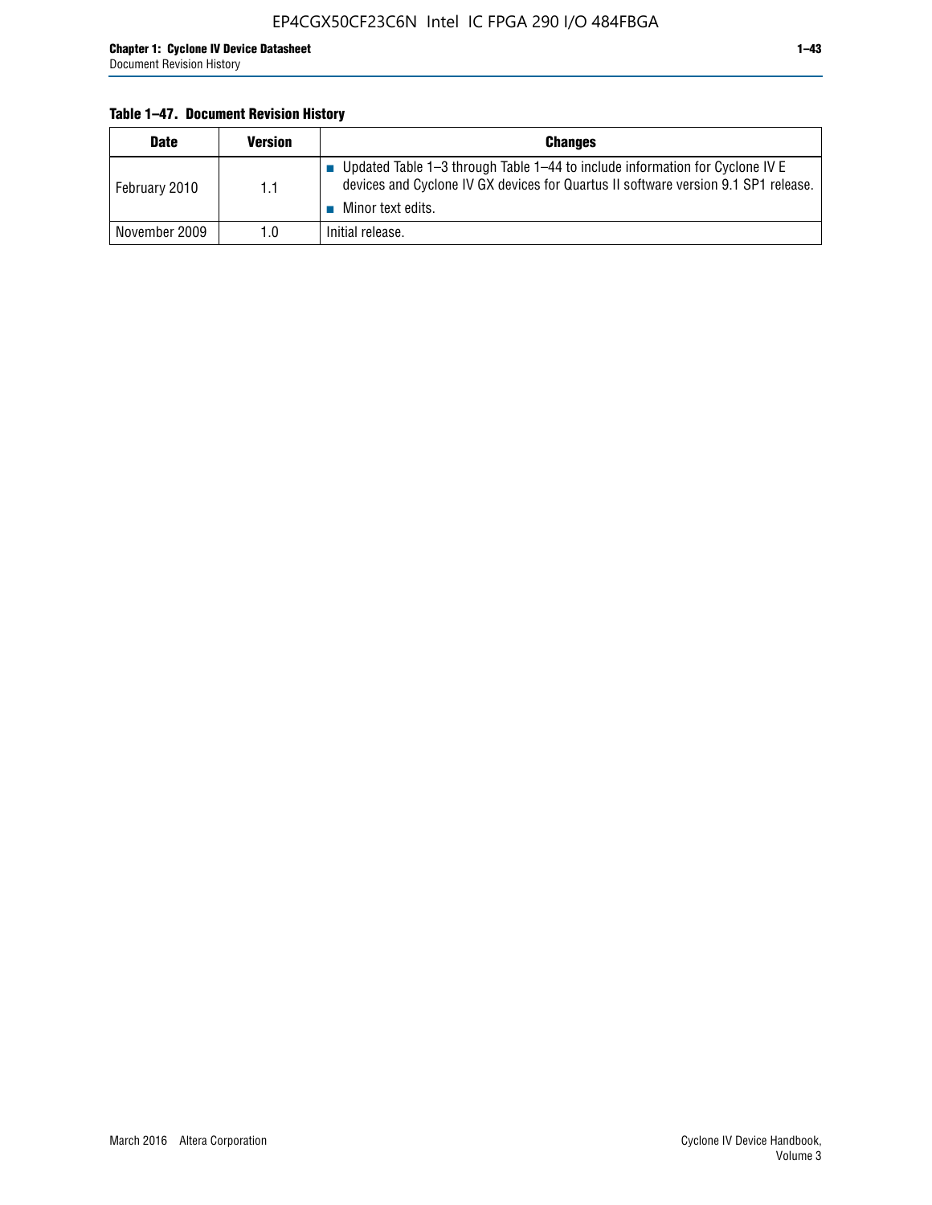**Table 1–47. Document Revision History**

| Date | Version | Changes |
|---|---|---|
| February 2010 | 1.1 | ■ Updated Table 1–3 through Table 1–44 to include information for Cyclone IV E devices and Cyclone IV GX devices for Quartus II software version 9.1 SP1 release.<br>■ Minor text edits. |
| November 2009 | 1.0 | Initial release. |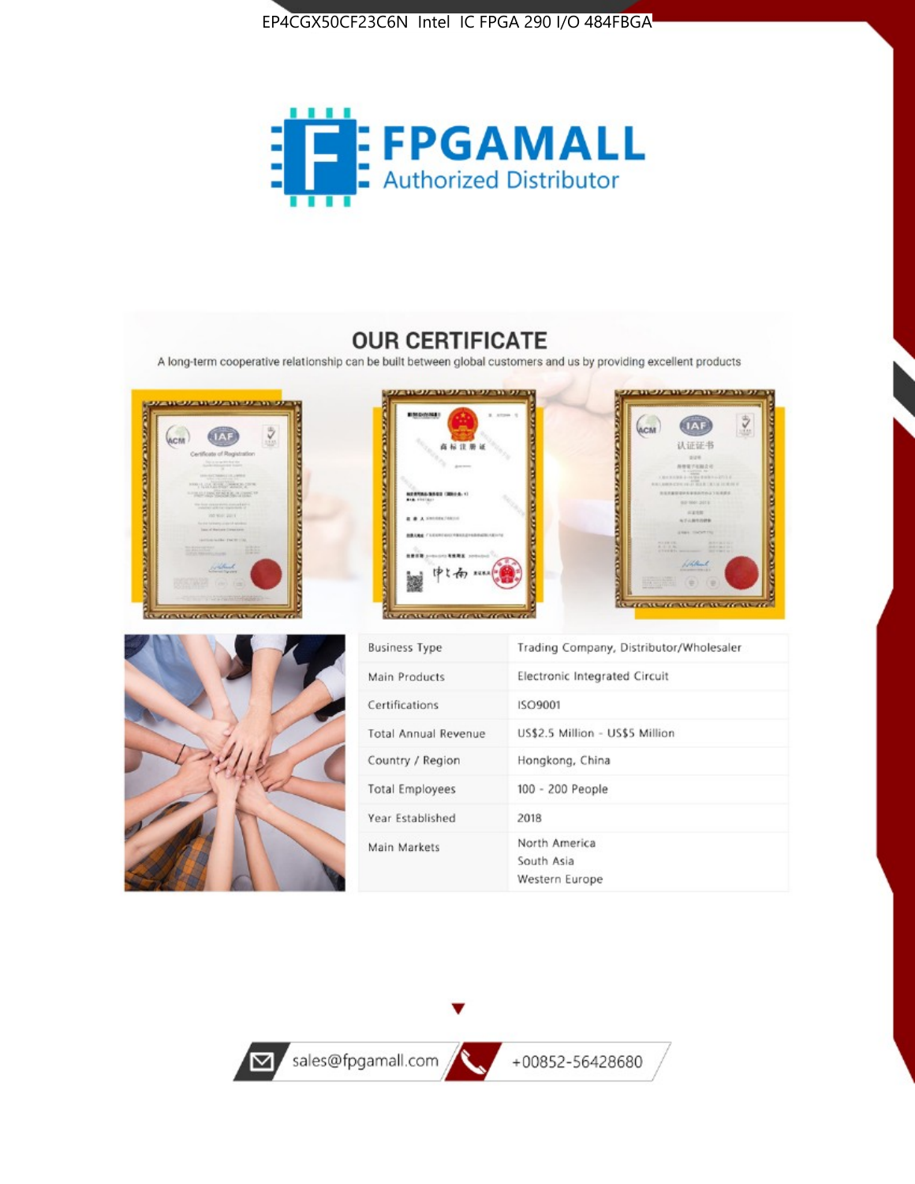FPGAMALL
Authorized Distributor

## OUR CERTIFICATE

A long-term cooperative relationship can be built between global customers and us by providing excellent products

| | |
|---|---|
| Business Type | Trading Company, Distributor/Wholesaler |
| Main Products | Electronic Integrated Circuit |
| Certifications | ISO9001 |
| Total Annual Revenue | US$2.5 Million - US$5 Million |
| Country / Region | Hongkong, China |
| Total Employees | 100 - 200 People |
| Year Established | 2018 |
| Main Markets | North America<br>South Asia<br>Western Europe |

sales@fpgamall.com

+00852-56428680